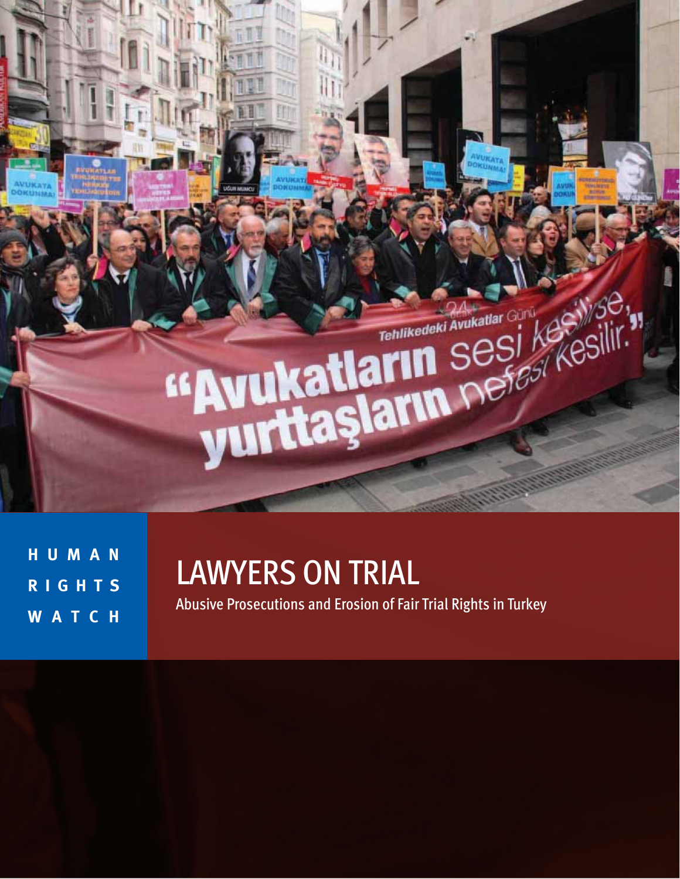HUMAN RIGHTS WATCH

# LAWYERS ON TRIAL

Abusive Prosecutions and Erosion of Fair Trial Rights in Turkey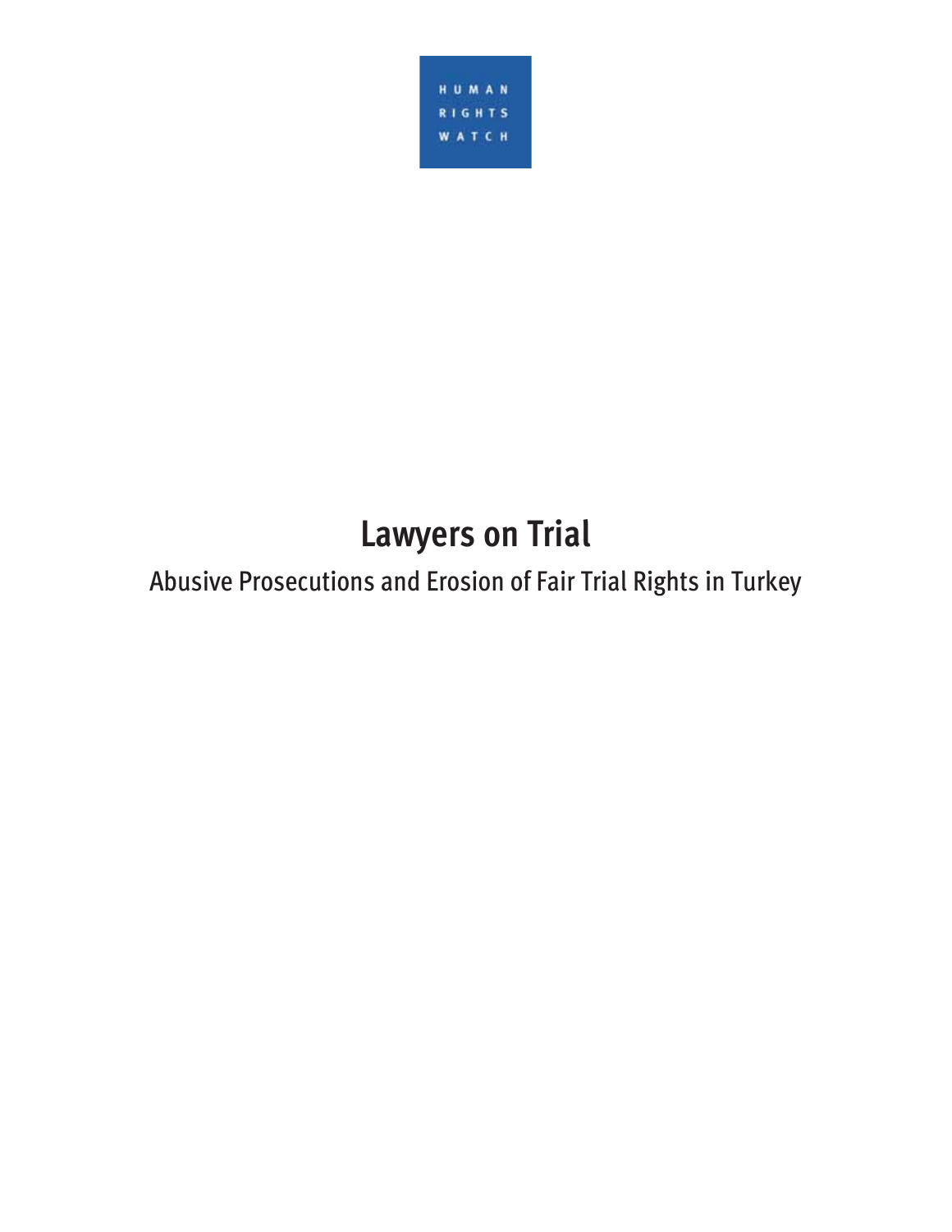HUMAN RIGHTS WATCH

# Lawyers on Trial

## Abusive Prosecutions and Erosion of Fair Trial Rights in Turkey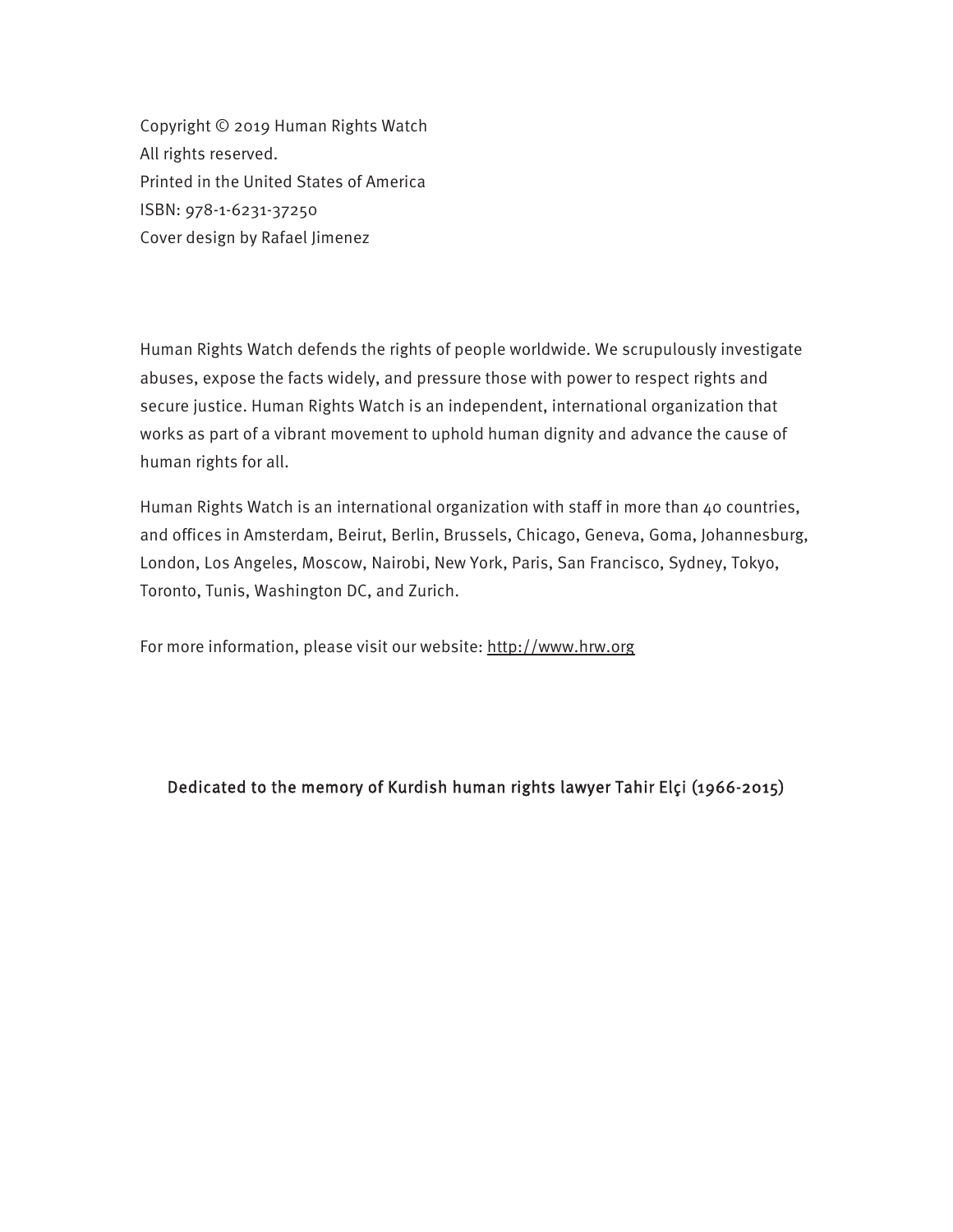Copyright © 2019 Human Rights Watch
All rights reserved.
Printed in the United States of America
ISBN: 978-1-6231-37250
Cover design by Rafael Jimenez

Human Rights Watch defends the rights of people worldwide. We scrupulously investigate abuses, expose the facts widely, and pressure those with power to respect rights and secure justice. Human Rights Watch is an independent, international organization that works as part of a vibrant movement to uphold human dignity and advance the cause of human rights for all.

Human Rights Watch is an international organization with staff in more than 40 countries, and offices in Amsterdam, Beirut, Berlin, Brussels, Chicago, Geneva, Goma, Johannesburg, London, Los Angeles, Moscow, Nairobi, New York, Paris, San Francisco, Sydney, Tokyo, Toronto, Tunis, Washington DC, and Zurich.

For more information, please visit our website: http://www.hrw.org

Dedicated to the memory of Kurdish human rights lawyer Tahir Elçi (1966-2015)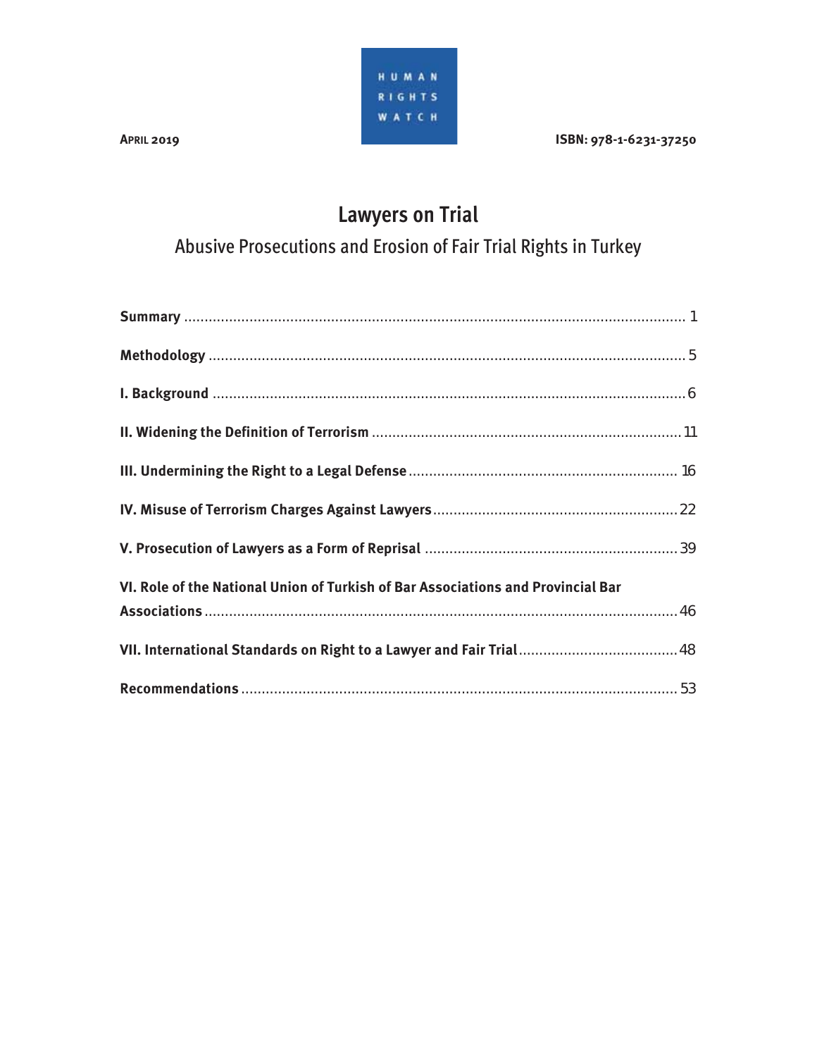APRIL 2019

HUMAN RIGHTS WATCH

ISBN: 978-1-6231-37250

# Lawyers on Trial

## Abusive Prosecutions and Erosion of Fair Trial Rights in Turkey

**Summary** ........................................................................................................................ 1

**Methodology** .................................................................................................................... 5

**I. Background** .................................................................................................................... 6

**II. Widening the Definition of Terrorism** ........................................................................... 11

**III. Undermining the Right to a Legal Defense** ................................................................. 16

**IV. Misuse of Terrorism Charges Against Lawyers** ........................................................... 22

**V. Prosecution of Lawyers as a Form of Reprisal** ............................................................. 39

**VI. Role of the National Union of Turkish of Bar Associations and Provincial Bar Associations** ...................................................................................................................... 46

**VII. International Standards on Right to a Lawyer and Fair Trial** ...................................... 48

**Recommendations** .......................................................................................................... 53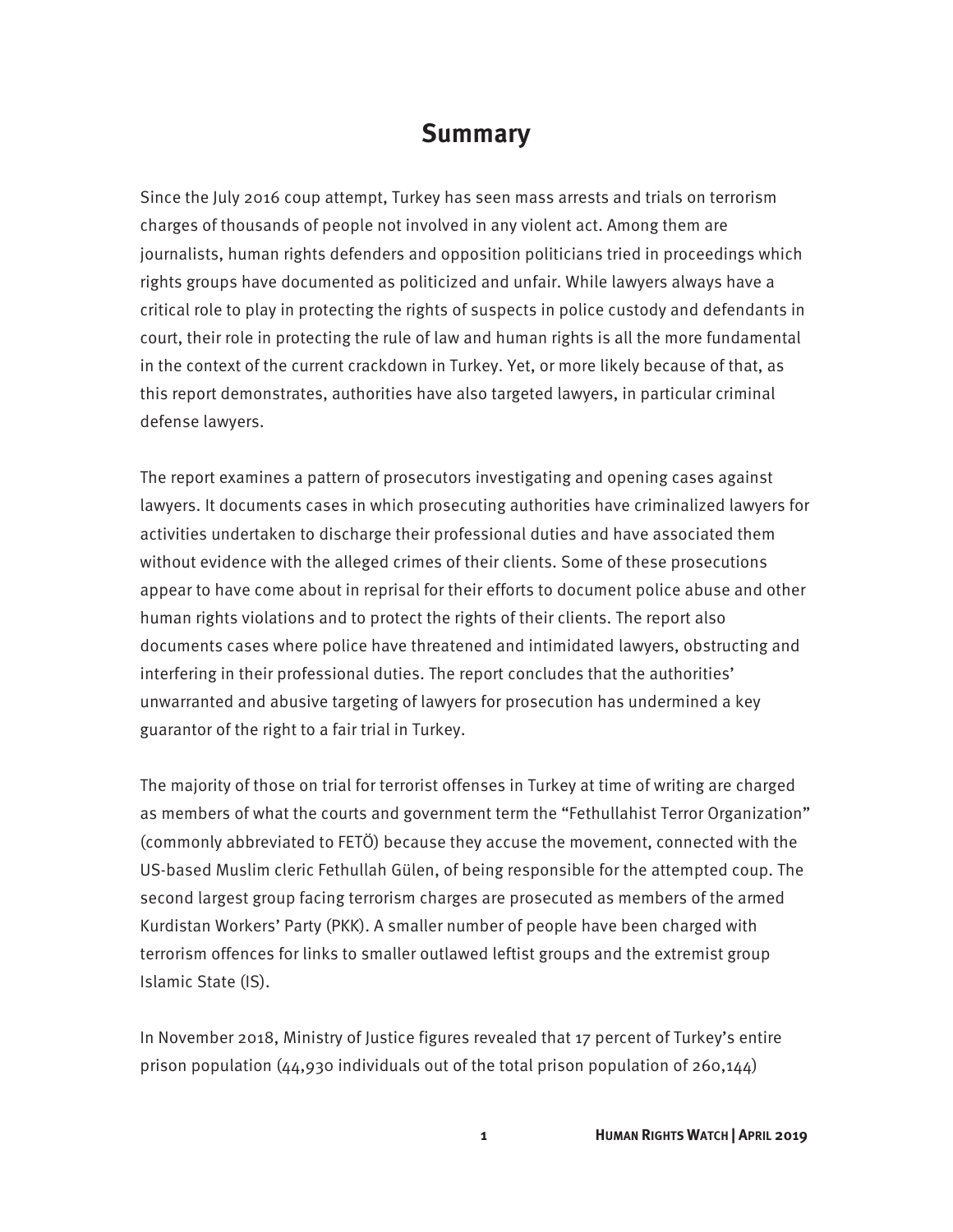# Summary

Since the July 2016 coup attempt, Turkey has seen mass arrests and trials on terrorism charges of thousands of people not involved in any violent act. Among them are journalists, human rights defenders and opposition politicians tried in proceedings which rights groups have documented as politicized and unfair. While lawyers always have a critical role to play in protecting the rights of suspects in police custody and defendants in court, their role in protecting the rule of law and human rights is all the more fundamental in the context of the current crackdown in Turkey. Yet, or more likely because of that, as this report demonstrates, authorities have also targeted lawyers, in particular criminal defense lawyers.

The report examines a pattern of prosecutors investigating and opening cases against lawyers. It documents cases in which prosecuting authorities have criminalized lawyers for activities undertaken to discharge their professional duties and have associated them without evidence with the alleged crimes of their clients. Some of these prosecutions appear to have come about in reprisal for their efforts to document police abuse and other human rights violations and to protect the rights of their clients. The report also documents cases where police have threatened and intimidated lawyers, obstructing and interfering in their professional duties. The report concludes that the authorities' unwarranted and abusive targeting of lawyers for prosecution has undermined a key guarantor of the right to a fair trial in Turkey.

The majority of those on trial for terrorist offenses in Turkey at time of writing are charged as members of what the courts and government term the "Fethullahist Terror Organization" (commonly abbreviated to FETÖ) because they accuse the movement, connected with the US-based Muslim cleric Fethullah Gülen, of being responsible for the attempted coup. The second largest group facing terrorism charges are prosecuted as members of the armed Kurdistan Workers' Party (PKK). A smaller number of people have been charged with terrorism offences for links to smaller outlawed leftist groups and the extremist group Islamic State (IS).

In November 2018, Ministry of Justice figures revealed that 17 percent of Turkey's entire prison population (44,930 individuals out of the total prison population of 260,144)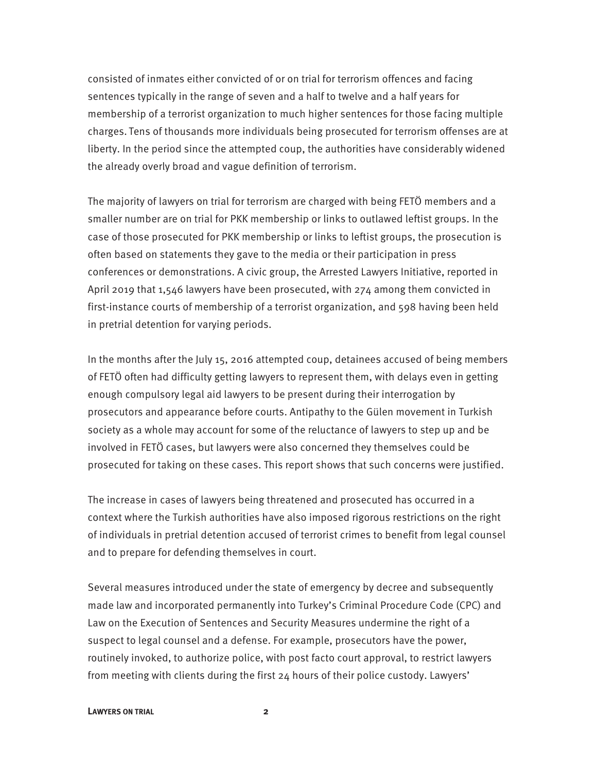consisted of inmates either convicted of or on trial for terrorism offences and facing sentences typically in the range of seven and a half to twelve and a half years for membership of a terrorist organization to much higher sentences for those facing multiple charges. Tens of thousands more individuals being prosecuted for terrorism offenses are at liberty. In the period since the attempted coup, the authorities have considerably widened the already overly broad and vague definition of terrorism.

The majority of lawyers on trial for terrorism are charged with being FETÖ members and a smaller number are on trial for PKK membership or links to outlawed leftist groups. In the case of those prosecuted for PKK membership or links to leftist groups, the prosecution is often based on statements they gave to the media or their participation in press conferences or demonstrations. A civic group, the Arrested Lawyers Initiative, reported in April 2019 that 1,546 lawyers have been prosecuted, with 274 among them convicted in first-instance courts of membership of a terrorist organization, and 598 having been held in pretrial detention for varying periods.

In the months after the July 15, 2016 attempted coup, detainees accused of being members of FETÖ often had difficulty getting lawyers to represent them, with delays even in getting enough compulsory legal aid lawyers to be present during their interrogation by prosecutors and appearance before courts. Antipathy to the Gülen movement in Turkish society as a whole may account for some of the reluctance of lawyers to step up and be involved in FETÖ cases, but lawyers were also concerned they themselves could be prosecuted for taking on these cases. This report shows that such concerns were justified.

The increase in cases of lawyers being threatened and prosecuted has occurred in a context where the Turkish authorities have also imposed rigorous restrictions on the right of individuals in pretrial detention accused of terrorist crimes to benefit from legal counsel and to prepare for defending themselves in court.

Several measures introduced under the state of emergency by decree and subsequently made law and incorporated permanently into Turkey's Criminal Procedure Code (CPC) and Law on the Execution of Sentences and Security Measures undermine the right of a suspect to legal counsel and a defense. For example, prosecutors have the power, routinely invoked, to authorize police, with post facto court approval, to restrict lawyers from meeting with clients during the first 24 hours of their police custody. Lawyers'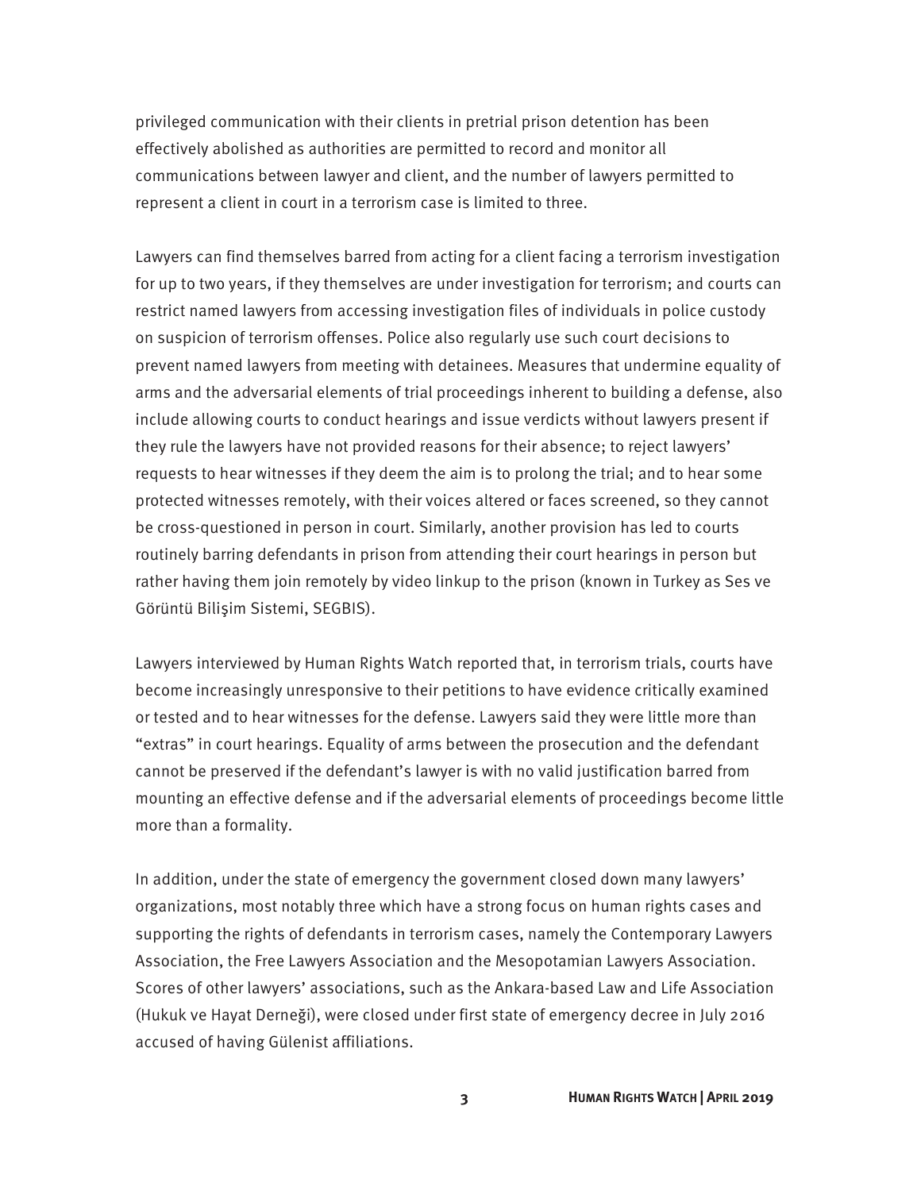privileged communication with their clients in pretrial prison detention has been effectively abolished as authorities are permitted to record and monitor all communications between lawyer and client, and the number of lawyers permitted to represent a client in court in a terrorism case is limited to three.

Lawyers can find themselves barred from acting for a client facing a terrorism investigation for up to two years, if they themselves are under investigation for terrorism; and courts can restrict named lawyers from accessing investigation files of individuals in police custody on suspicion of terrorism offenses. Police also regularly use such court decisions to prevent named lawyers from meeting with detainees. Measures that undermine equality of arms and the adversarial elements of trial proceedings inherent to building a defense, also include allowing courts to conduct hearings and issue verdicts without lawyers present if they rule the lawyers have not provided reasons for their absence; to reject lawyers' requests to hear witnesses if they deem the aim is to prolong the trial; and to hear some protected witnesses remotely, with their voices altered or faces screened, so they cannot be cross-questioned in person in court. Similarly, another provision has led to courts routinely barring defendants in prison from attending their court hearings in person but rather having them join remotely by video linkup to the prison (known in Turkey as Ses ve Görüntü Bilişim Sistemi, SEGBIS).

Lawyers interviewed by Human Rights Watch reported that, in terrorism trials, courts have become increasingly unresponsive to their petitions to have evidence critically examined or tested and to hear witnesses for the defense. Lawyers said they were little more than "extras" in court hearings. Equality of arms between the prosecution and the defendant cannot be preserved if the defendant's lawyer is with no valid justification barred from mounting an effective defense and if the adversarial elements of proceedings become little more than a formality.

In addition, under the state of emergency the government closed down many lawyers' organizations, most notably three which have a strong focus on human rights cases and supporting the rights of defendants in terrorism cases, namely the Contemporary Lawyers Association, the Free Lawyers Association and the Mesopotamian Lawyers Association. Scores of other lawyers' associations, such as the Ankara-based Law and Life Association (Hukuk ve Hayat Derneği), were closed under first state of emergency decree in July 2016 accused of having Gülenist affiliations.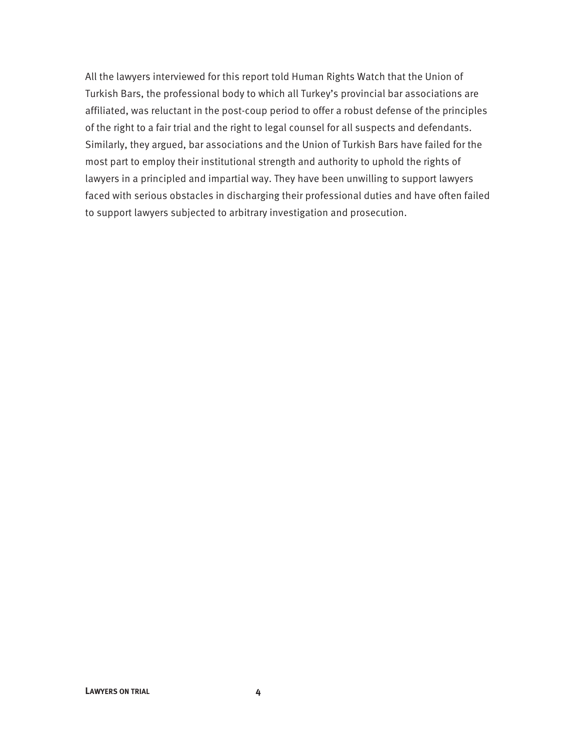All the lawyers interviewed for this report told Human Rights Watch that the Union of Turkish Bars, the professional body to which all Turkey's provincial bar associations are affiliated, was reluctant in the post-coup period to offer a robust defense of the principles of the right to a fair trial and the right to legal counsel for all suspects and defendants. Similarly, they argued, bar associations and the Union of Turkish Bars have failed for the most part to employ their institutional strength and authority to uphold the rights of lawyers in a principled and impartial way. They have been unwilling to support lawyers faced with serious obstacles in discharging their professional duties and have often failed to support lawyers subjected to arbitrary investigation and prosecution.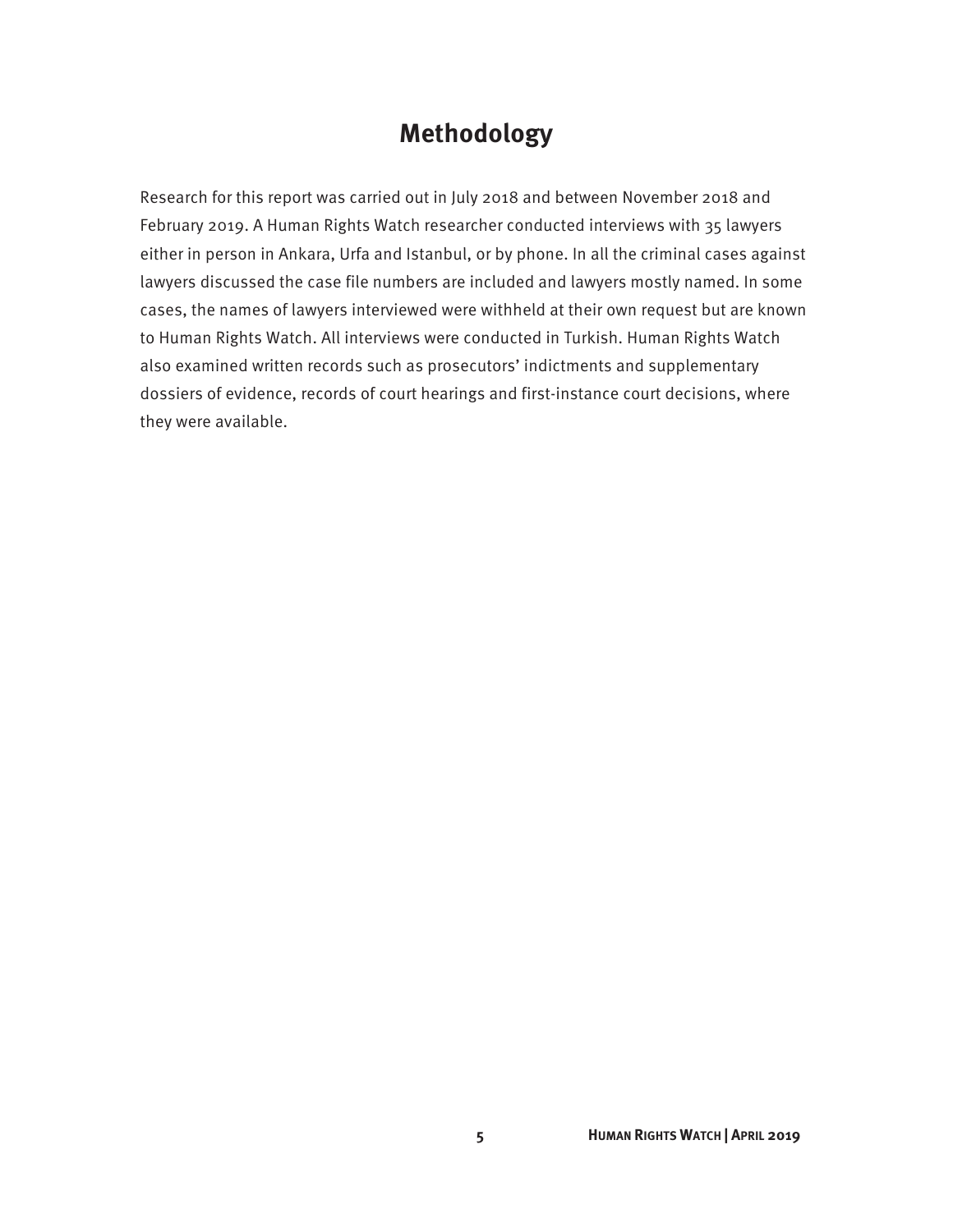# Methodology

Research for this report was carried out in July 2018 and between November 2018 and February 2019. A Human Rights Watch researcher conducted interviews with 35 lawyers either in person in Ankara, Urfa and Istanbul, or by phone. In all the criminal cases against lawyers discussed the case file numbers are included and lawyers mostly named. In some cases, the names of lawyers interviewed were withheld at their own request but are known to Human Rights Watch. All interviews were conducted in Turkish. Human Rights Watch also examined written records such as prosecutors' indictments and supplementary dossiers of evidence, records of court hearings and first-instance court decisions, where they were available.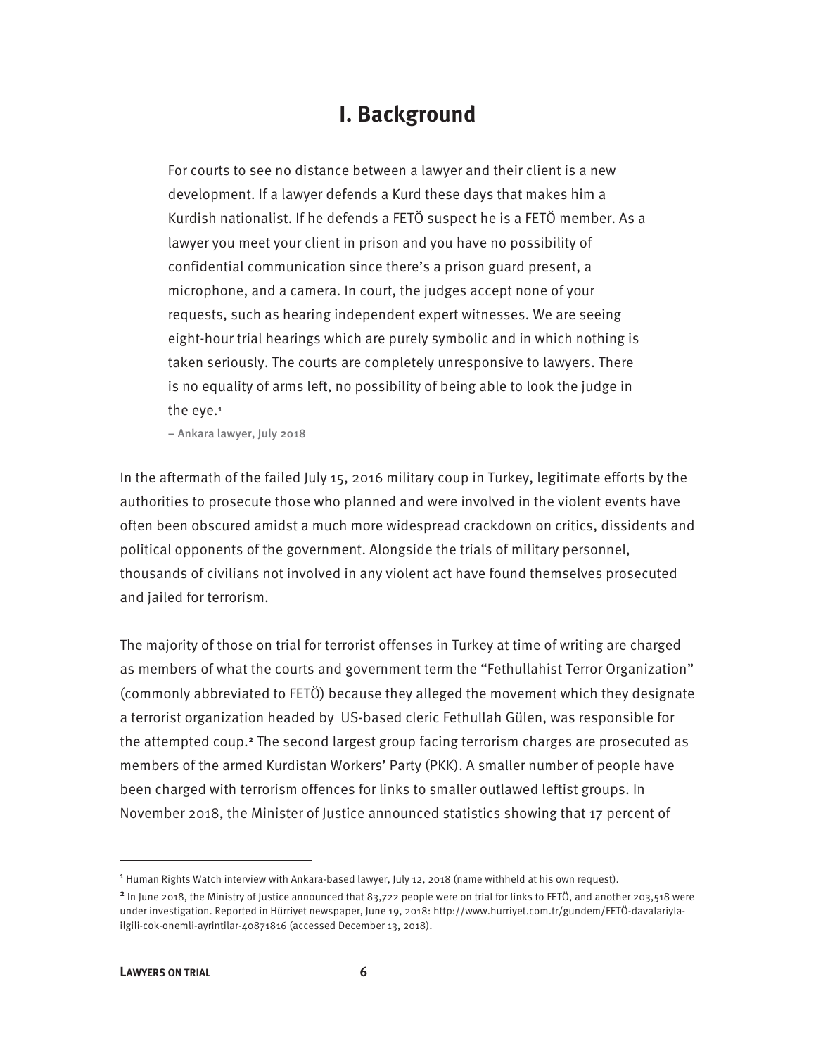# I. Background

> For courts to see no distance between a lawyer and their client is a new development. If a lawyer defends a Kurd these days that makes him a Kurdish nationalist. If he defends a FETÖ suspect he is a FETÖ member. As a lawyer you meet your client in prison and you have no possibility of confidential communication since there's a prison guard present, a microphone, and a camera. In court, the judges accept none of your requests, such as hearing independent expert witnesses. We are seeing eight-hour trial hearings which are purely symbolic and in which nothing is taken seriously. The courts are completely unresponsive to lawyers. There is no equality of arms left, no possibility of being able to look the judge in the eye.[1]
>
> – Ankara lawyer, July 2018

In the aftermath of the failed July 15, 2016 military coup in Turkey, legitimate efforts by the authorities to prosecute those who planned and were involved in the violent events have often been obscured amidst a much more widespread crackdown on critics, dissidents and political opponents of the government. Alongside the trials of military personnel, thousands of civilians not involved in any violent act have found themselves prosecuted and jailed for terrorism.

The majority of those on trial for terrorist offenses in Turkey at time of writing are charged as members of what the courts and government term the "Fethullahist Terror Organization" (commonly abbreviated to FETÖ) because they alleged the movement which they designate a terrorist organization headed by US-based cleric Fethullah Gülen, was responsible for the attempted coup.[2] The second largest group facing terrorism charges are prosecuted as members of the armed Kurdistan Workers' Party (PKK). A smaller number of people have been charged with terrorism offences for links to smaller outlawed leftist groups. In November 2018, the Minister of Justice announced statistics showing that 17 percent of

---

[1] Human Rights Watch interview with Ankara-based lawyer, July 12, 2018 (name withheld at his own request).

[2] In June 2018, the Ministry of Justice announced that 83,722 people were on trial for links to FETÖ, and another 203,518 were under investigation. Reported in Hürriyet newspaper, June 19, 2018: http://www.hurriyet.com.tr/gundem/FETÖ-davalariyla-ilgili-cok-onemli-ayrintilar-40871816 (accessed December 13, 2018).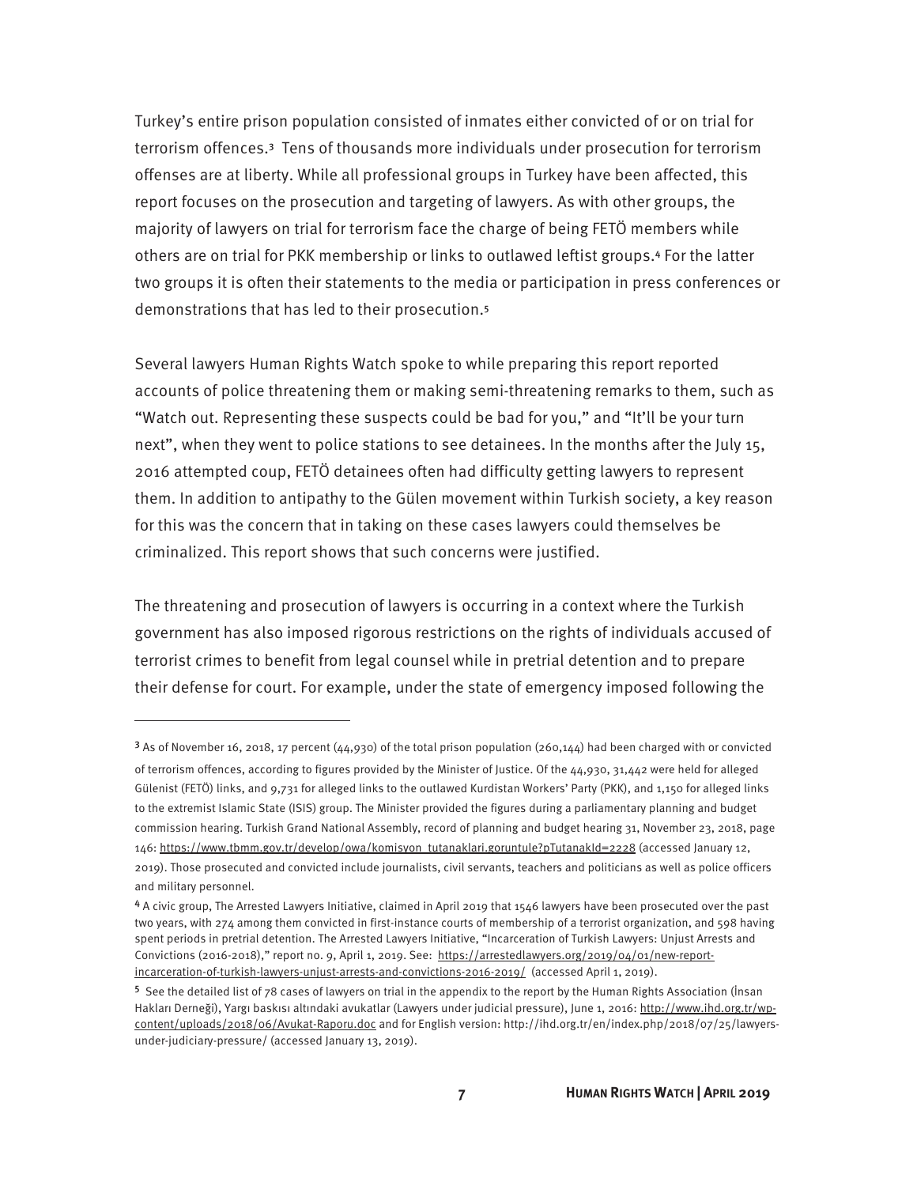Turkey's entire prison population consisted of inmates either convicted of or on trial for terrorism offences.[3] Tens of thousands more individuals under prosecution for terrorism offenses are at liberty. While all professional groups in Turkey have been affected, this report focuses on the prosecution and targeting of lawyers. As with other groups, the majority of lawyers on trial for terrorism face the charge of being FETÖ members while others are on trial for PKK membership or links to outlawed leftist groups.[4] For the latter two groups it is often their statements to the media or participation in press conferences or demonstrations that has led to their prosecution.[5]

Several lawyers Human Rights Watch spoke to while preparing this report reported accounts of police threatening them or making semi-threatening remarks to them, such as "Watch out. Representing these suspects could be bad for you," and "It'll be your turn next", when they went to police stations to see detainees. In the months after the July 15, 2016 attempted coup, FETÖ detainees often had difficulty getting lawyers to represent them. In addition to antipathy to the Gülen movement within Turkish society, a key reason for this was the concern that in taking on these cases lawyers could themselves be criminalized. This report shows that such concerns were justified.

The threatening and prosecution of lawyers is occurring in a context where the Turkish government has also imposed rigorous restrictions on the rights of individuals accused of terrorist crimes to benefit from legal counsel while in pretrial detention and to prepare their defense for court. For example, under the state of emergency imposed following the

---

[3] As of November 16, 2018, 17 percent (44,930) of the total prison population (260,144) had been charged with or convicted of terrorism offences, according to figures provided by the Minister of Justice. Of the 44,930, 31,442 were held for alleged Gülenist (FETÖ) links, and 9,731 for alleged links to the outlawed Kurdistan Workers' Party (PKK), and 1,150 for alleged links to the extremist Islamic State (ISIS) group. The Minister provided the figures during a parliamentary planning and budget commission hearing. Turkish Grand National Assembly, record of planning and budget hearing 31, November 23, 2018, page 146: https://www.tbmm.gov.tr/develop/owa/komisyon_tutanaklari.goruntule?pTutanakId=2228 (accessed January 12, 2019). Those prosecuted and convicted include journalists, civil servants, teachers and politicians as well as police officers and military personnel.

[4] A civic group, The Arrested Lawyers Initiative, claimed in April 2019 that 1546 lawyers have been prosecuted over the past two years, with 274 among them convicted in first-instance courts of membership of a terrorist organization, and 598 having spent periods in pretrial detention. The Arrested Lawyers Initiative, "Incarceration of Turkish Lawyers: Unjust Arrests and Convictions (2016-2018)," report no. 9, April 1, 2019. See: https://arrestedlawyers.org/2019/04/01/new-report-incarceration-of-turkish-lawyers-unjust-arrests-and-convictions-2016-2019/ (accessed April 1, 2019).

[5] See the detailed list of 78 cases of lawyers on trial in the appendix to the report by the Human Rights Association (İnsan Hakları Derneği), Yargı baskısı altındaki avukatlar (Lawyers under judicial pressure), June 1, 2016: http://www.ihd.org.tr/wp-content/uploads/2018/06/Avukat-Raporu.doc and for English version: http://ihd.org.tr/en/index.php/2018/07/25/lawyers-under-judiciary-pressure/ (accessed January 13, 2019).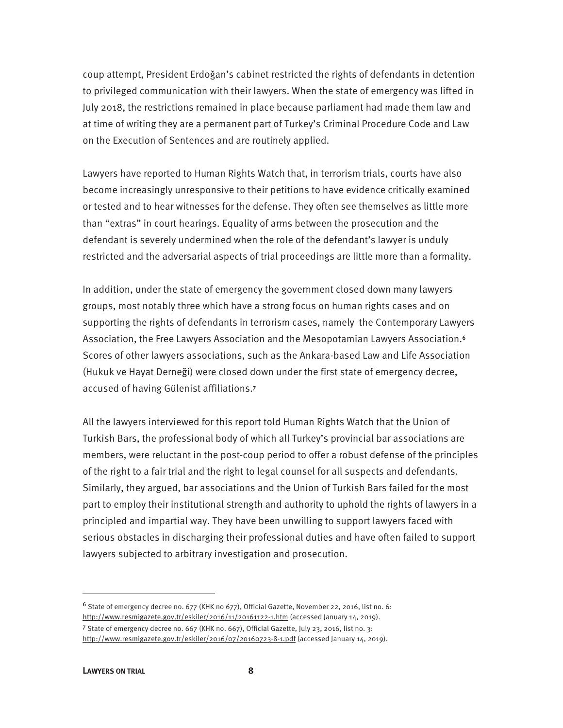coup attempt, President Erdoğan's cabinet restricted the rights of defendants in detention to privileged communication with their lawyers. When the state of emergency was lifted in July 2018, the restrictions remained in place because parliament had made them law and at time of writing they are a permanent part of Turkey's Criminal Procedure Code and Law on the Execution of Sentences and are routinely applied.

Lawyers have reported to Human Rights Watch that, in terrorism trials, courts have also become increasingly unresponsive to their petitions to have evidence critically examined or tested and to hear witnesses for the defense. They often see themselves as little more than "extras" in court hearings. Equality of arms between the prosecution and the defendant is severely undermined when the role of the defendant's lawyer is unduly restricted and the adversarial aspects of trial proceedings are little more than a formality.

In addition, under the state of emergency the government closed down many lawyers groups, most notably three which have a strong focus on human rights cases and on supporting the rights of defendants in terrorism cases, namely the Contemporary Lawyers Association, the Free Lawyers Association and the Mesopotamian Lawyers Association.[6] Scores of other lawyers associations, such as the Ankara-based Law and Life Association (Hukuk ve Hayat Derneği) were closed down under the first state of emergency decree, accused of having Gülenist affiliations.[7]

All the lawyers interviewed for this report told Human Rights Watch that the Union of Turkish Bars, the professional body of which all Turkey's provincial bar associations are members, were reluctant in the post-coup period to offer a robust defense of the principles of the right to a fair trial and the right to legal counsel for all suspects and defendants. Similarly, they argued, bar associations and the Union of Turkish Bars failed for the most part to employ their institutional strength and authority to uphold the rights of lawyers in a principled and impartial way. They have been unwilling to support lawyers faced with serious obstacles in discharging their professional duties and have often failed to support lawyers subjected to arbitrary investigation and prosecution.

---

[6] State of emergency decree no. 677 (KHK no 677), Official Gazette, November 22, 2016, list no. 6: http://www.resmigazete.gov.tr/eskiler/2016/11/20161122-1.htm (accessed January 14, 2019).

[7] State of emergency decree no. 667 (KHK no. 667), Official Gazette, July 23, 2016, list no. 3: http://www.resmigazete.gov.tr/eskiler/2016/07/20160723-8-1.pdf (accessed January 14, 2019).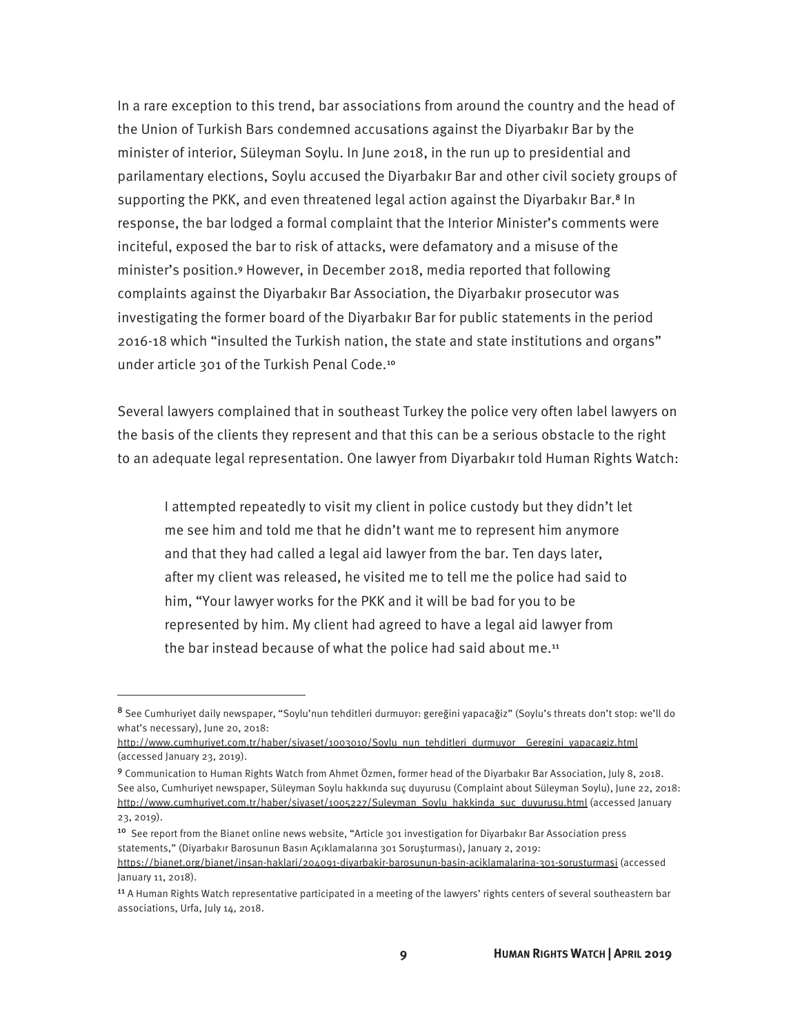In a rare exception to this trend, bar associations from around the country and the head of the Union of Turkish Bars condemned accusations against the Diyarbakır Bar by the minister of interior, Süleyman Soylu. In June 2018, in the run up to presidential and parilamentary elections, Soylu accused the Diyarbakır Bar and other civil society groups of supporting the PKK, and even threatened legal action against the Diyarbakır Bar.[8] In response, the bar lodged a formal complaint that the Interior Minister's comments were inciteful, exposed the bar to risk of attacks, were defamatory and a misuse of the minister's position.[9] However, in December 2018, media reported that following complaints against the Diyarbakır Bar Association, the Diyarbakır prosecutor was investigating the former board of the Diyarbakır Bar for public statements in the period 2016-18 which "insulted the Turkish nation, the state and state institutions and organs" under article 301 of the Turkish Penal Code.[10]

Several lawyers complained that in southeast Turkey the police very often label lawyers on the basis of the clients they represent and that this can be a serious obstacle to the right to an adequate legal representation. One lawyer from Diyarbakır told Human Rights Watch:

> I attempted repeatedly to visit my client in police custody but they didn't let me see him and told me that he didn't want me to represent him anymore and that they had called a legal aid lawyer from the bar. Ten days later, after my client was released, he visited me to tell me the police had said to him, "Your lawyer works for the PKK and it will be bad for you to be represented by him. My client had agreed to have a legal aid lawyer from the bar instead because of what the police had said about me.[11]

---

[8] See Cumhuriyet daily newspaper, "Soylu'nun tehditleri durmuyor: gereğini yapacağiz" (Soylu's threats don't stop: we'll do what's necessary), June 20, 2018: http://www.cumhuriyet.com.tr/haber/siyaset/1003010/Soylu_nun_tehditleri_durmuyor__Geregini_yapacagiz.html (accessed January 23, 2019).

[9] Communication to Human Rights Watch from Ahmet Özmen, former head of the Diyarbakır Bar Association, July 8, 2018. See also, Cumhuriyet newspaper, Süleyman Soylu hakkında suç duyurusu (Complaint about Süleyman Soylu), June 22, 2018: http://www.cumhuriyet.com.tr/haber/siyaset/1005227/Suleyman_Soylu_hakkinda_suc_duyurusu.html (accessed January 23, 2019).

[10] See report from the Bianet online news website, "Article 301 investigation for Diyarbakır Bar Association press statements," (Diyarbakır Barosunun Basın Açıklamalarına 301 Soruşturması), January 2, 2019: https://bianet.org/bianet/insan-haklari/204091-diyarbakir-barosunun-basin-aciklamalarina-301-sorusturmasi (accessed January 11, 2018).

[11] A Human Rights Watch representative participated in a meeting of the lawyers' rights centers of several southeastern bar associations, Urfa, July 14, 2018.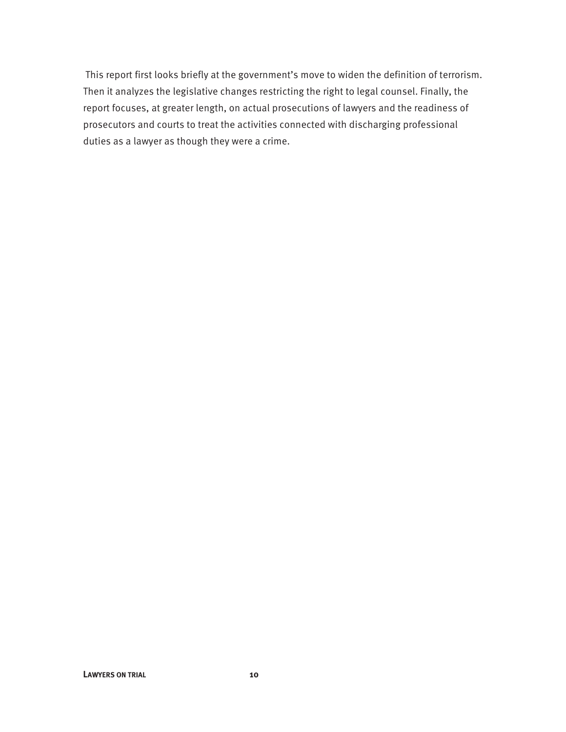This report first looks briefly at the government's move to widen the definition of terrorism. Then it analyzes the legislative changes restricting the right to legal counsel. Finally, the report focuses, at greater length, on actual prosecutions of lawyers and the readiness of prosecutors and courts to treat the activities connected with discharging professional duties as a lawyer as though they were a crime.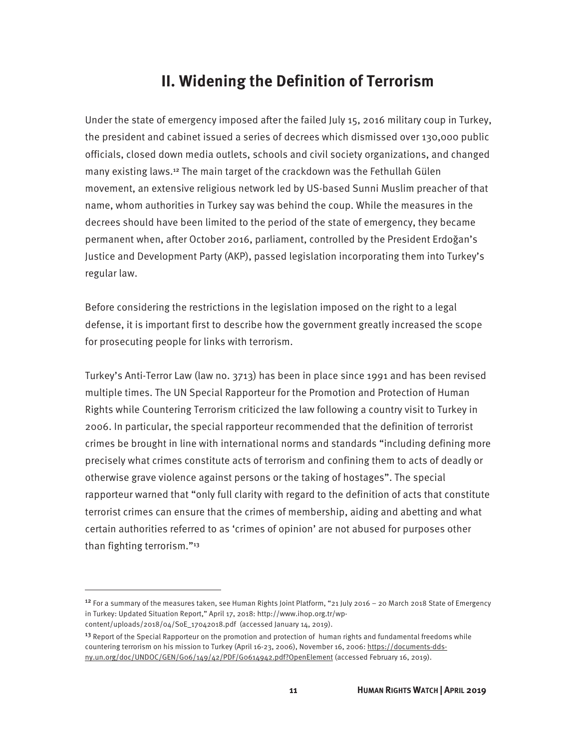## II. Widening the Definition of Terrorism

Under the state of emergency imposed after the failed July 15, 2016 military coup in Turkey, the president and cabinet issued a series of decrees which dismissed over 130,000 public officials, closed down media outlets, schools and civil society organizations, and changed many existing laws.[12] The main target of the crackdown was the Fethullah Gülen movement, an extensive religious network led by US-based Sunni Muslim preacher of that name, whom authorities in Turkey say was behind the coup. While the measures in the decrees should have been limited to the period of the state of emergency, they became permanent when, after October 2016, parliament, controlled by the President Erdoğan's Justice and Development Party (AKP), passed legislation incorporating them into Turkey's regular law.

Before considering the restrictions in the legislation imposed on the right to a legal defense, it is important first to describe how the government greatly increased the scope for prosecuting people for links with terrorism.

Turkey's Anti-Terror Law (law no. 3713) has been in place since 1991 and has been revised multiple times. The UN Special Rapporteur for the Promotion and Protection of Human Rights while Countering Terrorism criticized the law following a country visit to Turkey in 2006. In particular, the special rapporteur recommended that the definition of terrorist crimes be brought in line with international norms and standards "including defining more precisely what crimes constitute acts of terrorism and confining them to acts of deadly or otherwise grave violence against persons or the taking of hostages". The special rapporteur warned that "only full clarity with regard to the definition of acts that constitute terrorist crimes can ensure that the crimes of membership, aiding and abetting and what certain authorities referred to as 'crimes of opinion' are not abused for purposes other than fighting terrorism."[13]

---

[12] For a summary of the measures taken, see Human Rights Joint Platform, "21 July 2016 – 20 March 2018 State of Emergency in Turkey: Updated Situation Report," April 17, 2018: http://www.ihop.org.tr/wp-content/uploads/2018/04/SoE_17042018.pdf (accessed January 14, 2019).

[13] Report of the Special Rapporteur on the promotion and protection of human rights and fundamental freedoms while countering terrorism on his mission to Turkey (April 16-23, 2006), November 16, 2006: https://documents-dds-ny.un.org/doc/UNDOC/GEN/G06/149/42/PDF/G0614942.pdf?OpenElement (accessed February 16, 2019).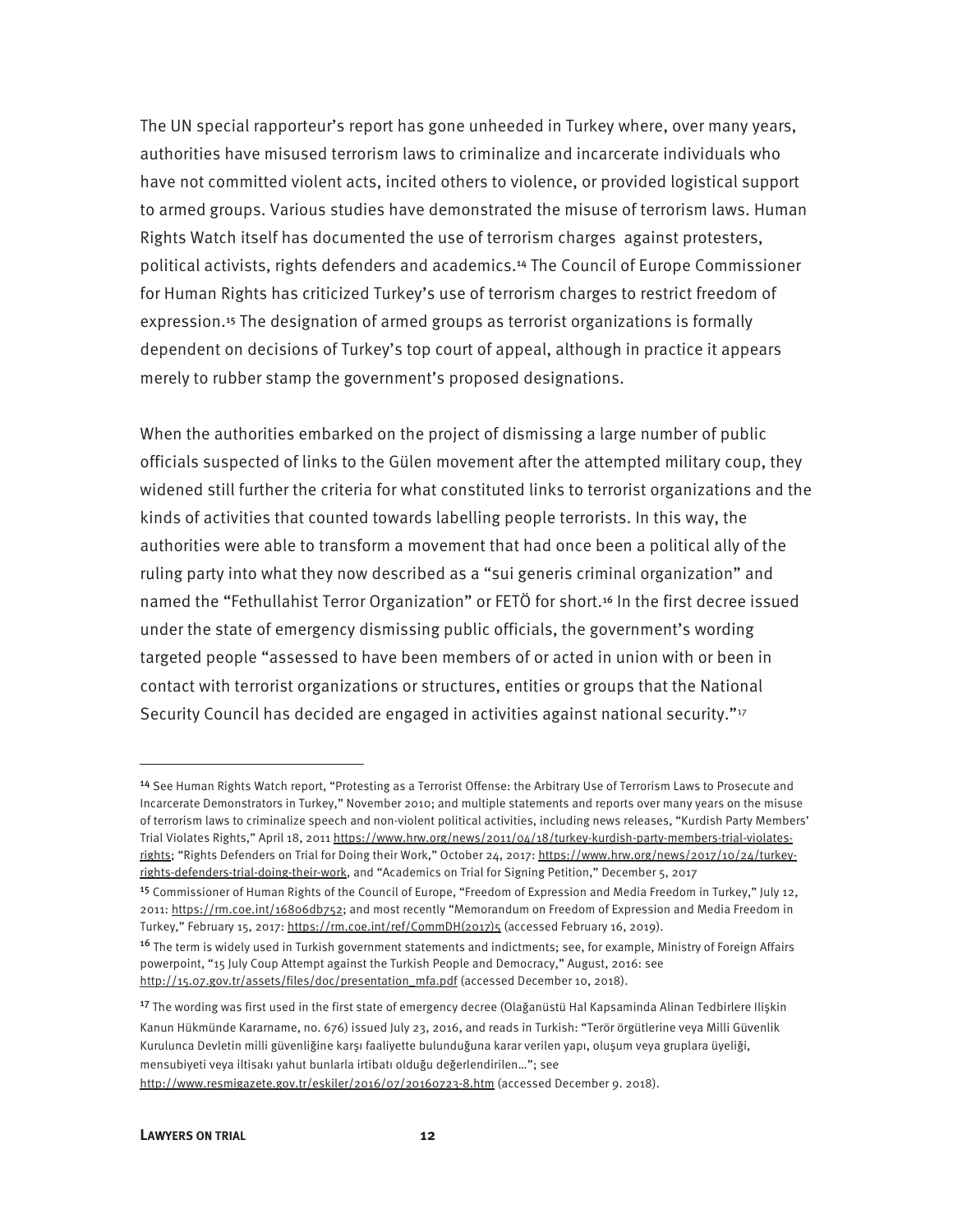The UN special rapporteur's report has gone unheeded in Turkey where, over many years, authorities have misused terrorism laws to criminalize and incarcerate individuals who have not committed violent acts, incited others to violence, or provided logistical support to armed groups. Various studies have demonstrated the misuse of terrorism laws. Human Rights Watch itself has documented the use of terrorism charges against protesters, political activists, rights defenders and academics.[14] The Council of Europe Commissioner for Human Rights has criticized Turkey's use of terrorism charges to restrict freedom of expression.[15] The designation of armed groups as terrorist organizations is formally dependent on decisions of Turkey's top court of appeal, although in practice it appears merely to rubber stamp the government's proposed designations.

When the authorities embarked on the project of dismissing a large number of public officials suspected of links to the Gülen movement after the attempted military coup, they widened still further the criteria for what constituted links to terrorist organizations and the kinds of activities that counted towards labelling people terrorists. In this way, the authorities were able to transform a movement that had once been a political ally of the ruling party into what they now described as a "sui generis criminal organization" and named the "Fethullahist Terror Organization" or FETÖ for short.[16] In the first decree issued under the state of emergency dismissing public officials, the government's wording targeted people "assessed to have been members of or acted in union with or been in contact with terrorist organizations or structures, entities or groups that the National Security Council has decided are engaged in activities against national security."[17]

---

[14] See Human Rights Watch report, "Protesting as a Terrorist Offense: the Arbitrary Use of Terrorism Laws to Prosecute and Incarcerate Demonstrators in Turkey," November 2010; and multiple statements and reports over many years on the misuse of terrorism laws to criminalize speech and non-violent political activities, including news releases, "Kurdish Party Members' Trial Violates Rights," April 18, 2011 https://www.hrw.org/news/2011/04/18/turkey-kurdish-party-members-trial-violates-rights; "Rights Defenders on Trial for Doing their Work," October 24, 2017: https://www.hrw.org/news/2017/10/24/turkey-rights-defenders-trial-doing-their-work, and "Academics on Trial for Signing Petition," December 5, 2017

[15] Commissioner of Human Rights of the Council of Europe, "Freedom of Expression and Media Freedom in Turkey," July 12, 2011: https://rm.coe.int/16806db752; and most recently "Memorandum on Freedom of Expression and Media Freedom in Turkey," February 15, 2017: https://rm.coe.int/ref/CommDH(2017)5 (accessed February 16, 2019).

[16] The term is widely used in Turkish government statements and indictments; see, for example, Ministry of Foreign Affairs powerpoint, "15 July Coup Attempt against the Turkish People and Democracy," August, 2016: see http://15.07.gov.tr/assets/files/doc/presentation_mfa.pdf (accessed December 10, 2018).

[17] The wording was first used in the first state of emergency decree (Olağanüstü Hal Kapsaminda Alinan Tedbirlere Ilişkin Kanun Hükmünde Kararname, no. 676) issued July 23, 2016, and reads in Turkish: "Terör örgütlerine veya Milli Güvenlik Kurulunca Devletin milli güvenliğine karşı faaliyette bulunduğuna karar verilen yapı, oluşum veya gruplara üyeliği, mensubiyeti veya iltisakı yahut bunlarla irtibatı olduğu değerlendirilen…"; see http://www.resmigazete.gov.tr/eskiler/2016/07/20160723-8.htm (accessed December 9. 2018).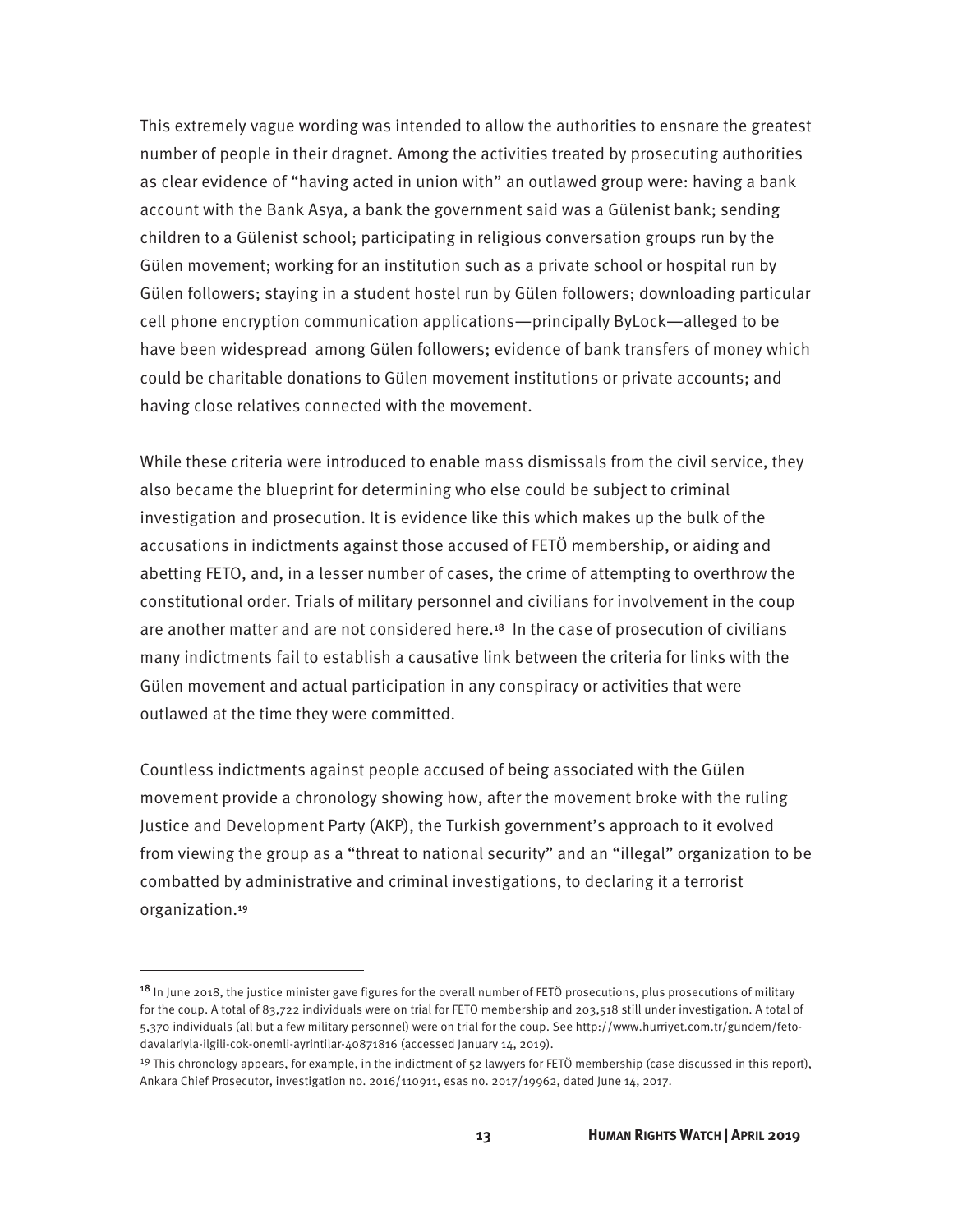This extremely vague wording was intended to allow the authorities to ensnare the greatest number of people in their dragnet. Among the activities treated by prosecuting authorities as clear evidence of "having acted in union with" an outlawed group were: having a bank account with the Bank Asya, a bank the government said was a Gülenist bank; sending children to a Gülenist school; participating in religious conversation groups run by the Gülen movement; working for an institution such as a private school or hospital run by Gülen followers; staying in a student hostel run by Gülen followers; downloading particular cell phone encryption communication applications—principally ByLock—alleged to be have been widespread among Gülen followers; evidence of bank transfers of money which could be charitable donations to Gülen movement institutions or private accounts; and having close relatives connected with the movement.

While these criteria were introduced to enable mass dismissals from the civil service, they also became the blueprint for determining who else could be subject to criminal investigation and prosecution. It is evidence like this which makes up the bulk of the accusations in indictments against those accused of FETÖ membership, or aiding and abetting FETO, and, in a lesser number of cases, the crime of attempting to overthrow the constitutional order. Trials of military personnel and civilians for involvement in the coup are another matter and are not considered here.[18] In the case of prosecution of civilians many indictments fail to establish a causative link between the criteria for links with the Gülen movement and actual participation in any conspiracy or activities that were outlawed at the time they were committed.

Countless indictments against people accused of being associated with the Gülen movement provide a chronology showing how, after the movement broke with the ruling Justice and Development Party (AKP), the Turkish government's approach to it evolved from viewing the group as a "threat to national security" and an "illegal" organization to be combatted by administrative and criminal investigations, to declaring it a terrorist organization.[19]

---

[18] In June 2018, the justice minister gave figures for the overall number of FETÖ prosecutions, plus prosecutions of military for the coup. A total of 83,722 individuals were on trial for FETO membership and 203,518 still under investigation. A total of 5,370 individuals (all but a few military personnel) were on trial for the coup. See http://www.hurriyet.com.tr/gundem/feto-davalariyla-ilgili-cok-onemli-ayrintilar-40871816 (accessed January 14, 2019).

[19] This chronology appears, for example, in the indictment of 52 lawyers for FETÖ membership (case discussed in this report), Ankara Chief Prosecutor, investigation no. 2016/110911, esas no. 2017/19962, dated June 14, 2017.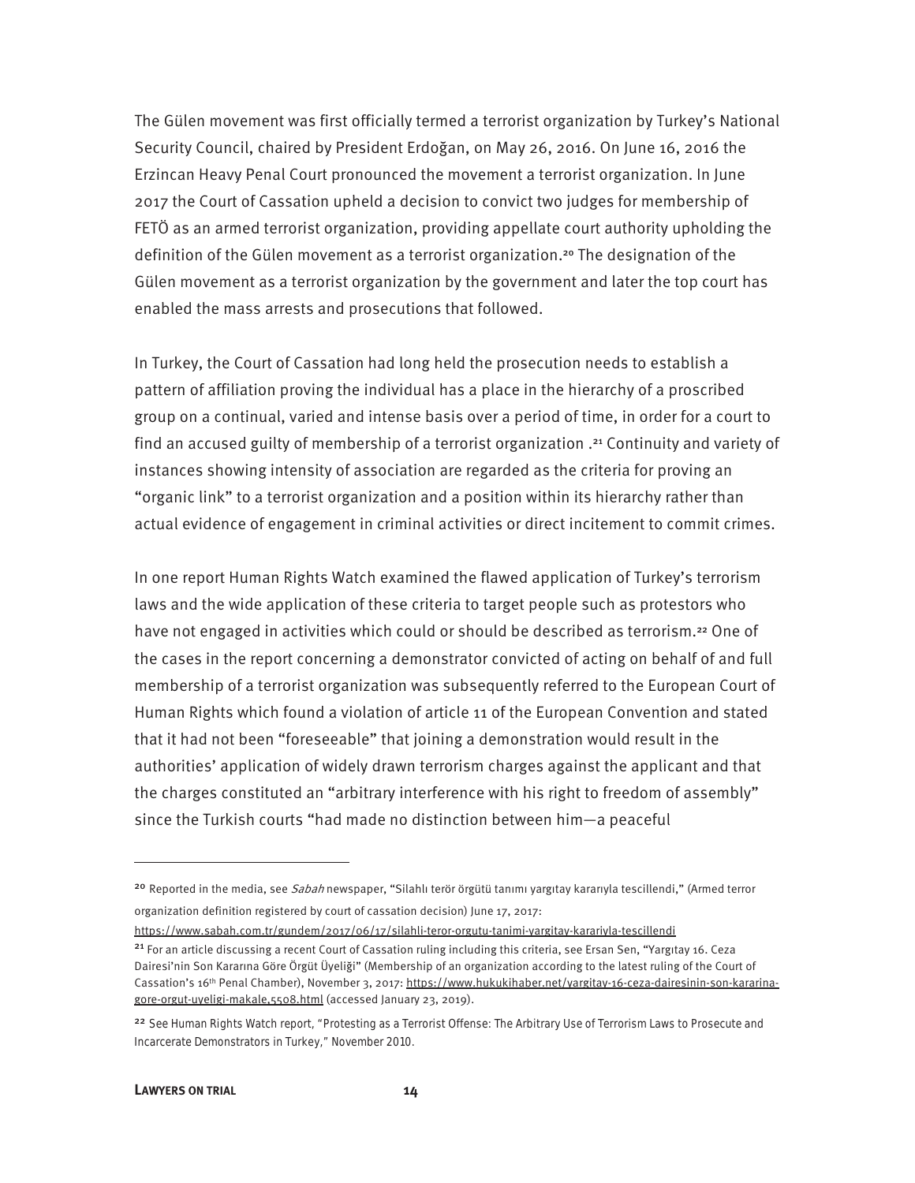The Gülen movement was first officially termed a terrorist organization by Turkey's National Security Council, chaired by President Erdoğan, on May 26, 2016. On June 16, 2016 the Erzincan Heavy Penal Court pronounced the movement a terrorist organization. In June 2017 the Court of Cassation upheld a decision to convict two judges for membership of FETÖ as an armed terrorist organization, providing appellate court authority upholding the definition of the Gülen movement as a terrorist organization.[20] The designation of the Gülen movement as a terrorist organization by the government and later the top court has enabled the mass arrests and prosecutions that followed.

In Turkey, the Court of Cassation had long held the prosecution needs to establish a pattern of affiliation proving the individual has a place in the hierarchy of a proscribed group on a continual, varied and intense basis over a period of time, in order for a court to find an accused guilty of membership of a terrorist organization .[21] Continuity and variety of instances showing intensity of association are regarded as the criteria for proving an "organic link" to a terrorist organization and a position within its hierarchy rather than actual evidence of engagement in criminal activities or direct incitement to commit crimes.

In one report Human Rights Watch examined the flawed application of Turkey's terrorism laws and the wide application of these criteria to target people such as protestors who have not engaged in activities which could or should be described as terrorism.[22] One of the cases in the report concerning a demonstrator convicted of acting on behalf of and full membership of a terrorist organization was subsequently referred to the European Court of Human Rights which found a violation of article 11 of the European Convention and stated that it had not been "foreseeable" that joining a demonstration would result in the authorities' application of widely drawn terrorism charges against the applicant and that the charges constituted an "arbitrary interference with his right to freedom of assembly" since the Turkish courts "had made no distinction between him—a peaceful

---

[20] Reported in the media, see *Sabah* newspaper, "Silahlı terör örgütü tanımı yargıtay kararıyla tescillendi," (Armed terror organization definition registered by court of cassation decision) June 17, 2017: https://www.sabah.com.tr/gundem/2017/06/17/silahli-teror-orgutu-tanimi-yargitay-katariyla-tescillendi

[21] For an article discussing a recent Court of Cassation ruling including this criteria, see Ersan Sen, "Yargıtay 16. Ceza Dairesi'nin Son Kararına Göre Örgüt Üyeliği" (Membership of an organization according to the latest ruling of the Court of Cassation's 16th Penal Chamber), November 3, 2017: https://www.hukukihaber.net/yargitay-16-ceza-dairesinin-son-kararina-gore-orgut-uyeligi-makale,5508.html (accessed January 23, 2019).

[22] See Human Rights Watch report, "Protesting as a Terrorist Offense: The Arbitrary Use of Terrorism Laws to Prosecute and Incarcerate Demonstrators in Turkey," November 2010.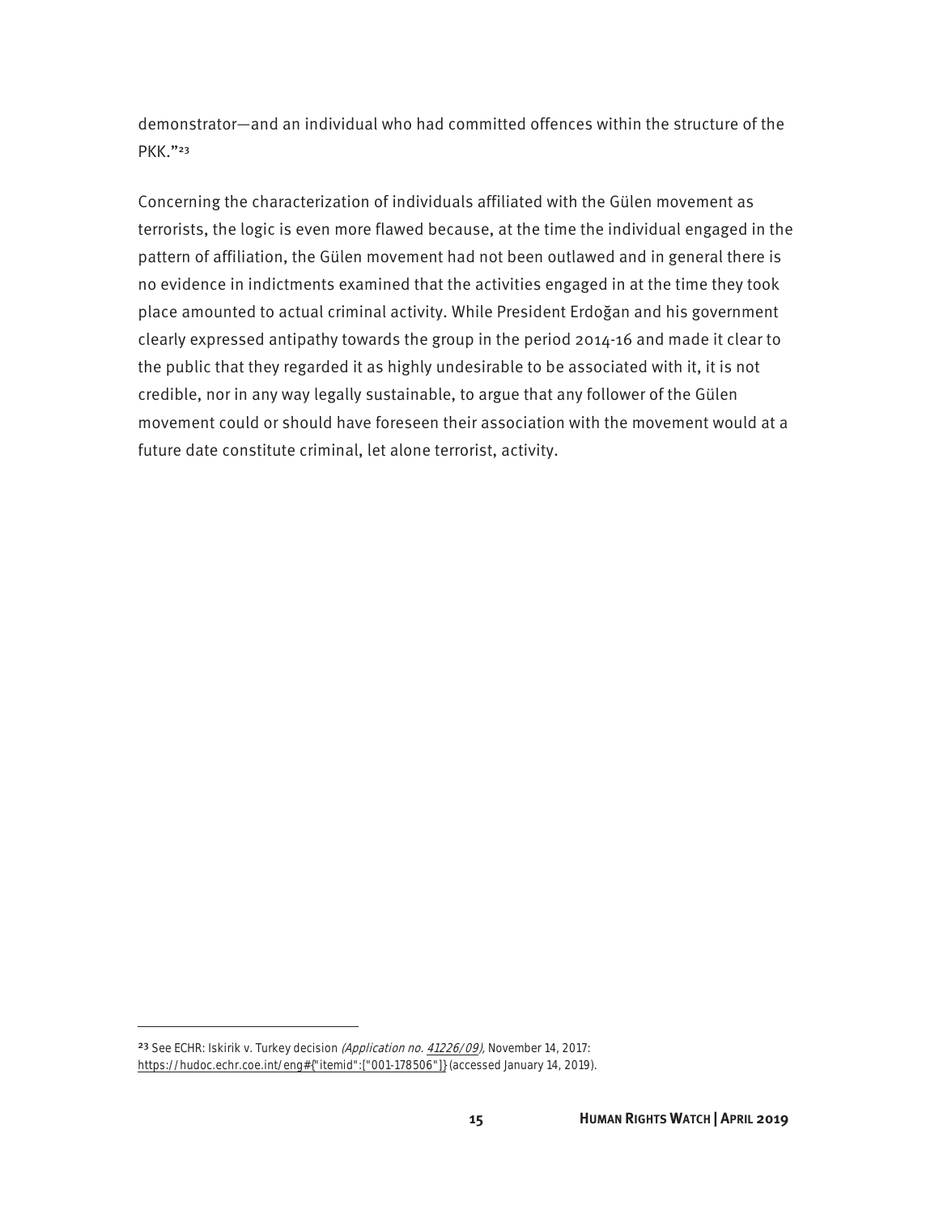demonstrator—and an individual who had committed offences within the structure of the PKK."[23]

Concerning the characterization of individuals affiliated with the Gülen movement as terrorists, the logic is even more flawed because, at the time the individual engaged in the pattern of affiliation, the Gülen movement had not been outlawed and in general there is no evidence in indictments examined that the activities engaged in at the time they took place amounted to actual criminal activity. While President Erdoğan and his government clearly expressed antipathy towards the group in the period 2014-16 and made it clear to the public that they regarded it as highly undesirable to be associated with it, it is not credible, nor in any way legally sustainable, to argue that any follower of the Gülen movement could or should have foreseen their association with the movement would at a future date constitute criminal, let alone terrorist, activity.

---

[23] See ECHR: Iskirik v. Turkey decision *(Application no. 41226/09)*, November 14, 2017: https://hudoc.echr.coe.int/eng#{"itemid":["001-178506"]} (accessed January 14, 2019).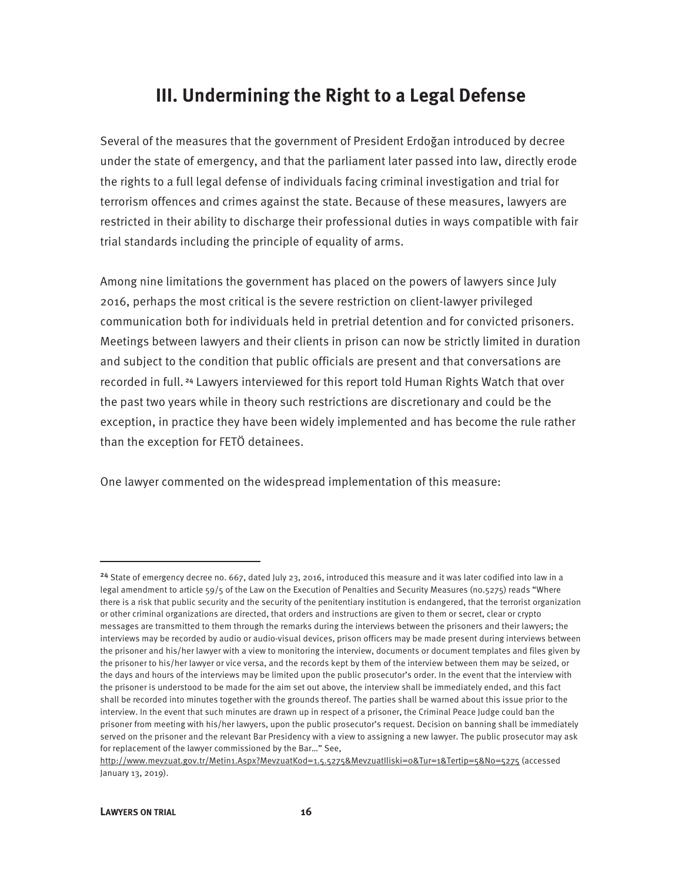## III. Undermining the Right to a Legal Defense

Several of the measures that the government of President Erdoğan introduced by decree under the state of emergency, and that the parliament later passed into law, directly erode the rights to a full legal defense of individuals facing criminal investigation and trial for terrorism offences and crimes against the state. Because of these measures, lawyers are restricted in their ability to discharge their professional duties in ways compatible with fair trial standards including the principle of equality of arms.

Among nine limitations the government has placed on the powers of lawyers since July 2016, perhaps the most critical is the severe restriction on client-lawyer privileged communication both for individuals held in pretrial detention and for convicted prisoners. Meetings between lawyers and their clients in prison can now be strictly limited in duration and subject to the condition that public officials are present and that conversations are recorded in full.[24] Lawyers interviewed for this report told Human Rights Watch that over the past two years while in theory such restrictions are discretionary and could be the exception, in practice they have been widely implemented and has become the rule rather than the exception for FETÖ detainees.

One lawyer commented on the widespread implementation of this measure:

---

[24] State of emergency decree no. 667, dated July 23, 2016, introduced this measure and it was later codified into law in a legal amendment to article 59/5 of the Law on the Execution of Penalties and Security Measures (no.5275) reads "Where there is a risk that public security and the security of the penitentiary institution is endangered, that the terrorist organization or other criminal organizations are directed, that orders and instructions are given to them or secret, clear or crypto messages are transmitted to them through the remarks during the interviews between the prisoners and their lawyers; the interviews may be recorded by audio or audio-visual devices, prison officers may be made present during interviews between the prisoner and his/her lawyer with a view to monitoring the interview, documents or document templates and files given by the prisoner to his/her lawyer or vice versa, and the records kept by them of the interview between them may be seized, or the days and hours of the interviews may be limited upon the public prosecutor's order. In the event that the interview with the prisoner is understood to be made for the aim set out above, the interview shall be immediately ended, and this fact shall be recorded into minutes together with the grounds thereof. The parties shall be warned about this issue prior to the interview. In the event that such minutes are drawn up in respect of a prisoner, the Criminal Peace Judge could ban the prisoner from meeting with his/her lawyers, upon the public prosecutor's request. Decision on banning shall be immediately served on the prisoner and the relevant Bar Presidency with a view to assigning a new lawyer. The public prosecutor may ask for replacement of the lawyer commissioned by the Bar…" See, http://www.mevzuat.gov.tr/Metin1.Aspx?MevzuatKod=1.5.5275&MevzuatIliski=0&Tur=1&Tertip=5&No=5275 (accessed January 13, 2019).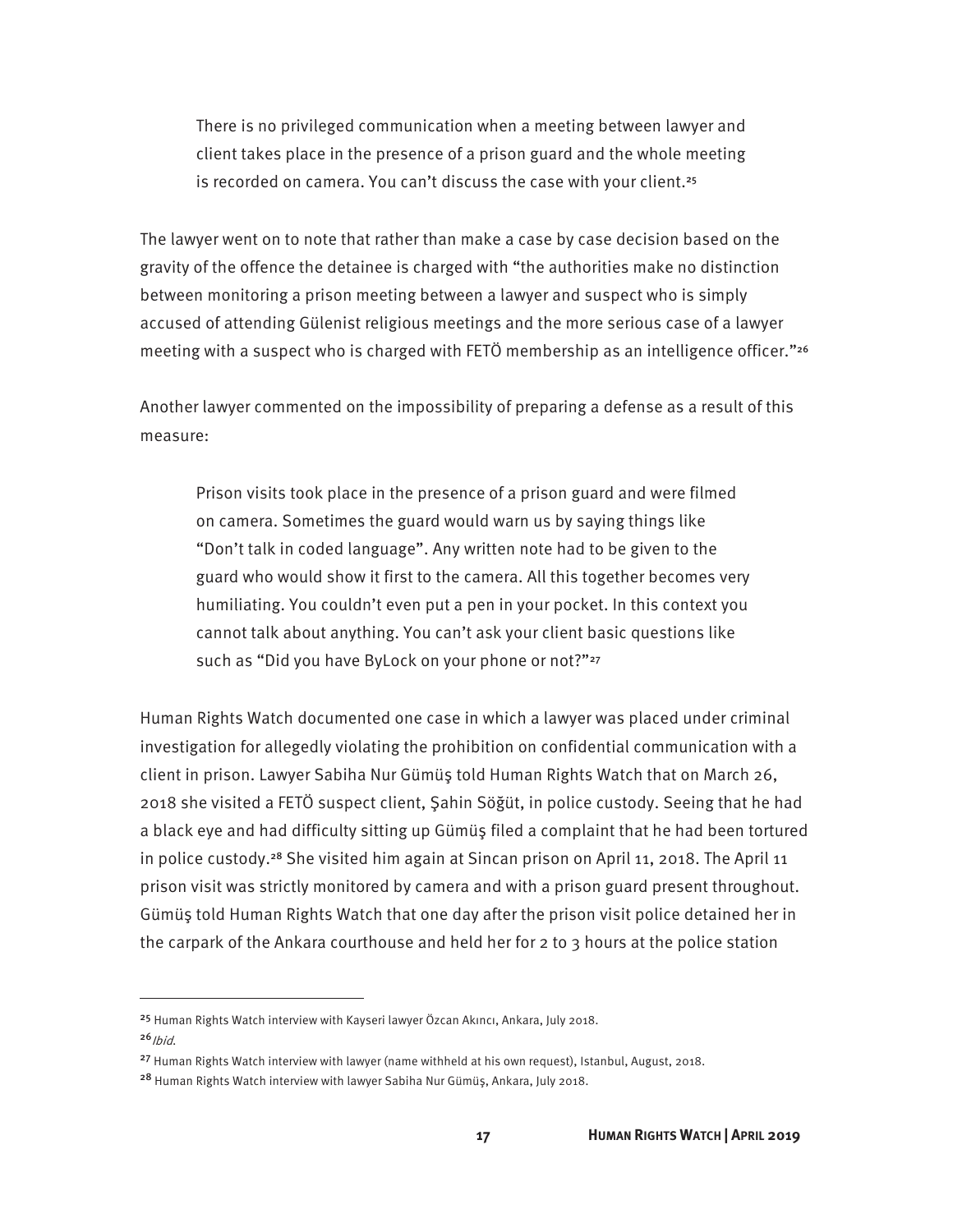> There is no privileged communication when a meeting between lawyer and client takes place in the presence of a prison guard and the whole meeting is recorded on camera. You can't discuss the case with your client.[25]

The lawyer went on to note that rather than make a case by case decision based on the gravity of the offence the detainee is charged with "the authorities make no distinction between monitoring a prison meeting between a lawyer and suspect who is simply accused of attending Gülenist religious meetings and the more serious case of a lawyer meeting with a suspect who is charged with FETÖ membership as an intelligence officer."[26]

Another lawyer commented on the impossibility of preparing a defense as a result of this measure:

> Prison visits took place in the presence of a prison guard and were filmed on camera. Sometimes the guard would warn us by saying things like "Don't talk in coded language". Any written note had to be given to the guard who would show it first to the camera. All this together becomes very humiliating. You couldn't even put a pen in your pocket. In this context you cannot talk about anything. You can't ask your client basic questions like such as "Did you have ByLock on your phone or not?"[27]

Human Rights Watch documented one case in which a lawyer was placed under criminal investigation for allegedly violating the prohibition on confidential communication with a client in prison. Lawyer Sabiha Nur Gümüş told Human Rights Watch that on March 26, 2018 she visited a FETÖ suspect client, Şahin Söğüt, in police custody. Seeing that he had a black eye and had difficulty sitting up Gümüş filed a complaint that he had been tortured in police custody.[28] She visited him again at Sincan prison on April 11, 2018. The April 11 prison visit was strictly monitored by camera and with a prison guard present throughout. Gümüş told Human Rights Watch that one day after the prison visit police detained her in the carpark of the Ankara courthouse and held her for 2 to 3 hours at the police station

---

[25] Human Rights Watch interview with Kayseri lawyer Özcan Akıncı, Ankara, July 2018.

[26] *Ibid.*

[27] Human Rights Watch interview with lawyer (name withheld at his own request), Istanbul, August, 2018.

[28] Human Rights Watch interview with lawyer Sabiha Nur Gümüş, Ankara, July 2018.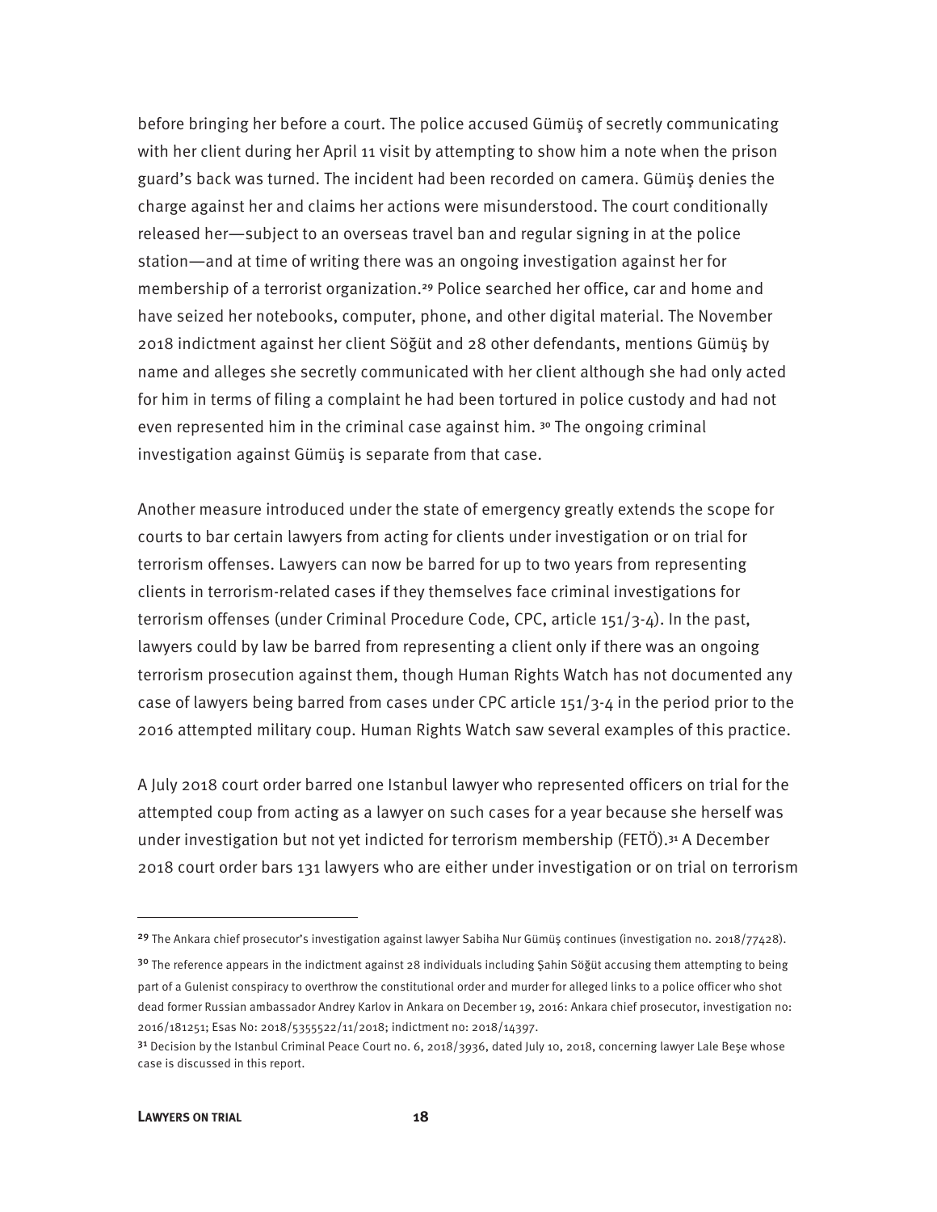before bringing her before a court. The police accused Gümüş of secretly communicating with her client during her April 11 visit by attempting to show him a note when the prison guard's back was turned. The incident had been recorded on camera. Gümüş denies the charge against her and claims her actions were misunderstood. The court conditionally released her—subject to an overseas travel ban and regular signing in at the police station—and at time of writing there was an ongoing investigation against her for membership of a terrorist organization.[29] Police searched her office, car and home and have seized her notebooks, computer, phone, and other digital material. The November 2018 indictment against her client Söğüt and 28 other defendants, mentions Gümüş by name and alleges she secretly communicated with her client although she had only acted for him in terms of filing a complaint he had been tortured in police custody and had not even represented him in the criminal case against him. [30] The ongoing criminal investigation against Gümüş is separate from that case.

Another measure introduced under the state of emergency greatly extends the scope for courts to bar certain lawyers from acting for clients under investigation or on trial for terrorism offenses. Lawyers can now be barred for up to two years from representing clients in terrorism-related cases if they themselves face criminal investigations for terrorism offenses (under Criminal Procedure Code, CPC, article 151/3-4). In the past, lawyers could by law be barred from representing a client only if there was an ongoing terrorism prosecution against them, though Human Rights Watch has not documented any case of lawyers being barred from cases under CPC article 151/3-4 in the period prior to the 2016 attempted military coup. Human Rights Watch saw several examples of this practice.

A July 2018 court order barred one Istanbul lawyer who represented officers on trial for the attempted coup from acting as a lawyer on such cases for a year because she herself was under investigation but not yet indicted for terrorism membership (FETÖ).[31] A December 2018 court order bars 131 lawyers who are either under investigation or on trial on terrorism

---

[29] The Ankara chief prosecutor's investigation against lawyer Sabiha Nur Gümüş continues (investigation no. 2018/77428).

[30] The reference appears in the indictment against 28 individuals including Şahin Söğüt accusing them attempting to being part of a Gulenist conspiracy to overthrow the constitutional order and murder for alleged links to a police officer who shot dead former Russian ambassador Andrey Karlov in Ankara on December 19, 2016: Ankara chief prosecutor, investigation no: 2016/181251; Esas No: 2018/5355522/11/2018; indictment no: 2018/14397.

[31] Decision by the Istanbul Criminal Peace Court no. 6, 2018/3936, dated July 10, 2018, concerning lawyer Lale Beşe whose case is discussed in this report.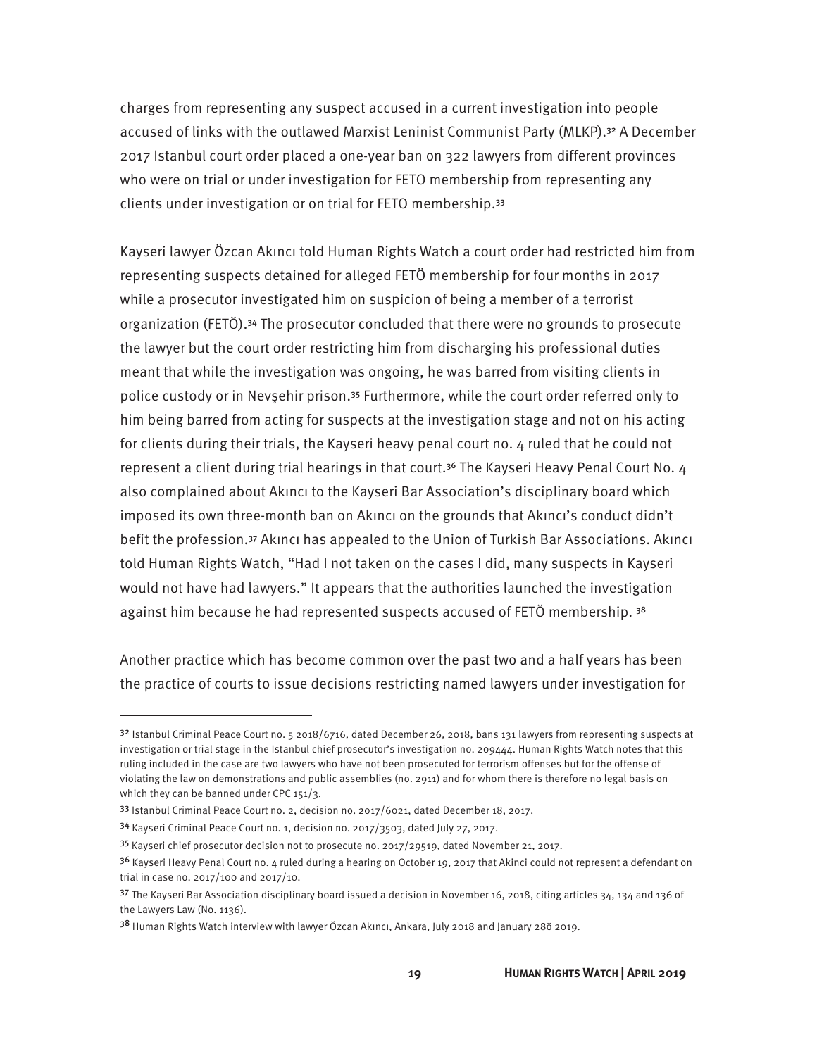charges from representing any suspect accused in a current investigation into people accused of links with the outlawed Marxist Leninist Communist Party (MLKP).[32] A December 2017 Istanbul court order placed a one-year ban on 322 lawyers from different provinces who were on trial or under investigation for FETO membership from representing any clients under investigation or on trial for FETO membership.[33]

Kayseri lawyer Özcan Akıncı told Human Rights Watch a court order had restricted him from representing suspects detained for alleged FETÖ membership for four months in 2017 while a prosecutor investigated him on suspicion of being a member of a terrorist organization (FETÖ).[34] The prosecutor concluded that there were no grounds to prosecute the lawyer but the court order restricting him from discharging his professional duties meant that while the investigation was ongoing, he was barred from visiting clients in police custody or in Nevşehir prison.[35] Furthermore, while the court order referred only to him being barred from acting for suspects at the investigation stage and not on his acting for clients during their trials, the Kayseri heavy penal court no. 4 ruled that he could not represent a client during trial hearings in that court.[36] The Kayseri Heavy Penal Court No. 4 also complained about Akıncı to the Kayseri Bar Association's disciplinary board which imposed its own three-month ban on Akıncı on the grounds that Akıncı's conduct didn't befit the profession.[37] Akıncı has appealed to the Union of Turkish Bar Associations. Akıncı told Human Rights Watch, "Had I not taken on the cases I did, many suspects in Kayseri would not have had lawyers." It appears that the authorities launched the investigation against him because he had represented suspects accused of FETÖ membership. [38]

Another practice which has become common over the past two and a half years has been the practice of courts to issue decisions restricting named lawyers under investigation for

---

[32] Istanbul Criminal Peace Court no. 5 2018/6716, dated December 26, 2018, bans 131 lawyers from representing suspects at investigation or trial stage in the Istanbul chief prosecutor's investigation no. 209444. Human Rights Watch notes that this ruling included in the case are two lawyers who have not been prosecuted for terrorism offenses but for the offense of violating the law on demonstrations and public assemblies (no. 2911) and for whom there is therefore no legal basis on which they can be banned under CPC 151/3.

[33] Istanbul Criminal Peace Court no. 2, decision no. 2017/6021, dated December 18, 2017.

[34] Kayseri Criminal Peace Court no. 1, decision no. 2017/3503, dated July 27, 2017.

[35] Kayseri chief prosecutor decision not to prosecute no. 2017/29519, dated November 21, 2017.

[36] Kayseri Heavy Penal Court no. 4 ruled during a hearing on October 19, 2017 that Akinci could not represent a defendant on trial in case no. 2017/100 and 2017/10.

[37] The Kayseri Bar Association disciplinary board issued a decision in November 16, 2018, citing articles 34, 134 and 136 of the Lawyers Law (No. 1136).

[38] Human Rights Watch interview with lawyer Özcan Akıncı, Ankara, July 2018 and January 28ö 2019.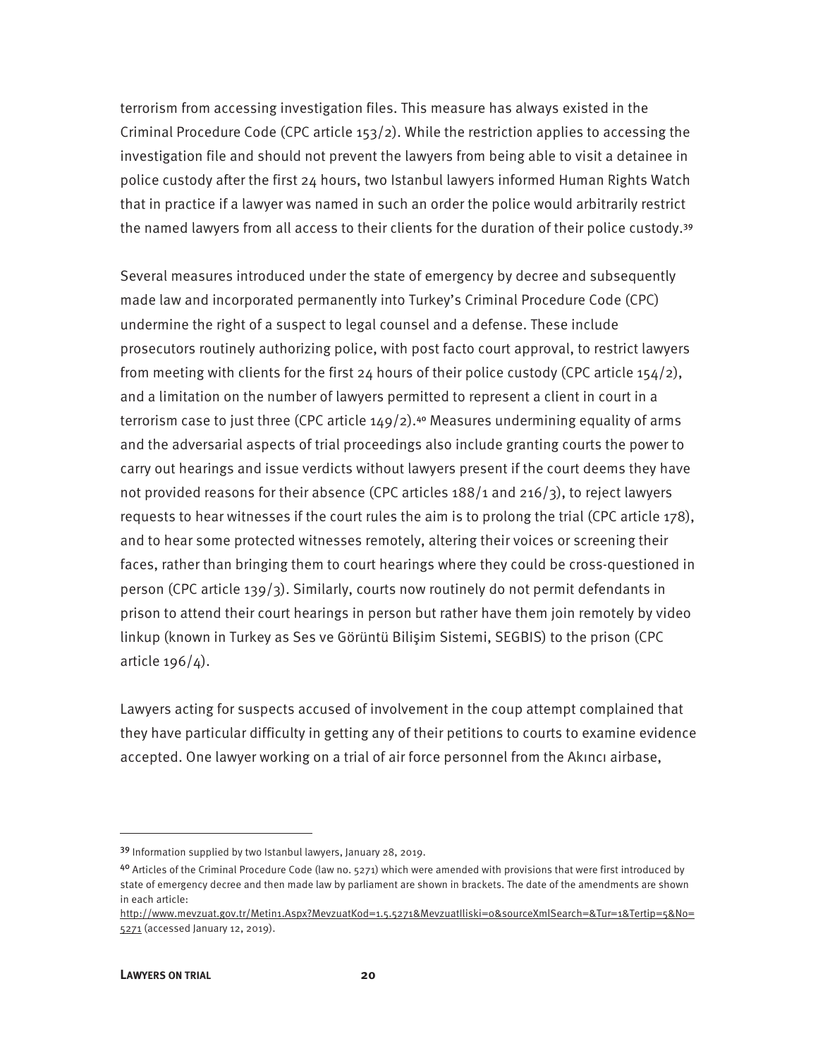terrorism from accessing investigation files. This measure has always existed in the Criminal Procedure Code (CPC article 153/2). While the restriction applies to accessing the investigation file and should not prevent the lawyers from being able to visit a detainee in police custody after the first 24 hours, two Istanbul lawyers informed Human Rights Watch that in practice if a lawyer was named in such an order the police would arbitrarily restrict the named lawyers from all access to their clients for the duration of their police custody.[39]

Several measures introduced under the state of emergency by decree and subsequently made law and incorporated permanently into Turkey's Criminal Procedure Code (CPC) undermine the right of a suspect to legal counsel and a defense. These include prosecutors routinely authorizing police, with post facto court approval, to restrict lawyers from meeting with clients for the first 24 hours of their police custody (CPC article 154/2), and a limitation on the number of lawyers permitted to represent a client in court in a terrorism case to just three (CPC article 149/2).[40] Measures undermining equality of arms and the adversarial aspects of trial proceedings also include granting courts the power to carry out hearings and issue verdicts without lawyers present if the court deems they have not provided reasons for their absence (CPC articles 188/1 and 216/3), to reject lawyers requests to hear witnesses if the court rules the aim is to prolong the trial (CPC article 178), and to hear some protected witnesses remotely, altering their voices or screening their faces, rather than bringing them to court hearings where they could be cross-questioned in person (CPC article 139/3). Similarly, courts now routinely do not permit defendants in prison to attend their court hearings in person but rather have them join remotely by video linkup (known in Turkey as Ses ve Görüntü Bilişim Sistemi, SEGBIS) to the prison (CPC article 196/4).

Lawyers acting for suspects accused of involvement in the coup attempt complained that they have particular difficulty in getting any of their petitions to courts to examine evidence accepted. One lawyer working on a trial of air force personnel from the Akıncı airbase,

---

[39] Information supplied by two Istanbul lawyers, January 28, 2019.

[40] Articles of the Criminal Procedure Code (law no. 5271) which were amended with provisions that were first introduced by state of emergency decree and then made law by parliament are shown in brackets. The date of the amendments are shown in each article: http://www.mevzuat.gov.tr/Metin1.Aspx?MevzuatKod=1.5.5271&MevzuatIliski=0&sourceXmlSearch=&Tur=1&Tertip=5&No=5271 (accessed January 12, 2019).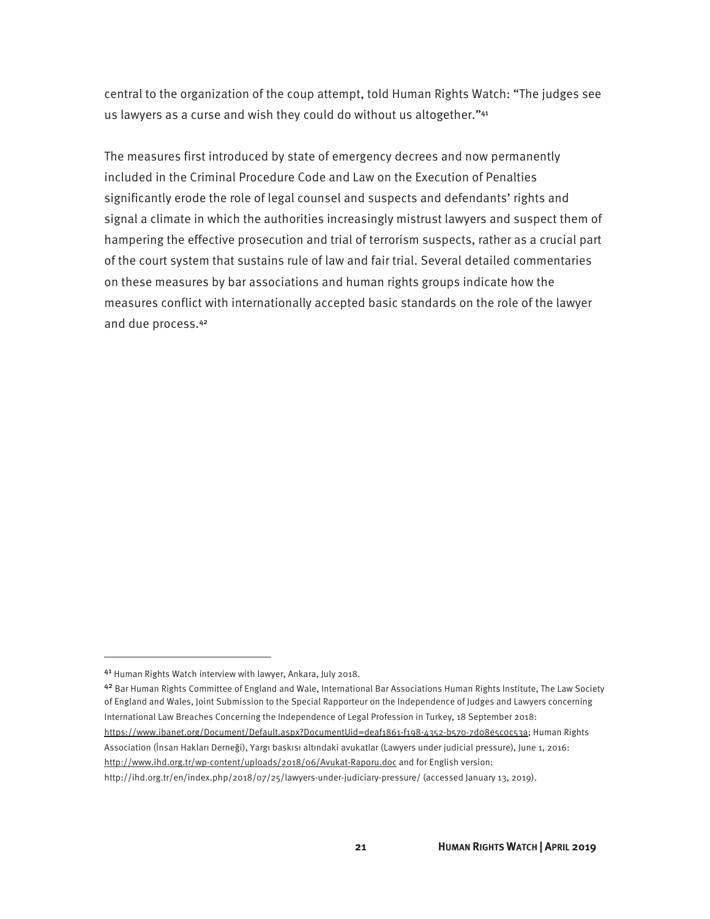central to the organization of the coup attempt, told Human Rights Watch: "The judges see us lawyers as a curse and wish they could do without us altogether."[41]

The measures first introduced by state of emergency decrees and now permanently included in the Criminal Procedure Code and Law on the Execution of Penalties significantly erode the role of legal counsel and suspects and defendants' rights and signal a climate in which the authorities increasingly mistrust lawyers and suspect them of hampering the effective prosecution and trial of terrorism suspects, rather as a crucial part of the court system that sustains rule of law and fair trial. Several detailed commentaries on these measures by bar associations and human rights groups indicate how the measures conflict with internationally accepted basic standards on the role of the lawyer and due process.[42]

---

[41] Human Rights Watch interview with lawyer, Ankara, July 2018.

[42] Bar Human Rights Committee of England and Wale, International Bar Associations Human Rights Institute, The Law Society of England and Wales, Joint Submission to the Special Rapporteur on the Independence of Judges and Lawyers concerning International Law Breaches Concerning the Independence of Legal Profession in Turkey, 18 September 2018: https://www.ibanet.org/Document/Default.aspx?DocumentUid=deaf1861-f198-4352-b570-7d08e5c0c53a; Human Rights Association (İnsan Hakları Derneği), Yargı baskısı altındaki avukatlar (Lawyers under judicial pressure), June 1, 2016: http://www.ihd.org.tr/wp-content/uploads/2018/06/Avukat-Raporu.doc and for English version: http://ihd.org.tr/en/index.php/2018/07/25/lawyers-under-judiciary-pressure/ (accessed January 13, 2019).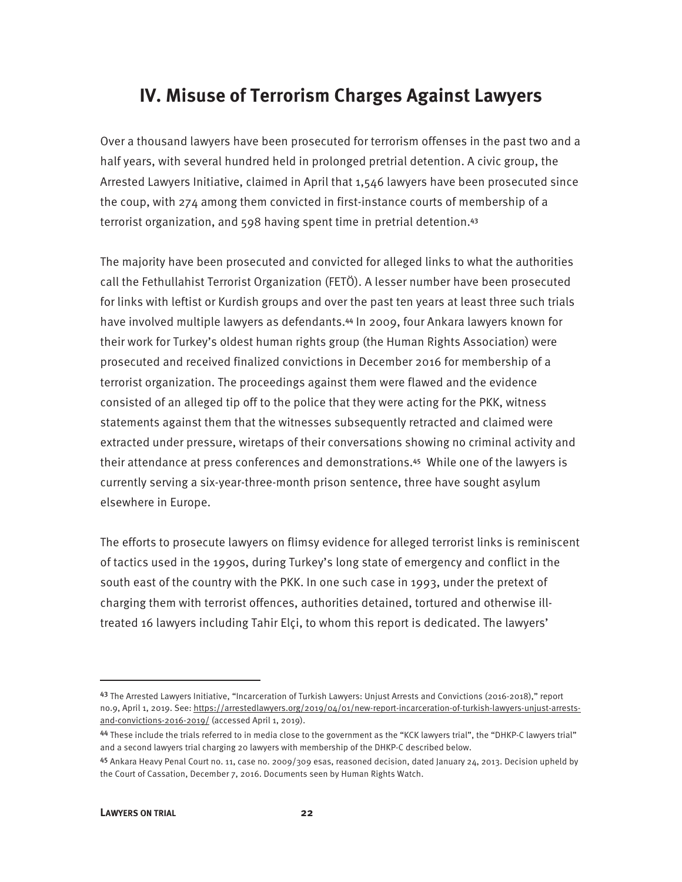## IV. Misuse of Terrorism Charges Against Lawyers

Over a thousand lawyers have been prosecuted for terrorism offenses in the past two and a half years, with several hundred held in prolonged pretrial detention. A civic group, the Arrested Lawyers Initiative, claimed in April that 1,546 lawyers have been prosecuted since the coup, with 274 among them convicted in first-instance courts of membership of a terrorist organization, and 598 having spent time in pretrial detention.[43]

The majority have been prosecuted and convicted for alleged links to what the authorities call the Fethullahist Terrorist Organization (FETÖ). A lesser number have been prosecuted for links with leftist or Kurdish groups and over the past ten years at least three such trials have involved multiple lawyers as defendants.[44] In 2009, four Ankara lawyers known for their work for Turkey's oldest human rights group (the Human Rights Association) were prosecuted and received finalized convictions in December 2016 for membership of a terrorist organization. The proceedings against them were flawed and the evidence consisted of an alleged tip off to the police that they were acting for the PKK, witness statements against them that the witnesses subsequently retracted and claimed were extracted under pressure, wiretaps of their conversations showing no criminal activity and their attendance at press conferences and demonstrations.[45] While one of the lawyers is currently serving a six-year-three-month prison sentence, three have sought asylum elsewhere in Europe.

The efforts to prosecute lawyers on flimsy evidence for alleged terrorist links is reminiscent of tactics used in the 1990s, during Turkey's long state of emergency and conflict in the south east of the country with the PKK. In one such case in 1993, under the pretext of charging them with terrorist offences, authorities detained, tortured and otherwise ill-treated 16 lawyers including Tahir Elçi, to whom this report is dedicated. The lawyers'

---

[43] The Arrested Lawyers Initiative, "Incarceration of Turkish Lawyers: Unjust Arrests and Convictions (2016-2018)," report no.9, April 1, 2019. See: https://arrestedlawyers.org/2019/04/01/new-report-incarceration-of-turkish-lawyers-unjust-arrests-and-convictions-2016-2019/ (accessed April 1, 2019).

[44] These include the trials referred to in media close to the government as the "KCK lawyers trial", the "DHKP-C lawyers trial" and a second lawyers trial charging 20 lawyers with membership of the DHKP-C described below.

[45] Ankara Heavy Penal Court no. 11, case no. 2009/309 esas, reasoned decision, dated January 24, 2013. Decision upheld by the Court of Cassation, December 7, 2016. Documents seen by Human Rights Watch.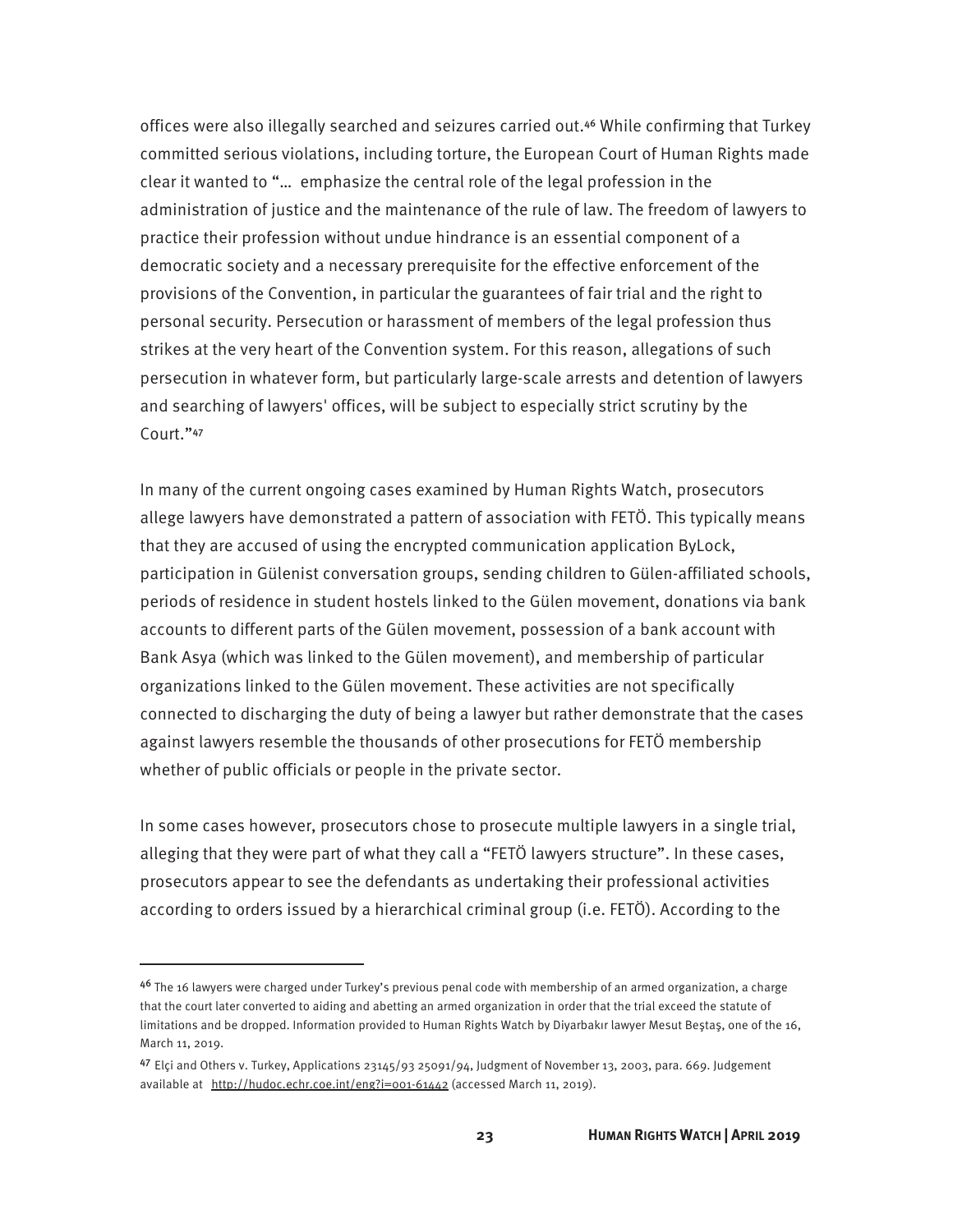offices were also illegally searched and seizures carried out.[46] While confirming that Turkey committed serious violations, including torture, the European Court of Human Rights made clear it wanted to "… emphasize the central role of the legal profession in the administration of justice and the maintenance of the rule of law. The freedom of lawyers to practice their profession without undue hindrance is an essential component of a democratic society and a necessary prerequisite for the effective enforcement of the provisions of the Convention, in particular the guarantees of fair trial and the right to personal security. Persecution or harassment of members of the legal profession thus strikes at the very heart of the Convention system. For this reason, allegations of such persecution in whatever form, but particularly large-scale arrests and detention of lawyers and searching of lawyers' offices, will be subject to especially strict scrutiny by the Court."[47]

In many of the current ongoing cases examined by Human Rights Watch, prosecutors allege lawyers have demonstrated a pattern of association with FETÖ. This typically means that they are accused of using the encrypted communication application ByLock, participation in Gülenist conversation groups, sending children to Gülen-affiliated schools, periods of residence in student hostels linked to the Gülen movement, donations via bank accounts to different parts of the Gülen movement, possession of a bank account with Bank Asya (which was linked to the Gülen movement), and membership of particular organizations linked to the Gülen movement. These activities are not specifically connected to discharging the duty of being a lawyer but rather demonstrate that the cases against lawyers resemble the thousands of other prosecutions for FETÖ membership whether of public officials or people in the private sector.

In some cases however, prosecutors chose to prosecute multiple lawyers in a single trial, alleging that they were part of what they call a "FETÖ lawyers structure". In these cases, prosecutors appear to see the defendants as undertaking their professional activities according to orders issued by a hierarchical criminal group (i.e. FETÖ). According to the

---

[46] The 16 lawyers were charged under Turkey's previous penal code with membership of an armed organization, a charge that the court later converted to aiding and abetting an armed organization in order that the trial exceed the statute of limitations and be dropped. Information provided to Human Rights Watch by Diyarbakır lawyer Mesut Beştaş, one of the 16, March 11, 2019.

[47] Elçi and Others v. Turkey, Applications 23145/93 25091/94, Judgment of November 13, 2003, para. 669. Judgement available at http://hudoc.echr.coe.int/eng?i=001-61442 (accessed March 11, 2019).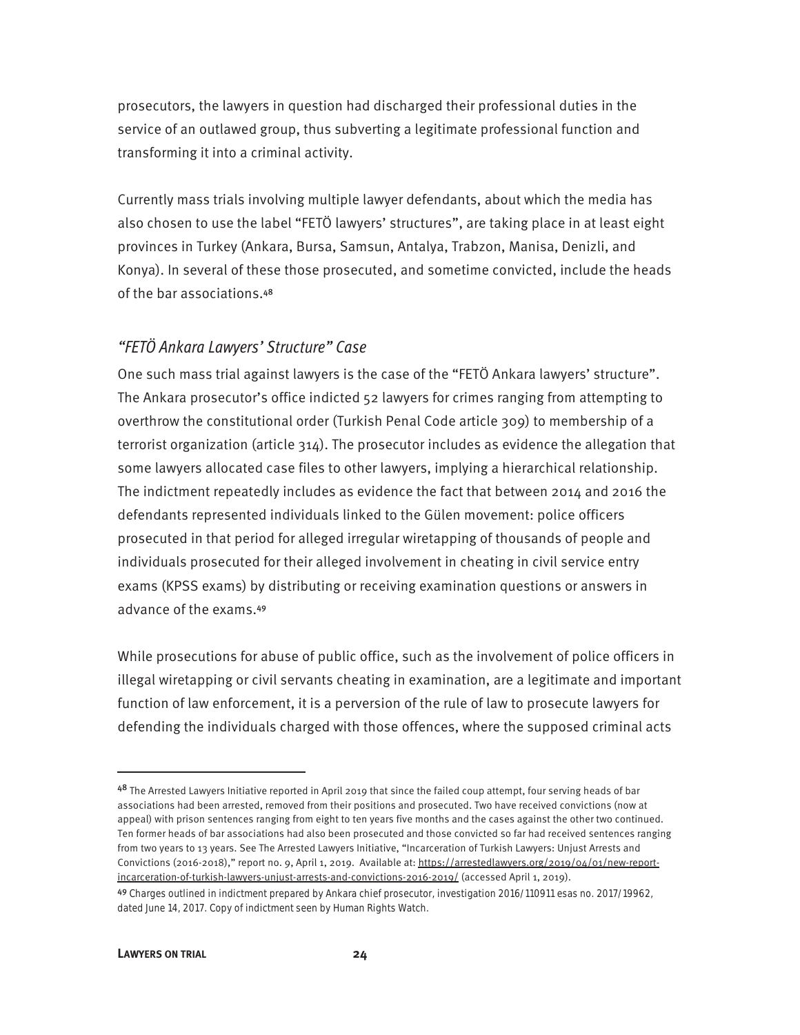prosecutors, the lawyers in question had discharged their professional duties in the service of an outlawed group, thus subverting a legitimate professional function and transforming it into a criminal activity.

Currently mass trials involving multiple lawyer defendants, about which the media has also chosen to use the label "FETÖ lawyers' structures", are taking place in at least eight provinces in Turkey (Ankara, Bursa, Samsun, Antalya, Trabzon, Manisa, Denizli, and Konya). In several of these those prosecuted, and sometime convicted, include the heads of the bar associations.[48]

### *"FETÖ Ankara Lawyers' Structure" Case*

One such mass trial against lawyers is the case of the "FETÖ Ankara lawyers' structure". The Ankara prosecutor's office indicted 52 lawyers for crimes ranging from attempting to overthrow the constitutional order (Turkish Penal Code article 309) to membership of a terrorist organization (article 314). The prosecutor includes as evidence the allegation that some lawyers allocated case files to other lawyers, implying a hierarchical relationship. The indictment repeatedly includes as evidence the fact that between 2014 and 2016 the defendants represented individuals linked to the Gülen movement: police officers prosecuted in that period for alleged irregular wiretapping of thousands of people and individuals prosecuted for their alleged involvement in cheating in civil service entry exams (KPSS exams) by distributing or receiving examination questions or answers in advance of the exams.[49]

While prosecutions for abuse of public office, such as the involvement of police officers in illegal wiretapping or civil servants cheating in examination, are a legitimate and important function of law enforcement, it is a perversion of the rule of law to prosecute lawyers for defending the individuals charged with those offences, where the supposed criminal acts

---

[48] The Arrested Lawyers Initiative reported in April 2019 that since the failed coup attempt, four serving heads of bar associations had been arrested, removed from their positions and prosecuted. Two have received convictions (now at appeal) with prison sentences ranging from eight to ten years five months and the cases against the other two continued. Ten former heads of bar associations had also been prosecuted and those convicted so far had received sentences ranging from two years to 13 years. See The Arrested Lawyers Initiative, "Incarceration of Turkish Lawyers: Unjust Arrests and Convictions (2016-2018)," report no. 9, April 1, 2019. Available at: https://arrestedlawyers.org/2019/04/01/new-report-incarceration-of-turkish-lawyers-unjust-arrests-and-convictions-2016-2019/ (accessed April 1, 2019).

[49] Charges outlined in indictment prepared by Ankara chief prosecutor, investigation 2016/110911 esas no. 2017/19962, dated June 14, 2017. Copy of indictment seen by Human Rights Watch.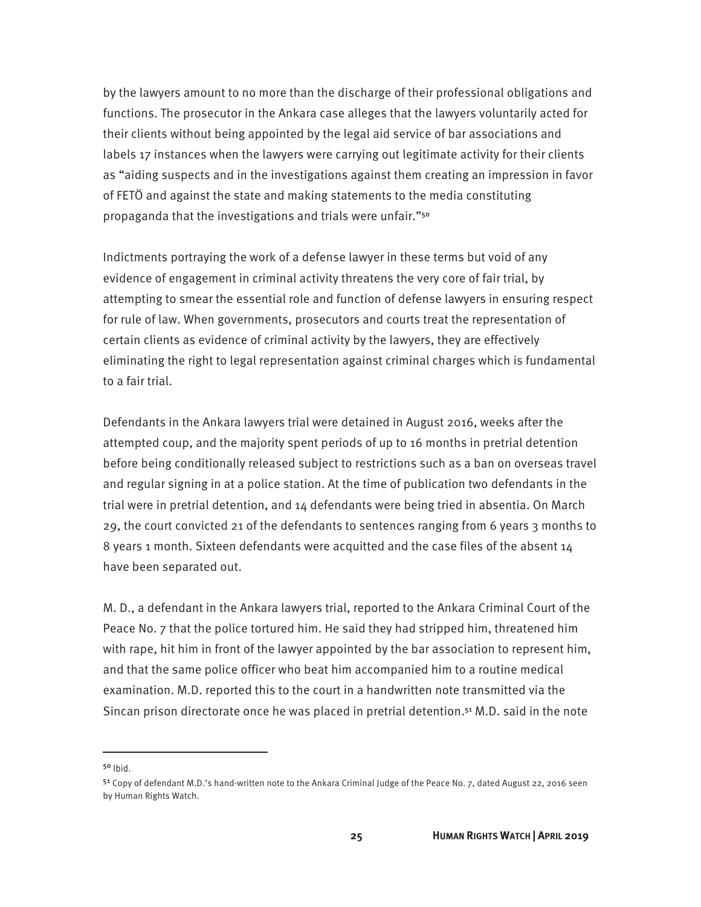by the lawyers amount to no more than the discharge of their professional obligations and functions. The prosecutor in the Ankara case alleges that the lawyers voluntarily acted for their clients without being appointed by the legal aid service of bar associations and labels 17 instances when the lawyers were carrying out legitimate activity for their clients as "aiding suspects and in the investigations against them creating an impression in favor of FETÖ and against the state and making statements to the media constituting propaganda that the investigations and trials were unfair."[50]

Indictments portraying the work of a defense lawyer in these terms but void of any evidence of engagement in criminal activity threatens the very core of fair trial, by attempting to smear the essential role and function of defense lawyers in ensuring respect for rule of law. When governments, prosecutors and courts treat the representation of certain clients as evidence of criminal activity by the lawyers, they are effectively eliminating the right to legal representation against criminal charges which is fundamental to a fair trial.

Defendants in the Ankara lawyers trial were detained in August 2016, weeks after the attempted coup, and the majority spent periods of up to 16 months in pretrial detention before being conditionally released subject to restrictions such as a ban on overseas travel and regular signing in at a police station. At the time of publication two defendants in the trial were in pretrial detention, and 14 defendants were being tried in absentia. On March 29, the court convicted 21 of the defendants to sentences ranging from 6 years 3 months to 8 years 1 month. Sixteen defendants were acquitted and the case files of the absent 14 have been separated out.

M. D., a defendant in the Ankara lawyers trial, reported to the Ankara Criminal Court of the Peace No. 7 that the police tortured him. He said they had stripped him, threatened him with rape, hit him in front of the lawyer appointed by the bar association to represent him, and that the same police officer who beat him accompanied him to a routine medical examination. M.D. reported this to the court in a handwritten note transmitted via the Sincan prison directorate once he was placed in pretrial detention.[51] M.D. said in the note

---

[50] Ibid.

[51] Copy of defendant M.D.'s hand-written note to the Ankara Criminal Judge of the Peace No. 7, dated August 22, 2016 seen by Human Rights Watch.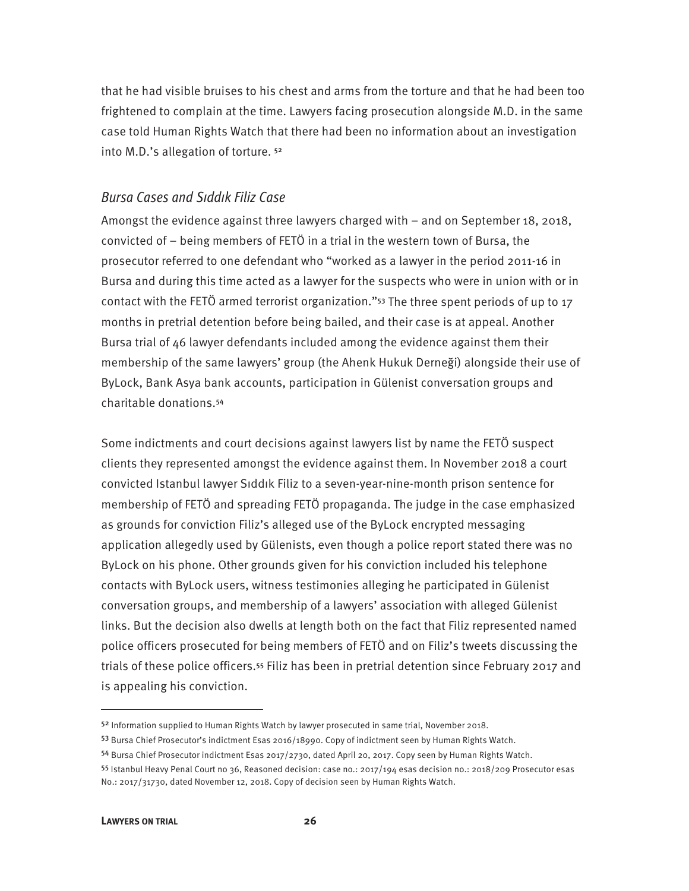that he had visible bruises to his chest and arms from the torture and that he had been too frightened to complain at the time. Lawyers facing prosecution alongside M.D. in the same case told Human Rights Watch that there had been no information about an investigation into M.D.'s allegation of torture. [52]

### *Bursa Cases and Sıddık Filiz Case*

Amongst the evidence against three lawyers charged with – and on September 18, 2018, convicted of – being members of FETÖ in a trial in the western town of Bursa, the prosecutor referred to one defendant who "worked as a lawyer in the period 2011-16 in Bursa and during this time acted as a lawyer for the suspects who were in union with or in contact with the FETÖ armed terrorist organization."[53] The three spent periods of up to 17 months in pretrial detention before being bailed, and their case is at appeal. Another Bursa trial of 46 lawyer defendants included among the evidence against them their membership of the same lawyers' group (the Ahenk Hukuk Derneği) alongside their use of ByLock, Bank Asya bank accounts, participation in Gülenist conversation groups and charitable donations.[54]

Some indictments and court decisions against lawyers list by name the FETÖ suspect clients they represented amongst the evidence against them. In November 2018 a court convicted Istanbul lawyer Sıddık Filiz to a seven-year-nine-month prison sentence for membership of FETÖ and spreading FETÖ propaganda. The judge in the case emphasized as grounds for conviction Filiz's alleged use of the ByLock encrypted messaging application allegedly used by Gülenists, even though a police report stated there was no ByLock on his phone. Other grounds given for his conviction included his telephone contacts with ByLock users, witness testimonies alleging he participated in Gülenist conversation groups, and membership of a lawyers' association with alleged Gülenist links. But the decision also dwells at length both on the fact that Filiz represented named police officers prosecuted for being members of FETÖ and on Filiz's tweets discussing the trials of these police officers.[55] Filiz has been in pretrial detention since February 2017 and is appealing his conviction.

---

[52] Information supplied to Human Rights Watch by lawyer prosecuted in same trial, November 2018.

[53] Bursa Chief Prosecutor's indictment Esas 2016/18990. Copy of indictment seen by Human Rights Watch.

[54] Bursa Chief Prosecutor indictment Esas 2017/2730, dated April 20, 2017. Copy seen by Human Rights Watch.

[55] Istanbul Heavy Penal Court no 36, Reasoned decision: case no.: 2017/194 esas decision no.: 2018/209 Prosecutor esas No.: 2017/31730, dated November 12, 2018. Copy of decision seen by Human Rights Watch.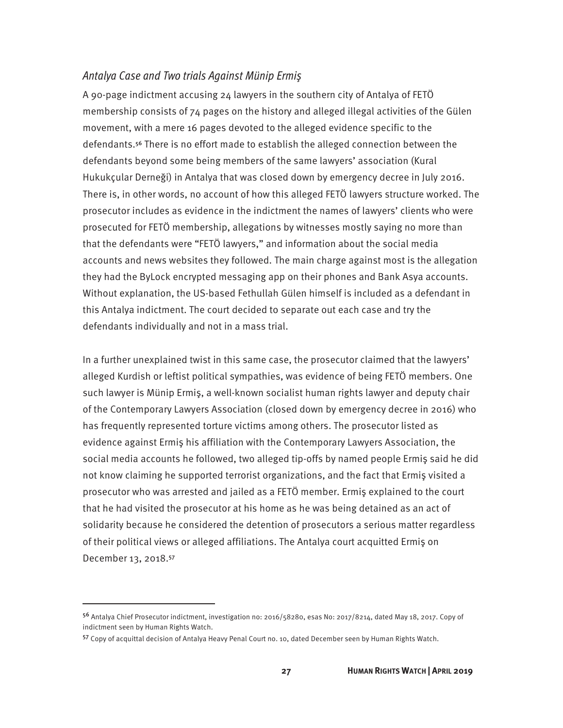### *Antalya Case and Two trials Against Münip Ermiş*

A 90-page indictment accusing 24 lawyers in the southern city of Antalya of FETÖ membership consists of 74 pages on the history and alleged illegal activities of the Gülen movement, with a mere 16 pages devoted to the alleged evidence specific to the defendants.[56] There is no effort made to establish the alleged connection between the defendants beyond some being members of the same lawyers' association (Kural Hukukçular Derneği) in Antalya that was closed down by emergency decree in July 2016. There is, in other words, no account of how this alleged FETÖ lawyers structure worked. The prosecutor includes as evidence in the indictment the names of lawyers' clients who were prosecuted for FETÖ membership, allegations by witnesses mostly saying no more than that the defendants were "FETÖ lawyers," and information about the social media accounts and news websites they followed. The main charge against most is the allegation they had the ByLock encrypted messaging app on their phones and Bank Asya accounts. Without explanation, the US-based Fethullah Gülen himself is included as a defendant in this Antalya indictment. The court decided to separate out each case and try the defendants individually and not in a mass trial.

In a further unexplained twist in this same case, the prosecutor claimed that the lawyers' alleged Kurdish or leftist political sympathies, was evidence of being FETÖ members. One such lawyer is Münip Ermiş, a well-known socialist human rights lawyer and deputy chair of the Contemporary Lawyers Association (closed down by emergency decree in 2016) who has frequently represented torture victims among others. The prosecutor listed as evidence against Ermiş his affiliation with the Contemporary Lawyers Association, the social media accounts he followed, two alleged tip-offs by named people Ermiş said he did not know claiming he supported terrorist organizations, and the fact that Ermiş visited a prosecutor who was arrested and jailed as a FETÖ member. Ermiş explained to the court that he had visited the prosecutor at his home as he was being detained as an act of solidarity because he considered the detention of prosecutors a serious matter regardless of their political views or alleged affiliations. The Antalya court acquitted Ermiş on December 13, 2018.[57]

---

[56] Antalya Chief Prosecutor indictment, investigation no: 2016/58280, esas No: 2017/8214, dated May 18, 2017. Copy of indictment seen by Human Rights Watch.

[57] Copy of acquittal decision of Antalya Heavy Penal Court no. 10, dated December seen by Human Rights Watch.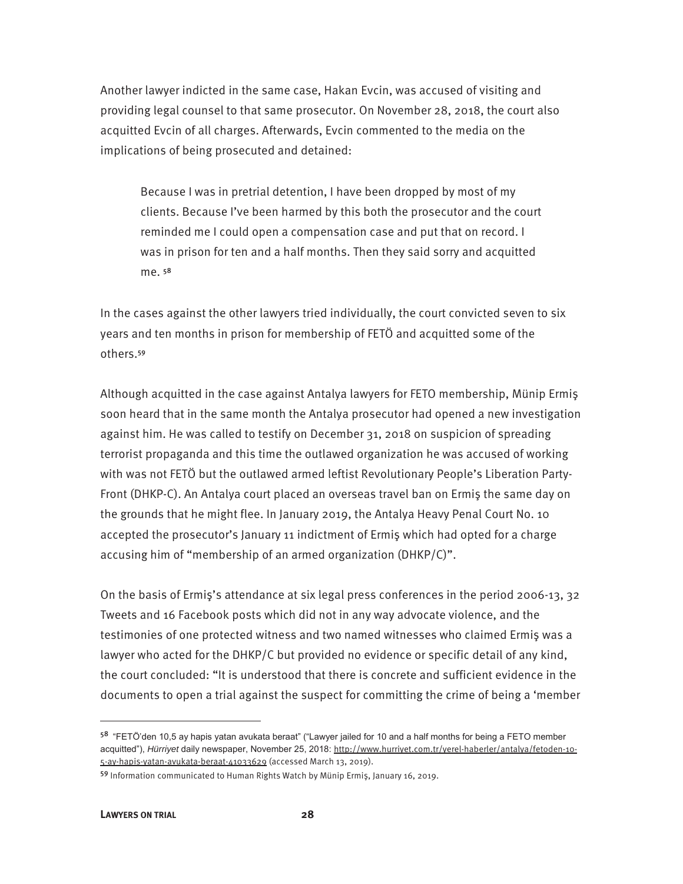Another lawyer indicted in the same case, Hakan Evcin, was accused of visiting and providing legal counsel to that same prosecutor. On November 28, 2018, the court also acquitted Evcin of all charges. Afterwards, Evcin commented to the media on the implications of being prosecuted and detained:

> Because I was in pretrial detention, I have been dropped by most of my clients. Because I've been harmed by this both the prosecutor and the court reminded me I could open a compensation case and put that on record. I was in prison for ten and a half months. Then they said sorry and acquitted me. [58]

In the cases against the other lawyers tried individually, the court convicted seven to six years and ten months in prison for membership of FETÖ and acquitted some of the others.[59]

Although acquitted in the case against Antalya lawyers for FETO membership, Münip Ermiş soon heard that in the same month the Antalya prosecutor had opened a new investigation against him. He was called to testify on December 31, 2018 on suspicion of spreading terrorist propaganda and this time the outlawed organization he was accused of working with was not FETÖ but the outlawed armed leftist Revolutionary People's Liberation Party-Front (DHKP-C). An Antalya court placed an overseas travel ban on Ermiş the same day on the grounds that he might flee. In January 2019, the Antalya Heavy Penal Court No. 10 accepted the prosecutor's January 11 indictment of Ermiş which had opted for a charge accusing him of "membership of an armed organization (DHKP/C)".

On the basis of Ermiş's attendance at six legal press conferences in the period 2006-13, 32 Tweets and 16 Facebook posts which did not in any way advocate violence, and the testimonies of one protected witness and two named witnesses who claimed Ermiş was a lawyer who acted for the DHKP/C but provided no evidence or specific detail of any kind, the court concluded: "It is understood that there is concrete and sufficient evidence in the documents to open a trial against the suspect for committing the crime of being a 'member

---

[58] "FETÖ'den 10,5 ay hapis yatan avukata beraat" ("Lawyer jailed for 10 and a half months for being a FETO member acquitted"), *Hürriyet* daily newspaper, November 25, 2018: http://www.hurriyet.com.tr/yerel-haberler/antalya/fetoden-10-5-ay-hapis-yatan-avukata-beraat-41033629 (accessed March 13, 2019).

[59] Information communicated to Human Rights Watch by Münip Ermiş, January 16, 2019.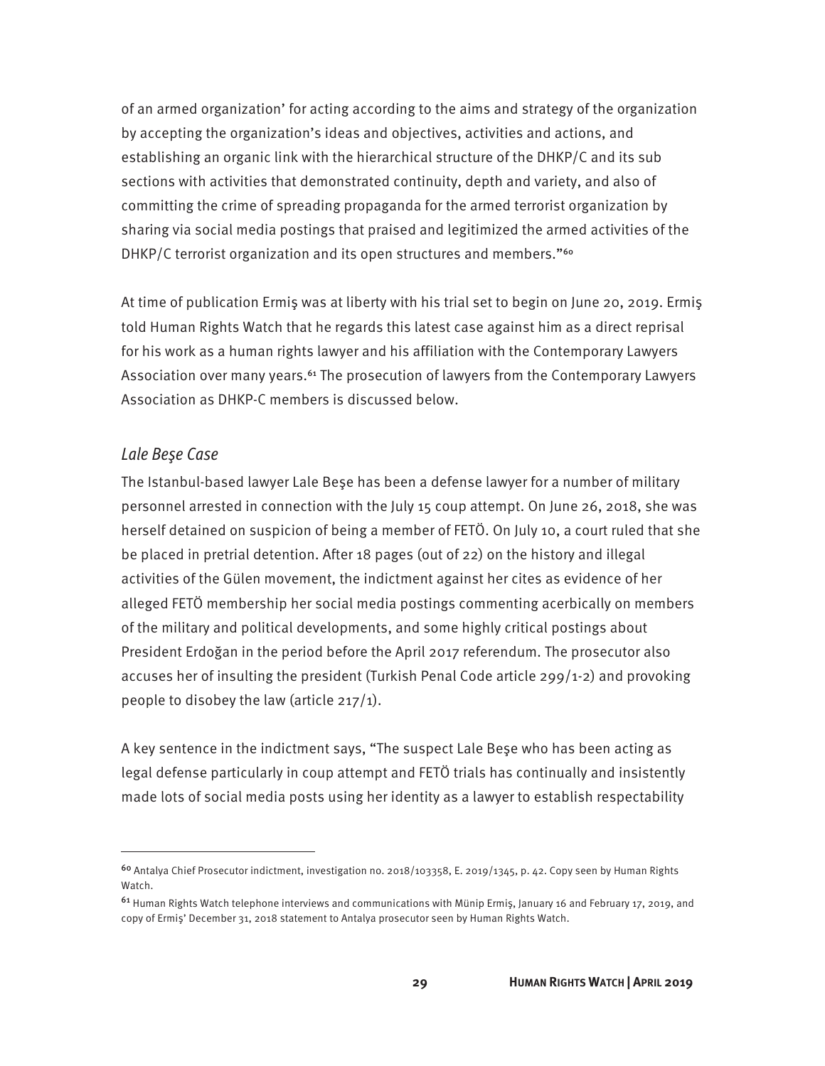of an armed organization' for acting according to the aims and strategy of the organization by accepting the organization's ideas and objectives, activities and actions, and establishing an organic link with the hierarchical structure of the DHKP/C and its sub sections with activities that demonstrated continuity, depth and variety, and also of committing the crime of spreading propaganda for the armed terrorist organization by sharing via social media postings that praised and legitimized the armed activities of the DHKP/C terrorist organization and its open structures and members."[60]

At time of publication Ermiş was at liberty with his trial set to begin on June 20, 2019. Ermiş told Human Rights Watch that he regards this latest case against him as a direct reprisal for his work as a human rights lawyer and his affiliation with the Contemporary Lawyers Association over many years.[61] The prosecution of lawyers from the Contemporary Lawyers Association as DHKP-C members is discussed below.

### *Lale Beşe Case*

The Istanbul-based lawyer Lale Beşe has been a defense lawyer for a number of military personnel arrested in connection with the July 15 coup attempt. On June 26, 2018, she was herself detained on suspicion of being a member of FETÖ. On July 10, a court ruled that she be placed in pretrial detention. After 18 pages (out of 22) on the history and illegal activities of the Gülen movement, the indictment against her cites as evidence of her alleged FETÖ membership her social media postings commenting acerbically on members of the military and political developments, and some highly critical postings about President Erdoğan in the period before the April 2017 referendum. The prosecutor also accuses her of insulting the president (Turkish Penal Code article 299/1-2) and provoking people to disobey the law (article 217/1).

A key sentence in the indictment says, "The suspect Lale Beşe who has been acting as legal defense particularly in coup attempt and FETÖ trials has continually and insistently made lots of social media posts using her identity as a lawyer to establish respectability

---

[60] Antalya Chief Prosecutor indictment, investigation no. 2018/103358, E. 2019/1345, p. 42. Copy seen by Human Rights Watch.

[61] Human Rights Watch telephone interviews and communications with Münip Ermiş, January 16 and February 17, 2019, and copy of Ermiş' December 31, 2018 statement to Antalya prosecutor seen by Human Rights Watch.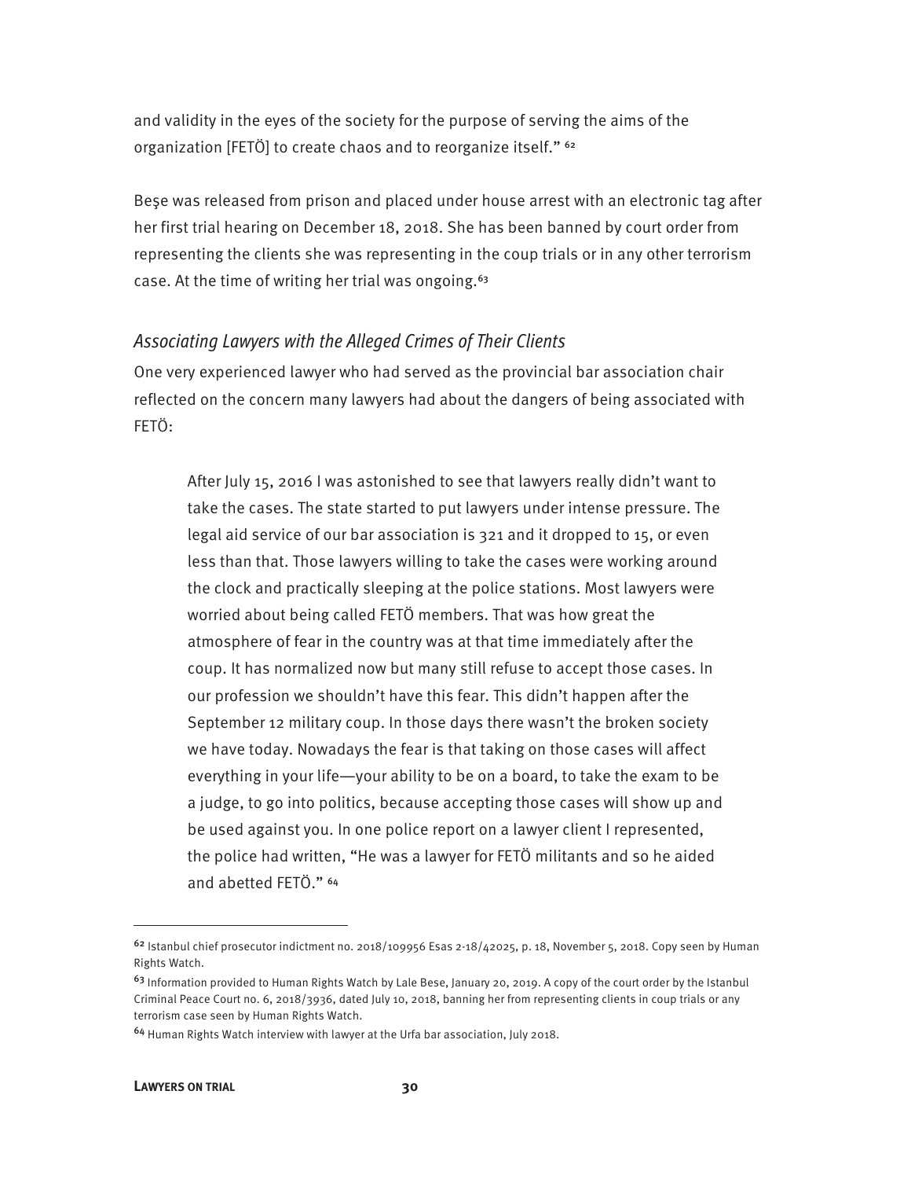and validity in the eyes of the society for the purpose of serving the aims of the organization [FETÖ] to create chaos and to reorganize itself." [62]

Beşe was released from prison and placed under house arrest with an electronic tag after her first trial hearing on December 18, 2018. She has been banned by court order from representing the clients she was representing in the coup trials or in any other terrorism case. At the time of writing her trial was ongoing.[63]

### *Associating Lawyers with the Alleged Crimes of Their Clients*

One very experienced lawyer who had served as the provincial bar association chair reflected on the concern many lawyers had about the dangers of being associated with FETÖ:

> After July 15, 2016 I was astonished to see that lawyers really didn't want to take the cases. The state started to put lawyers under intense pressure. The legal aid service of our bar association is 321 and it dropped to 15, or even less than that. Those lawyers willing to take the cases were working around the clock and practically sleeping at the police stations. Most lawyers were worried about being called FETÖ members. That was how great the atmosphere of fear in the country was at that time immediately after the coup. It has normalized now but many still refuse to accept those cases. In our profession we shouldn't have this fear. This didn't happen after the September 12 military coup. In those days there wasn't the broken society we have today. Nowadays the fear is that taking on those cases will affect everything in your life—your ability to be on a board, to take the exam to be a judge, to go into politics, because accepting those cases will show up and be used against you. In one police report on a lawyer client I represented, the police had written, "He was a lawyer for FETÖ militants and so he aided and abetted FETÖ." [64]

---

[62] Istanbul chief prosecutor indictment no. 2018/109956 Esas 2-18/42025, p. 18, November 5, 2018. Copy seen by Human Rights Watch.

[63] Information provided to Human Rights Watch by Lale Bese, January 20, 2019. A copy of the court order by the Istanbul Criminal Peace Court no. 6, 2018/3936, dated July 10, 2018, banning her from representing clients in coup trials or any terrorism case seen by Human Rights Watch.

[64] Human Rights Watch interview with lawyer at the Urfa bar association, July 2018.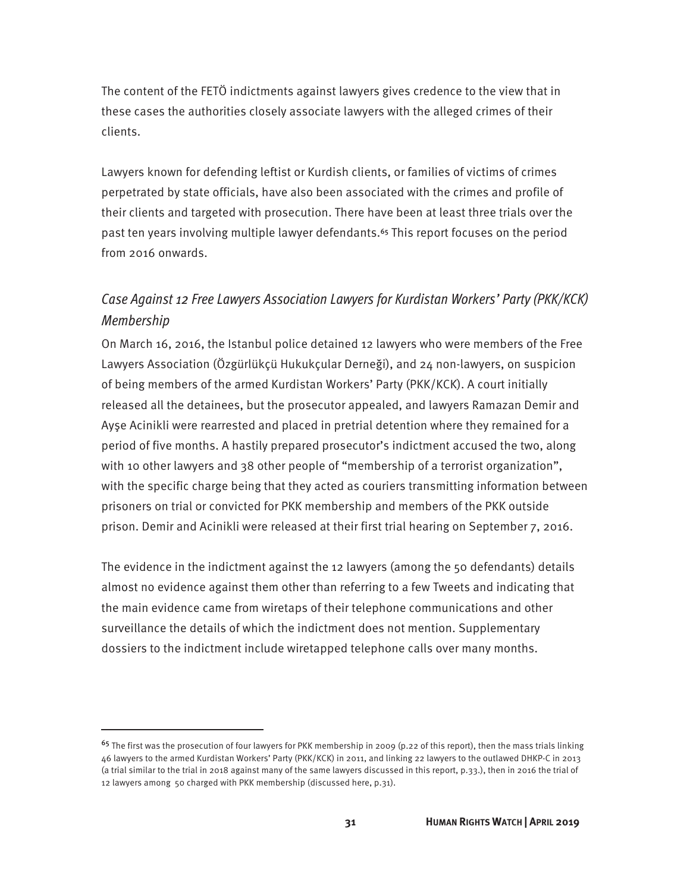The content of the FETÖ indictments against lawyers gives credence to the view that in these cases the authorities closely associate lawyers with the alleged crimes of their clients.

Lawyers known for defending leftist or Kurdish clients, or families of victims of crimes perpetrated by state officials, have also been associated with the crimes and profile of their clients and targeted with prosecution. There have been at least three trials over the past ten years involving multiple lawyer defendants.[65] This report focuses on the period from 2016 onwards.

### *Case Against 12 Free Lawyers Association Lawyers for Kurdistan Workers' Party (PKK/KCK) Membership*

On March 16, 2016, the Istanbul police detained 12 lawyers who were members of the Free Lawyers Association (Özgürlükçü Hukukçular Derneği), and 24 non-lawyers, on suspicion of being members of the armed Kurdistan Workers' Party (PKK/KCK). A court initially released all the detainees, but the prosecutor appealed, and lawyers Ramazan Demir and Ayşe Acinikli were rearrested and placed in pretrial detention where they remained for a period of five months. A hastily prepared prosecutor's indictment accused the two, along with 10 other lawyers and 38 other people of "membership of a terrorist organization", with the specific charge being that they acted as couriers transmitting information between prisoners on trial or convicted for PKK membership and members of the PKK outside prison. Demir and Acinikli were released at their first trial hearing on September 7, 2016.

The evidence in the indictment against the 12 lawyers (among the 50 defendants) details almost no evidence against them other than referring to a few Tweets and indicating that the main evidence came from wiretaps of their telephone communications and other surveillance the details of which the indictment does not mention. Supplementary dossiers to the indictment include wiretapped telephone calls over many months.

---

[65] The first was the prosecution of four lawyers for PKK membership in 2009 (p.22 of this report), then the mass trials linking 46 lawyers to the armed Kurdistan Workers' Party (PKK/KCK) in 2011, and linking 22 lawyers to the outlawed DHKP-C in 2013 (a trial similar to the trial in 2018 against many of the same lawyers discussed in this report, p.33.), then in 2016 the trial of 12 lawyers among 50 charged with PKK membership (discussed here, p.31).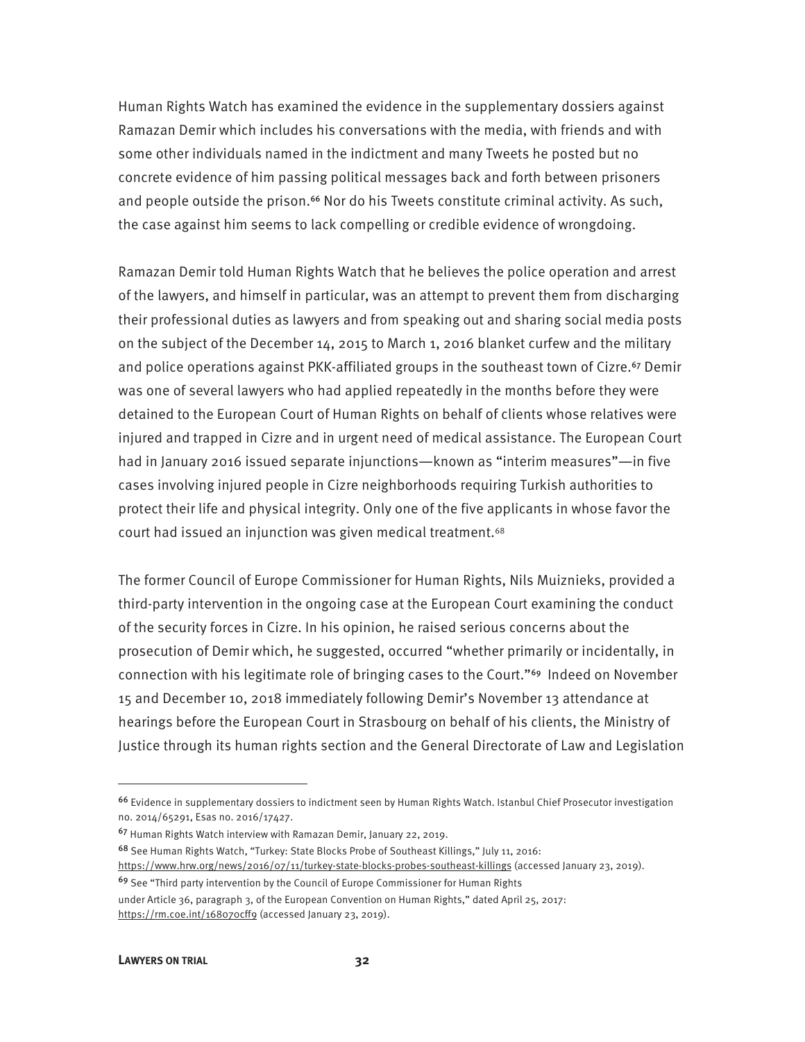Human Rights Watch has examined the evidence in the supplementary dossiers against Ramazan Demir which includes his conversations with the media, with friends and with some other individuals named in the indictment and many Tweets he posted but no concrete evidence of him passing political messages back and forth between prisoners and people outside the prison.[66] Nor do his Tweets constitute criminal activity. As such, the case against him seems to lack compelling or credible evidence of wrongdoing.

Ramazan Demir told Human Rights Watch that he believes the police operation and arrest of the lawyers, and himself in particular, was an attempt to prevent them from discharging their professional duties as lawyers and from speaking out and sharing social media posts on the subject of the December 14, 2015 to March 1, 2016 blanket curfew and the military and police operations against PKK-affiliated groups in the southeast town of Cizre.[67] Demir was one of several lawyers who had applied repeatedly in the months before they were detained to the European Court of Human Rights on behalf of clients whose relatives were injured and trapped in Cizre and in urgent need of medical assistance. The European Court had in January 2016 issued separate injunctions—known as "interim measures"—in five cases involving injured people in Cizre neighborhoods requiring Turkish authorities to protect their life and physical integrity. Only one of the five applicants in whose favor the court had issued an injunction was given medical treatment.[68]

The former Council of Europe Commissioner for Human Rights, Nils Muiznieks, provided a third-party intervention in the ongoing case at the European Court examining the conduct of the security forces in Cizre. In his opinion, he raised serious concerns about the prosecution of Demir which, he suggested, occurred "whether primarily or incidentally, in connection with his legitimate role of bringing cases to the Court."[69] Indeed on November 15 and December 10, 2018 immediately following Demir's November 13 attendance at hearings before the European Court in Strasbourg on behalf of his clients, the Ministry of Justice through its human rights section and the General Directorate of Law and Legislation

---

[66] Evidence in supplementary dossiers to indictment seen by Human Rights Watch. Istanbul Chief Prosecutor investigation no. 2014/65291, Esas no. 2016/17427.

[67] Human Rights Watch interview with Ramazan Demir, January 22, 2019.

[68] See Human Rights Watch, "Turkey: State Blocks Probe of Southeast Killings," July 11, 2016: https://www.hrw.org/news/2016/07/11/turkey-state-blocks-probes-southeast-killings (accessed January 23, 2019).

[69] See "Third party intervention by the Council of Europe Commissioner for Human Rights under Article 36, paragraph 3, of the European Convention on Human Rights," dated April 25, 2017: https://rm.coe.int/168070cff9 (accessed January 23, 2019).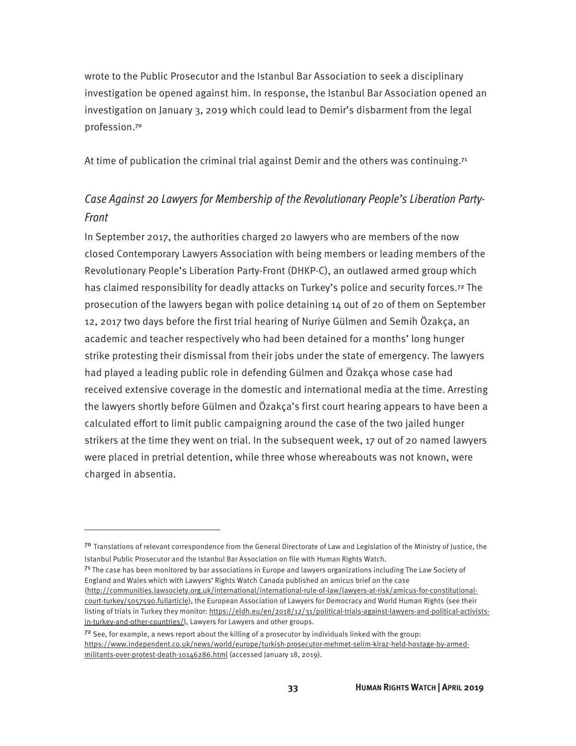wrote to the Public Prosecutor and the Istanbul Bar Association to seek a disciplinary investigation be opened against him. In response, the Istanbul Bar Association opened an investigation on January 3, 2019 which could lead to Demir's disbarment from the legal profession.[70]

At time of publication the criminal trial against Demir and the others was continuing.[71]

### *Case Against 20 Lawyers for Membership of the Revolutionary People's Liberation Party-Front*

In September 2017, the authorities charged 20 lawyers who are members of the now closed Contemporary Lawyers Association with being members or leading members of the Revolutionary People's Liberation Party-Front (DHKP-C), an outlawed armed group which has claimed responsibility for deadly attacks on Turkey's police and security forces.[72] The prosecution of the lawyers began with police detaining 14 out of 20 of them on September 12, 2017 two days before the first trial hearing of Nuriye Gülmen and Semih Özakça, an academic and teacher respectively who had been detained for a months' long hunger strike protesting their dismissal from their jobs under the state of emergency. The lawyers had played a leading public role in defending Gülmen and Özakça whose case had received extensive coverage in the domestic and international media at the time. Arresting the lawyers shortly before Gülmen and Özakça's first court hearing appears to have been a calculated effort to limit public campaigning around the case of the two jailed hunger strikers at the time they went on trial. In the subsequent week, 17 out of 20 named lawyers were placed in pretrial detention, while three whose whereabouts was not known, were charged in absentia.

---

[70] Translations of relevant correspondence from the General Directorate of Law and Legislation of the Ministry of Justice, the Istanbul Public Prosecutor and the Istanbul Bar Association on file with Human Rights Watch.

[71] The case has been monitored by bar associations in Europe and lawyers organizations including The Law Society of England and Wales which with Lawyers' Rights Watch Canada published an amicus brief on the case (http://communities.lawsociety.org.uk/international/international-rule-of-law/lawyers-at-risk/amicus-for-constitutional-court-turkey/5057590.fullarticle), the European Association of Lawyers for Democracy and World Human Rights (see their listing of trials in Turkey they monitor: https://eldh.eu/en/2018/12/31/political-trials-against-lawyers-and-political-activists-in-turkey-and-other-countries/), Lawyers for Lawyers and other groups.

[72] See, for example, a news report about the killing of a prosecutor by individuals linked with the group: https://www.independent.co.uk/news/world/europe/turkish-prosecutor-mehmet-selim-kiraz-held-hostage-by-armed-militants-over-protest-death-10146286.html (accessed January 18, 2019).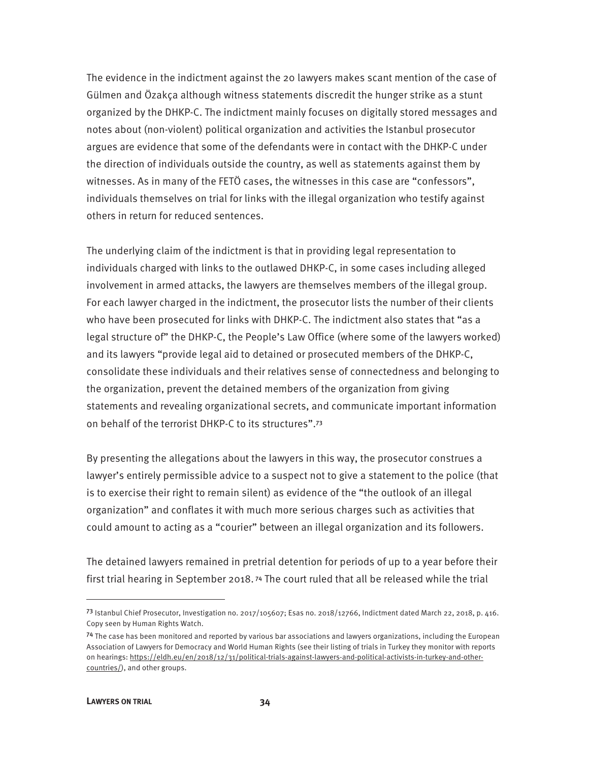The evidence in the indictment against the 20 lawyers makes scant mention of the case of Gülmen and Özakça although witness statements discredit the hunger strike as a stunt organized by the DHKP-C. The indictment mainly focuses on digitally stored messages and notes about (non-violent) political organization and activities the Istanbul prosecutor argues are evidence that some of the defendants were in contact with the DHKP-C under the direction of individuals outside the country, as well as statements against them by witnesses. As in many of the FETÖ cases, the witnesses in this case are "confessors", individuals themselves on trial for links with the illegal organization who testify against others in return for reduced sentences.

The underlying claim of the indictment is that in providing legal representation to individuals charged with links to the outlawed DHKP-C, in some cases including alleged involvement in armed attacks, the lawyers are themselves members of the illegal group. For each lawyer charged in the indictment, the prosecutor lists the number of their clients who have been prosecuted for links with DHKP-C. The indictment also states that "as a legal structure of" the DHKP-C, the People's Law Office (where some of the lawyers worked) and its lawyers "provide legal aid to detained or prosecuted members of the DHKP-C, consolidate these individuals and their relatives sense of connectedness and belonging to the organization, prevent the detained members of the organization from giving statements and revealing organizational secrets, and communicate important information on behalf of the terrorist DHKP-C to its structures".[73]

By presenting the allegations about the lawyers in this way, the prosecutor construes a lawyer's entirely permissible advice to a suspect not to give a statement to the police (that is to exercise their right to remain silent) as evidence of the "the outlook of an illegal organization" and conflates it with much more serious charges such as activities that could amount to acting as a "courier" between an illegal organization and its followers.

The detained lawyers remained in pretrial detention for periods of up to a year before their first trial hearing in September 2018.[74] The court ruled that all be released while the trial

---

[73] Istanbul Chief Prosecutor, Investigation no. 2017/105607; Esas no. 2018/12766, Indictment dated March 22, 2018, p. 416. Copy seen by Human Rights Watch.

[74] The case has been monitored and reported by various bar associations and lawyers organizations, including the European Association of Lawyers for Democracy and World Human Rights (see their listing of trials in Turkey they monitor with reports on hearings: https://eldh.eu/en/2018/12/31/political-trials-against-lawyers-and-political-activists-in-turkey-and-other-countries/), and other groups.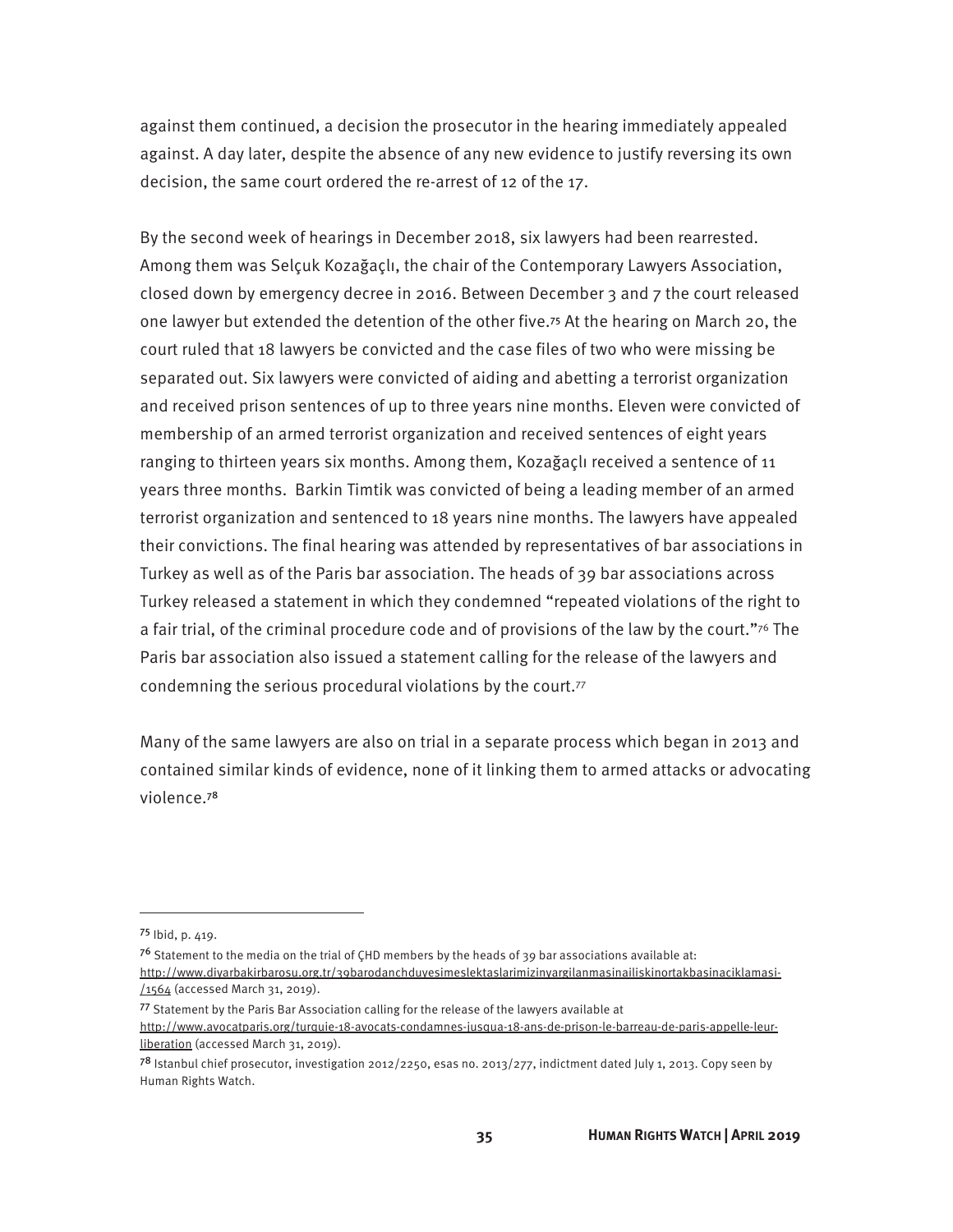against them continued, a decision the prosecutor in the hearing immediately appealed against. A day later, despite the absence of any new evidence to justify reversing its own decision, the same court ordered the re-arrest of 12 of the 17.

By the second week of hearings in December 2018, six lawyers had been rearrested. Among them was Selçuk Kozağaçlı, the chair of the Contemporary Lawyers Association, closed down by emergency decree in 2016. Between December 3 and 7 the court released one lawyer but extended the detention of the other five.[75] At the hearing on March 20, the court ruled that 18 lawyers be convicted and the case files of two who were missing be separated out. Six lawyers were convicted of aiding and abetting a terrorist organization and received prison sentences of up to three years nine months. Eleven were convicted of membership of an armed terrorist organization and received sentences of eight years ranging to thirteen years six months. Among them, Kozağaçlı received a sentence of 11 years three months. Barkin Timtik was convicted of being a leading member of an armed terrorist organization and sentenced to 18 years nine months. The lawyers have appealed their convictions. The final hearing was attended by representatives of bar associations in Turkey as well as of the Paris bar association. The heads of 39 bar associations across Turkey released a statement in which they condemned "repeated violations of the right to a fair trial, of the criminal procedure code and of provisions of the law by the court."[76] The Paris bar association also issued a statement calling for the release of the lawyers and condemning the serious procedural violations by the court.[77]

Many of the same lawyers are also on trial in a separate process which began in 2013 and contained similar kinds of evidence, none of it linking them to armed attacks or advocating violence.[78]

---

[75] Ibid, p. 419.

[76] Statement to the media on the trial of ÇHD members by the heads of 39 bar associations available at: http://www.diyarbakirbarosu.org.tr/39barodanchduyesimeslektaslarimizinyargilanmasinailiskinortakbasinaciklamasi-/1564 (accessed March 31, 2019).

[77] Statement by the Paris Bar Association calling for the release of the lawyers available at http://www.avocatparis.org/turquie-18-avocats-condamnes-jusqua-18-ans-de-prison-le-barreau-de-paris-appelle-leur-liberation (accessed March 31, 2019).

[78] Istanbul chief prosecutor, investigation 2012/2250, esas no. 2013/277, indictment dated July 1, 2013. Copy seen by Human Rights Watch.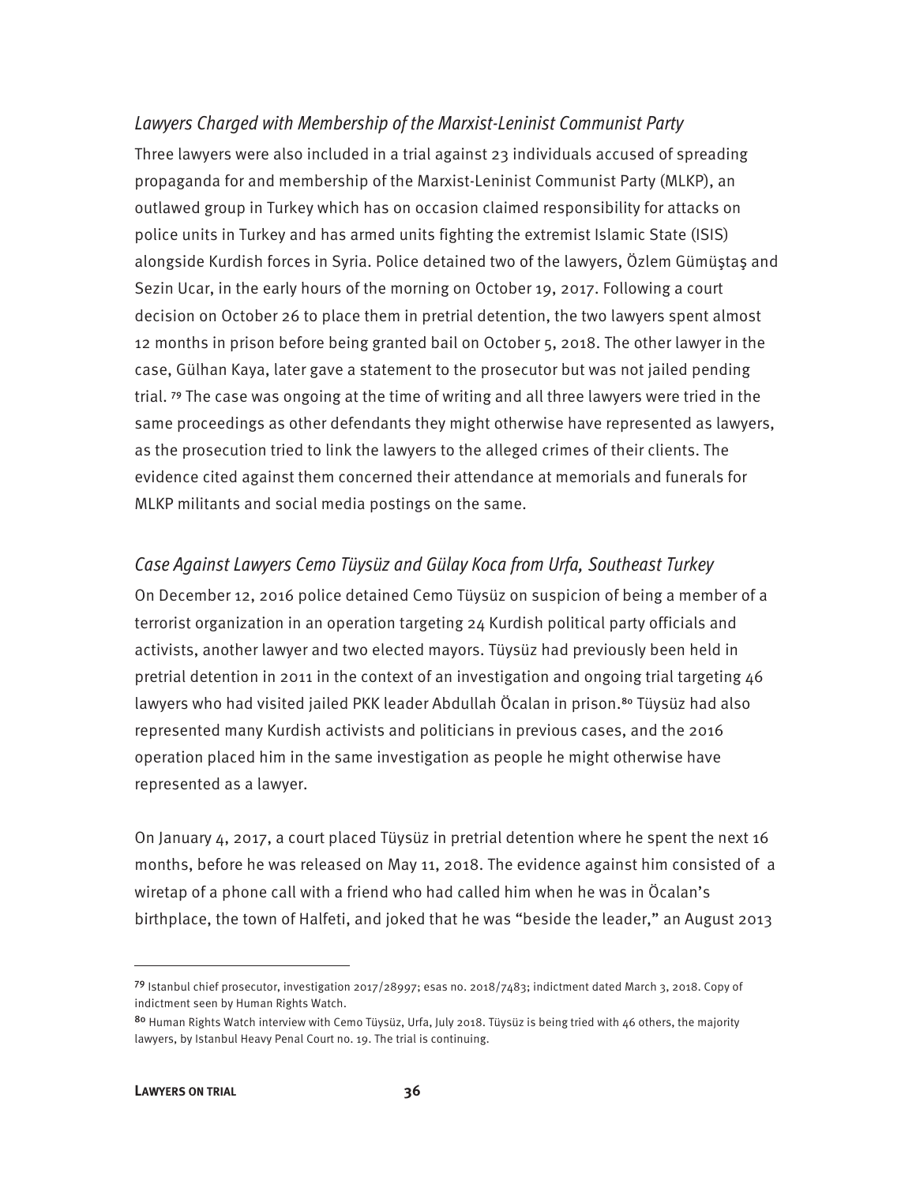### *Lawyers Charged with Membership of the Marxist-Leninist Communist Party*

Three lawyers were also included in a trial against 23 individuals accused of spreading propaganda for and membership of the Marxist-Leninist Communist Party (MLKP), an outlawed group in Turkey which has on occasion claimed responsibility for attacks on police units in Turkey and has armed units fighting the extremist Islamic State (ISIS) alongside Kurdish forces in Syria. Police detained two of the lawyers, Özlem Gümüştaş and Sezin Ucar, in the early hours of the morning on October 19, 2017. Following a court decision on October 26 to place them in pretrial detention, the two lawyers spent almost 12 months in prison before being granted bail on October 5, 2018. The other lawyer in the case, Gülhan Kaya, later gave a statement to the prosecutor but was not jailed pending trial. [79] The case was ongoing at the time of writing and all three lawyers were tried in the same proceedings as other defendants they might otherwise have represented as lawyers, as the prosecution tried to link the lawyers to the alleged crimes of their clients. The evidence cited against them concerned their attendance at memorials and funerals for MLKP militants and social media postings on the same.

### *Case Against Lawyers Cemo Tüysüz and Gülay Koca from Urfa, Southeast Turkey*

On December 12, 2016 police detained Cemo Tüysüz on suspicion of being a member of a terrorist organization in an operation targeting 24 Kurdish political party officials and activists, another lawyer and two elected mayors. Tüysüz had previously been held in pretrial detention in 2011 in the context of an investigation and ongoing trial targeting 46 lawyers who had visited jailed PKK leader Abdullah Öcalan in prison.[80] Tüysüz had also represented many Kurdish activists and politicians in previous cases, and the 2016 operation placed him in the same investigation as people he might otherwise have represented as a lawyer.

On January 4, 2017, a court placed Tüysüz in pretrial detention where he spent the next 16 months, before he was released on May 11, 2018. The evidence against him consisted of a wiretap of a phone call with a friend who had called him when he was in Öcalan's birthplace, the town of Halfeti, and joked that he was "beside the leader," an August 2013

---

[79] Istanbul chief prosecutor, investigation 2017/28997; esas no. 2018/7483; indictment dated March 3, 2018. Copy of indictment seen by Human Rights Watch.

[80] Human Rights Watch interview with Cemo Tüysüz, Urfa, July 2018. Tüysüz is being tried with 46 others, the majority lawyers, by Istanbul Heavy Penal Court no. 19. The trial is continuing.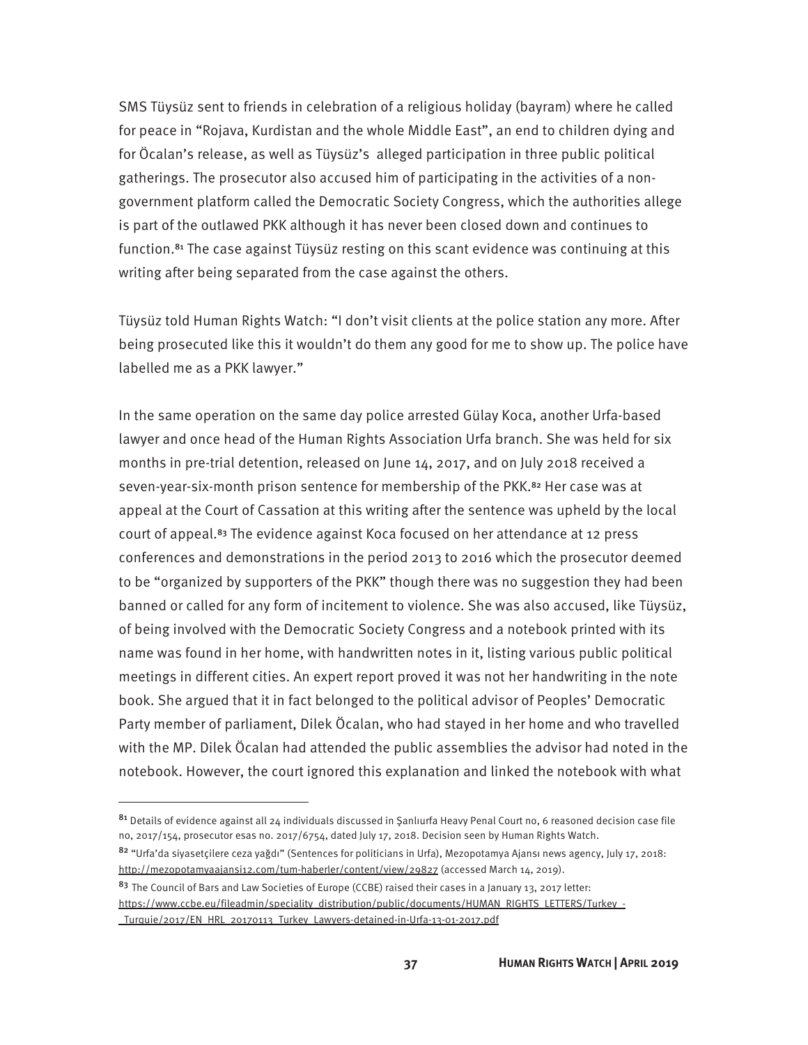SMS Tüysüz sent to friends in celebration of a religious holiday (bayram) where he called for peace in "Rojava, Kurdistan and the whole Middle East", an end to children dying and for Öcalan's release, as well as Tüysüz's alleged participation in three public political gatherings. The prosecutor also accused him of participating in the activities of a non-government platform called the Democratic Society Congress, which the authorities allege is part of the outlawed PKK although it has never been closed down and continues to function.[81] The case against Tüysüz resting on this scant evidence was continuing at this writing after being separated from the case against the others.

Tüysüz told Human Rights Watch: "I don't visit clients at the police station any more. After being prosecuted like this it wouldn't do them any good for me to show up. The police have labelled me as a PKK lawyer."

In the same operation on the same day police arrested Gülay Koca, another Urfa-based lawyer and once head of the Human Rights Association Urfa branch. She was held for six months in pre-trial detention, released on June 14, 2017, and on July 2018 received a seven-year-six-month prison sentence for membership of the PKK.[82] Her case was at appeal at the Court of Cassation at this writing after the sentence was upheld by the local court of appeal.[83] The evidence against Koca focused on her attendance at 12 press conferences and demonstrations in the period 2013 to 2016 which the prosecutor deemed to be "organized by supporters of the PKK" though there was no suggestion they had been banned or called for any form of incitement to violence. She was also accused, like Tüysüz, of being involved with the Democratic Society Congress and a notebook printed with its name was found in her home, with handwritten notes in it, listing various public political meetings in different cities. An expert report proved it was not her handwriting in the note book. She argued that it in fact belonged to the political advisor of Peoples' Democratic Party member of parliament, Dilek Öcalan, who had stayed in her home and who travelled with the MP. Dilek Öcalan had attended the public assemblies the advisor had noted in the notebook. However, the court ignored this explanation and linked the notebook with what

---

[81] Details of evidence against all 24 individuals discussed in Şanlıurfa Heavy Penal Court no, 6 reasoned decision case file no, 2017/154, prosecutor esas no. 2017/6754, dated July 17, 2018. Decision seen by Human Rights Watch.

[82] "Urfa'da siyasetçilere ceza yağdı" (Sentences for politicians in Urfa), Mezopotamya Ajansı news agency, July 17, 2018: http://mezopotamyaajansi12.com/tum-haberler/content/view/29827 (accessed March 14, 2019).

[83] The Council of Bars and Law Societies of Europe (CCBE) raised their cases in a January 13, 2017 letter: https://www.ccbe.eu/fileadmin/speciality_distribution/public/documents/HUMAN_RIGHTS_LETTERS/Turkey_-_Turquie/2017/EN_HRL_20170113_Turkey_Lawyers-detained-in-Urfa-13-01-2017.pdf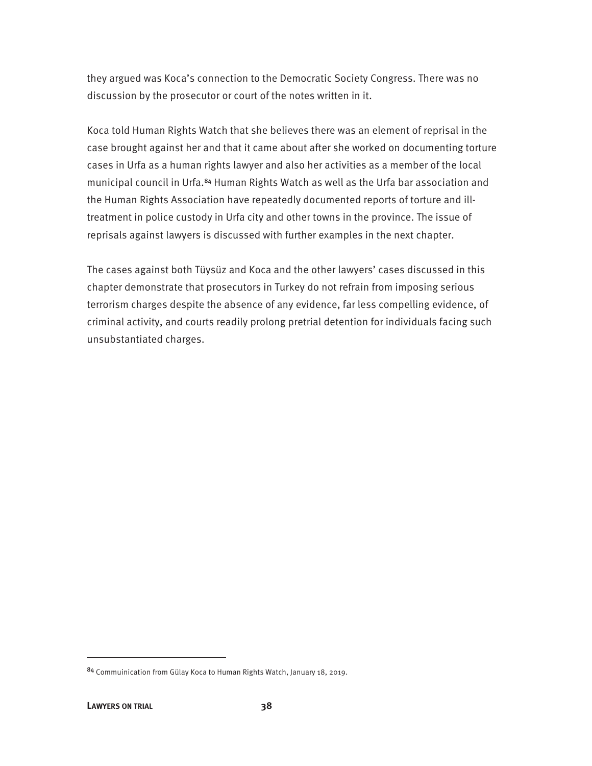they argued was Koca's connection to the Democratic Society Congress. There was no discussion by the prosecutor or court of the notes written in it.

Koca told Human Rights Watch that she believes there was an element of reprisal in the case brought against her and that it came about after she worked on documenting torture cases in Urfa as a human rights lawyer and also her activities as a member of the local municipal council in Urfa.[84] Human Rights Watch as well as the Urfa bar association and the Human Rights Association have repeatedly documented reports of torture and ill-treatment in police custody in Urfa city and other towns in the province. The issue of reprisals against lawyers is discussed with further examples in the next chapter.

The cases against both Tüysüz and Koca and the other lawyers' cases discussed in this chapter demonstrate that prosecutors in Turkey do not refrain from imposing serious terrorism charges despite the absence of any evidence, far less compelling evidence, of criminal activity, and courts readily prolong pretrial detention for individuals facing such unsubstantiated charges.

---

[84] Commuinication from Gülay Koca to Human Rights Watch, January 18, 2019.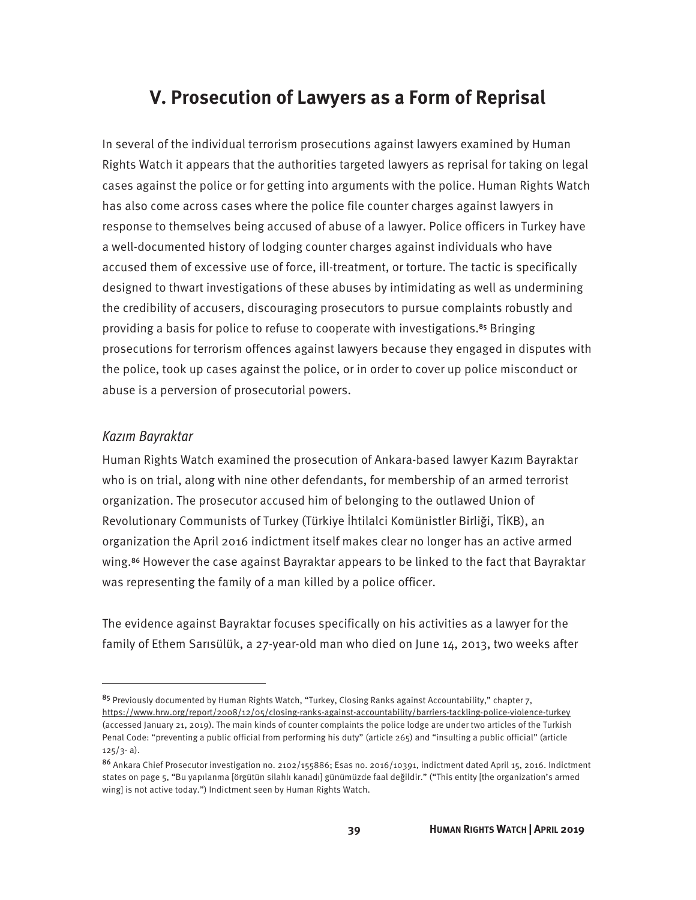## V. Prosecution of Lawyers as a Form of Reprisal

In several of the individual terrorism prosecutions against lawyers examined by Human Rights Watch it appears that the authorities targeted lawyers as reprisal for taking on legal cases against the police or for getting into arguments with the police. Human Rights Watch has also come across cases where the police file counter charges against lawyers in response to themselves being accused of abuse of a lawyer. Police officers in Turkey have a well-documented history of lodging counter charges against individuals who have accused them of excessive use of force, ill-treatment, or torture. The tactic is specifically designed to thwart investigations of these abuses by intimidating as well as undermining the credibility of accusers, discouraging prosecutors to pursue complaints robustly and providing a basis for police to refuse to cooperate with investigations.[85] Bringing prosecutions for terrorism offences against lawyers because they engaged in disputes with the police, took up cases against the police, or in order to cover up police misconduct or abuse is a perversion of prosecutorial powers.

### *Kazım Bayraktar*

Human Rights Watch examined the prosecution of Ankara-based lawyer Kazım Bayraktar who is on trial, along with nine other defendants, for membership of an armed terrorist organization. The prosecutor accused him of belonging to the outlawed Union of Revolutionary Communists of Turkey (Türkiye İhtilalci Komünistler Birliği, TİKB), an organization the April 2016 indictment itself makes clear no longer has an active armed wing.[86] However the case against Bayraktar appears to be linked to the fact that Bayraktar was representing the family of a man killed by a police officer.

The evidence against Bayraktar focuses specifically on his activities as a lawyer for the family of Ethem Sarısülük, a 27-year-old man who died on June 14, 2013, two weeks after

---

[85] Previously documented by Human Rights Watch, "Turkey, Closing Ranks against Accountability," chapter 7, https://www.hrw.org/report/2008/12/05/closing-ranks-against-accountability/barriers-tackling-police-violence-turkey (accessed January 21, 2019). The main kinds of counter complaints the police lodge are under two articles of the Turkish Penal Code: "preventing a public official from performing his duty" (article 265) and "insulting a public official" (article 125/3- a).

[86] Ankara Chief Prosecutor investigation no. 2102/155886; Esas no. 2016/10391, indictment dated April 15, 2016. Indictment states on page 5, "Bu yapılanma [örgütün silahlı kanadı] günümüzde faal değildir." ("This entity [the organization's armed wing] is not active today.") Indictment seen by Human Rights Watch.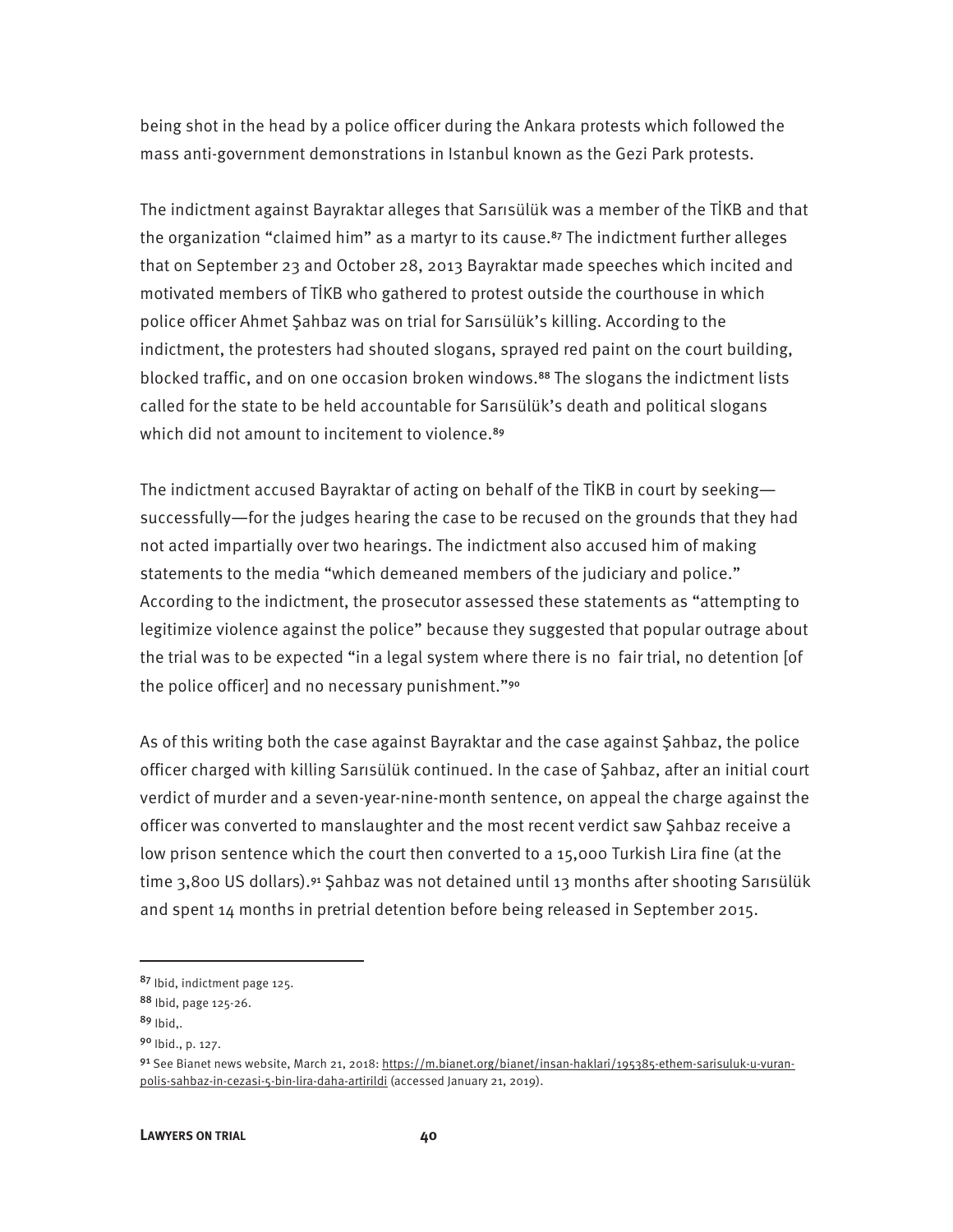being shot in the head by a police officer during the Ankara protests which followed the mass anti-government demonstrations in Istanbul known as the Gezi Park protests.

The indictment against Bayraktar alleges that Sarısülük was a member of the TİKB and that the organization "claimed him" as a martyr to its cause.[87] The indictment further alleges that on September 23 and October 28, 2013 Bayraktar made speeches which incited and motivated members of TİKB who gathered to protest outside the courthouse in which police officer Ahmet Şahbaz was on trial for Sarısülük's killing. According to the indictment, the protesters had shouted slogans, sprayed red paint on the court building, blocked traffic, and on one occasion broken windows.[88] The slogans the indictment lists called for the state to be held accountable for Sarısülük's death and political slogans which did not amount to incitement to violence.[89]

The indictment accused Bayraktar of acting on behalf of the TİKB in court by seeking—successfully—for the judges hearing the case to be recused on the grounds that they had not acted impartially over two hearings. The indictment also accused him of making statements to the media "which demeaned members of the judiciary and police." According to the indictment, the prosecutor assessed these statements as "attempting to legitimize violence against the police" because they suggested that popular outrage about the trial was to be expected "in a legal system where there is no fair trial, no detention [of the police officer] and no necessary punishment."[90]

As of this writing both the case against Bayraktar and the case against Şahbaz, the police officer charged with killing Sarısülük continued. In the case of Şahbaz, after an initial court verdict of murder and a seven-year-nine-month sentence, on appeal the charge against the officer was converted to manslaughter and the most recent verdict saw Şahbaz receive a low prison sentence which the court then converted to a 15,000 Turkish Lira fine (at the time 3,800 US dollars).[91] Şahbaz was not detained until 13 months after shooting Sarısülük and spent 14 months in pretrial detention before being released in September 2015.

---

[87] Ibid, indictment page 125.

[88] Ibid, page 125-26.

[89] Ibid,.

[90] Ibid., p. 127.

[91] See Bianet news website, March 21, 2018: https://m.bianet.org/bianet/insan-haklari/195385-ethem-sarisuluk-u-vuran-polis-sahbaz-in-cezasi-5-bin-lira-daha-artirildi (accessed January 21, 2019).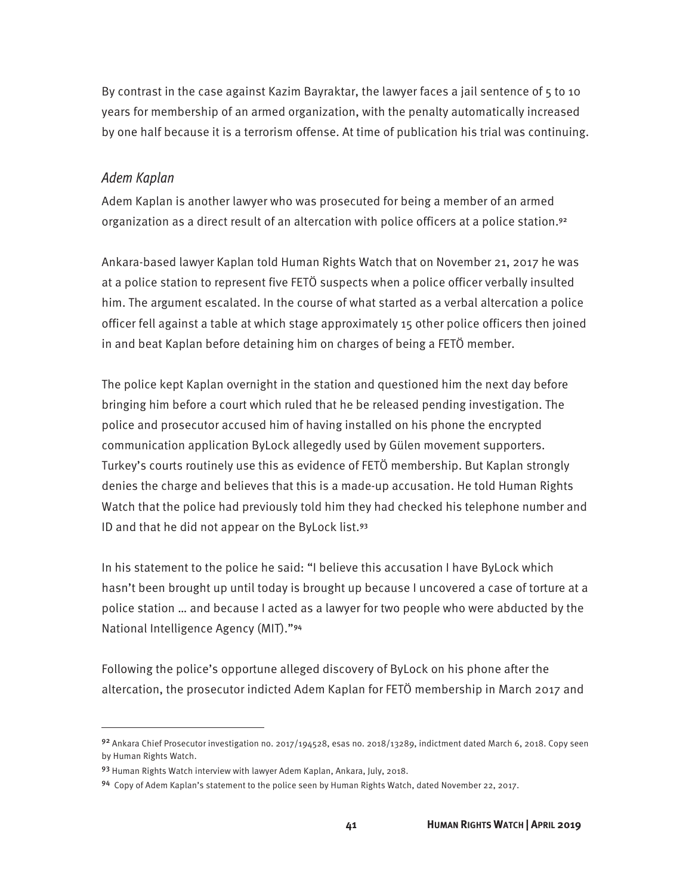By contrast in the case against Kazim Bayraktar, the lawyer faces a jail sentence of 5 to 10 years for membership of an armed organization, with the penalty automatically increased by one half because it is a terrorism offense. At time of publication his trial was continuing.

### *Adem Kaplan*

Adem Kaplan is another lawyer who was prosecuted for being a member of an armed organization as a direct result of an altercation with police officers at a police station.[92]

Ankara-based lawyer Kaplan told Human Rights Watch that on November 21, 2017 he was at a police station to represent five FETÖ suspects when a police officer verbally insulted him. The argument escalated. In the course of what started as a verbal altercation a police officer fell against a table at which stage approximately 15 other police officers then joined in and beat Kaplan before detaining him on charges of being a FETÖ member.

The police kept Kaplan overnight in the station and questioned him the next day before bringing him before a court which ruled that he be released pending investigation. The police and prosecutor accused him of having installed on his phone the encrypted communication application ByLock allegedly used by Gülen movement supporters. Turkey's courts routinely use this as evidence of FETÖ membership. But Kaplan strongly denies the charge and believes that this is a made-up accusation. He told Human Rights Watch that the police had previously told him they had checked his telephone number and ID and that he did not appear on the ByLock list.[93]

In his statement to the police he said: "I believe this accusation I have ByLock which hasn't been brought up until today is brought up because I uncovered a case of torture at a police station … and because I acted as a lawyer for two people who were abducted by the National Intelligence Agency (MIT)."[94]

Following the police's opportune alleged discovery of ByLock on his phone after the altercation, the prosecutor indicted Adem Kaplan for FETÖ membership in March 2017 and

---

[92] Ankara Chief Prosecutor investigation no. 2017/194528, esas no. 2018/13289, indictment dated March 6, 2018. Copy seen by Human Rights Watch.

[93] Human Rights Watch interview with lawyer Adem Kaplan, Ankara, July, 2018.

[94] Copy of Adem Kaplan's statement to the police seen by Human Rights Watch, dated November 22, 2017.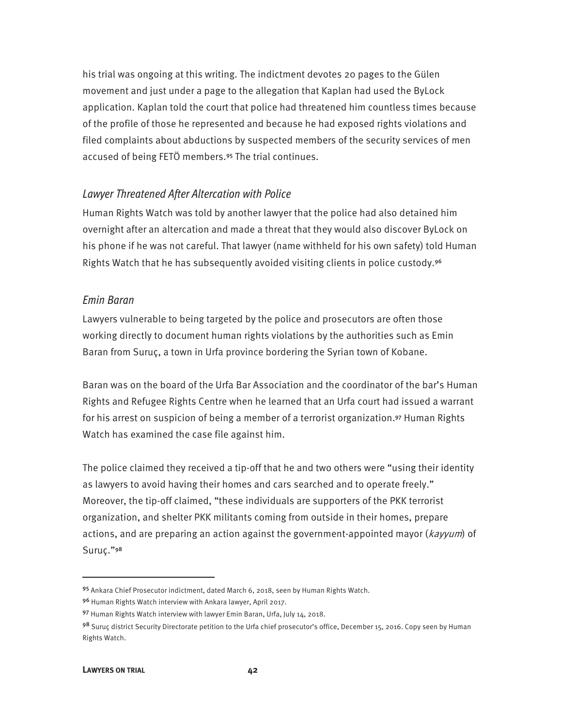his trial was ongoing at this writing. The indictment devotes 20 pages to the Gülen movement and just under a page to the allegation that Kaplan had used the ByLock application. Kaplan told the court that police had threatened him countless times because of the profile of those he represented and because he had exposed rights violations and filed complaints about abductions by suspected members of the security services of men accused of being FETÖ members.[95] The trial continues.

### *Lawyer Threatened After Altercation with Police*

Human Rights Watch was told by another lawyer that the police had also detained him overnight after an altercation and made a threat that they would also discover ByLock on his phone if he was not careful. That lawyer (name withheld for his own safety) told Human Rights Watch that he has subsequently avoided visiting clients in police custody.[96]

### *Emin Baran*

Lawyers vulnerable to being targeted by the police and prosecutors are often those working directly to document human rights violations by the authorities such as Emin Baran from Suruç, a town in Urfa province bordering the Syrian town of Kobane.

Baran was on the board of the Urfa Bar Association and the coordinator of the bar's Human Rights and Refugee Rights Centre when he learned that an Urfa court had issued a warrant for his arrest on suspicion of being a member of a terrorist organization.[97] Human Rights Watch has examined the case file against him.

The police claimed they received a tip-off that he and two others were "using their identity as lawyers to avoid having their homes and cars searched and to operate freely." Moreover, the tip-off claimed, "these individuals are supporters of the PKK terrorist organization, and shelter PKK militants coming from outside in their homes, prepare actions, and are preparing an action against the government-appointed mayor (*kayyum*) of Suruç."[98]

---

[95] Ankara Chief Prosecutor indictment, dated March 6, 2018, seen by Human Rights Watch.

[96] Human Rights Watch interview with Ankara lawyer, April 2017.

[97] Human Rights Watch interview with lawyer Emin Baran, Urfa, July 14, 2018.

[98] Suruç district Security Directorate petition to the Urfa chief prosecutor's office, December 15, 2016. Copy seen by Human Rights Watch.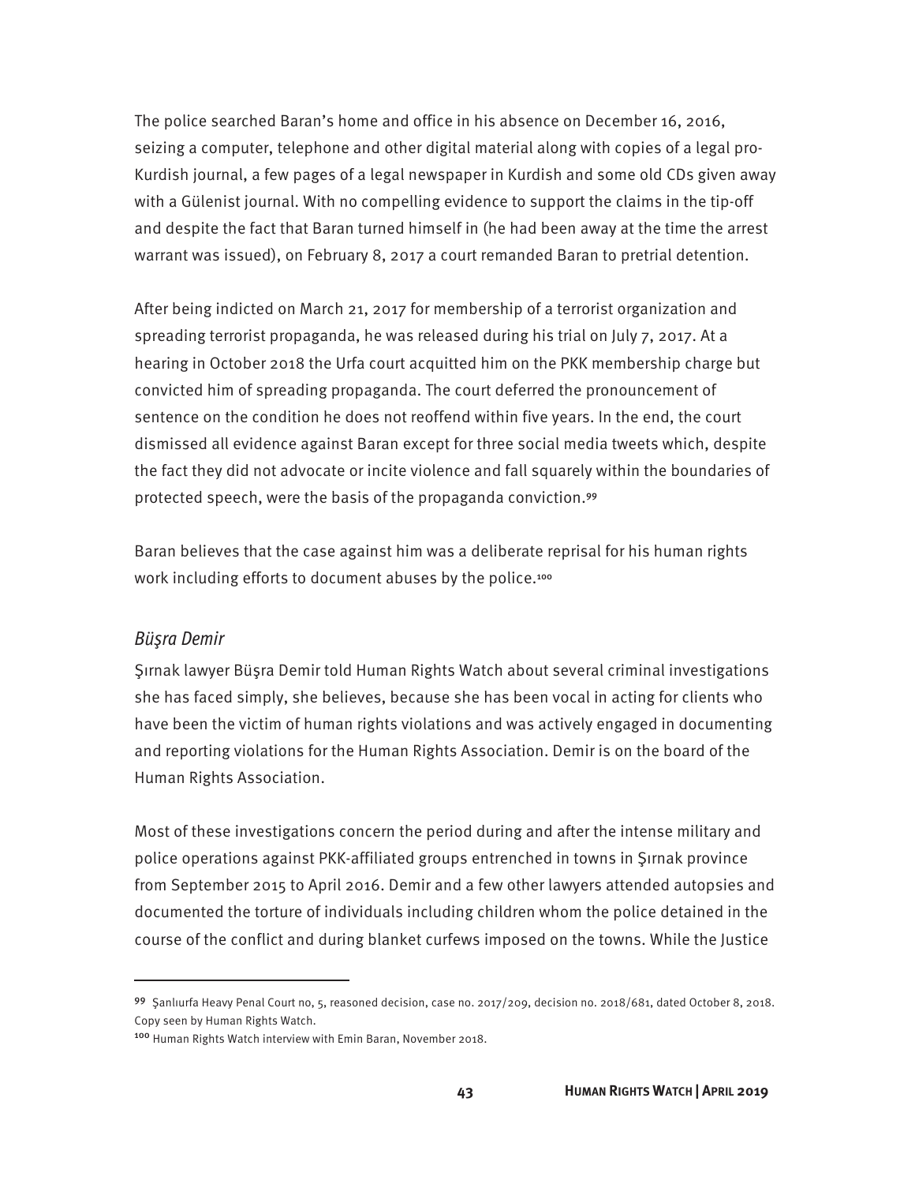The police searched Baran's home and office in his absence on December 16, 2016, seizing a computer, telephone and other digital material along with copies of a legal pro-Kurdish journal, a few pages of a legal newspaper in Kurdish and some old CDs given away with a Gülenist journal. With no compelling evidence to support the claims in the tip-off and despite the fact that Baran turned himself in (he had been away at the time the arrest warrant was issued), on February 8, 2017 a court remanded Baran to pretrial detention.

After being indicted on March 21, 2017 for membership of a terrorist organization and spreading terrorist propaganda, he was released during his trial on July 7, 2017. At a hearing in October 2018 the Urfa court acquitted him on the PKK membership charge but convicted him of spreading propaganda. The court deferred the pronouncement of sentence on the condition he does not reoffend within five years. In the end, the court dismissed all evidence against Baran except for three social media tweets which, despite the fact they did not advocate or incite violence and fall squarely within the boundaries of protected speech, were the basis of the propaganda conviction.[99]

Baran believes that the case against him was a deliberate reprisal for his human rights work including efforts to document abuses by the police.[100]

### *Büşra Demir*

Şırnak lawyer Büşra Demir told Human Rights Watch about several criminal investigations she has faced simply, she believes, because she has been vocal in acting for clients who have been the victim of human rights violations and was actively engaged in documenting and reporting violations for the Human Rights Association. Demir is on the board of the Human Rights Association.

Most of these investigations concern the period during and after the intense military and police operations against PKK-affiliated groups entrenched in towns in Şırnak province from September 2015 to April 2016. Demir and a few other lawyers attended autopsies and documented the torture of individuals including children whom the police detained in the course of the conflict and during blanket curfews imposed on the towns. While the Justice

---

[99] Şanlıurfa Heavy Penal Court no, 5, reasoned decision, case no. 2017/209, decision no. 2018/681, dated October 8, 2018. Copy seen by Human Rights Watch.

[100] Human Rights Watch interview with Emin Baran, November 2018.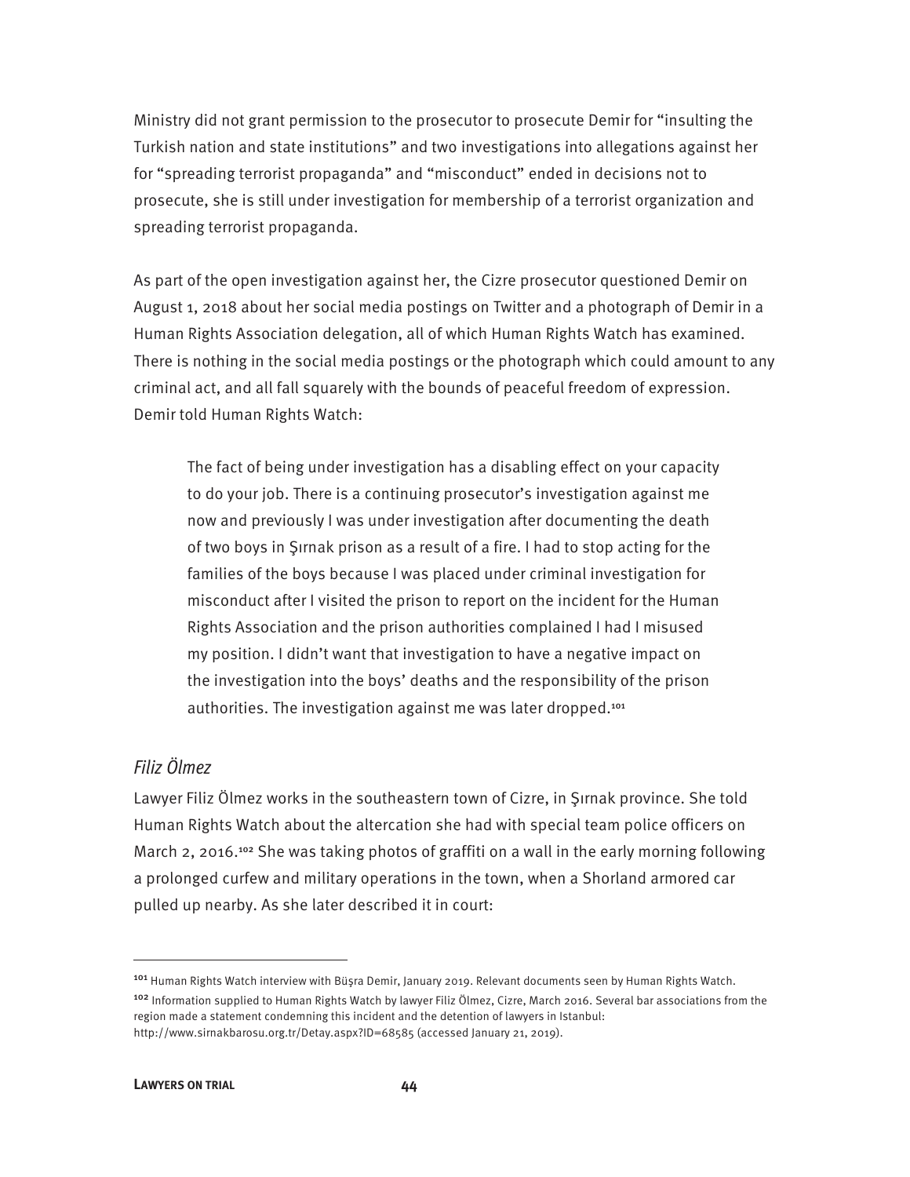Ministry did not grant permission to the prosecutor to prosecute Demir for "insulting the Turkish nation and state institutions" and two investigations into allegations against her for "spreading terrorist propaganda" and "misconduct" ended in decisions not to prosecute, she is still under investigation for membership of a terrorist organization and spreading terrorist propaganda.

As part of the open investigation against her, the Cizre prosecutor questioned Demir on August 1, 2018 about her social media postings on Twitter and a photograph of Demir in a Human Rights Association delegation, all of which Human Rights Watch has examined. There is nothing in the social media postings or the photograph which could amount to any criminal act, and all fall squarely with the bounds of peaceful freedom of expression. Demir told Human Rights Watch:

> The fact of being under investigation has a disabling effect on your capacity to do your job. There is a continuing prosecutor's investigation against me now and previously I was under investigation after documenting the death of two boys in Şırnak prison as a result of a fire. I had to stop acting for the families of the boys because I was placed under criminal investigation for misconduct after I visited the prison to report on the incident for the Human Rights Association and the prison authorities complained I had I misused my position. I didn't want that investigation to have a negative impact on the investigation into the boys' deaths and the responsibility of the prison authorities. The investigation against me was later dropped.[101]

### *Filiz Ölmez*

Lawyer Filiz Ölmez works in the southeastern town of Cizre, in Şırnak province. She told Human Rights Watch about the altercation she had with special team police officers on March 2, 2016.[102] She was taking photos of graffiti on a wall in the early morning following a prolonged curfew and military operations in the town, when a Shorland armored car pulled up nearby. As she later described it in court:

---

[101] Human Rights Watch interview with Büşra Demir, January 2019. Relevant documents seen by Human Rights Watch.

[102] Information supplied to Human Rights Watch by lawyer Filiz Ölmez, Cizre, March 2016. Several bar associations from the region made a statement condemning this incident and the detention of lawyers in Istanbul: http://www.sirnakbarosu.org.tr/Detay.aspx?ID=68585 (accessed January 21, 2019).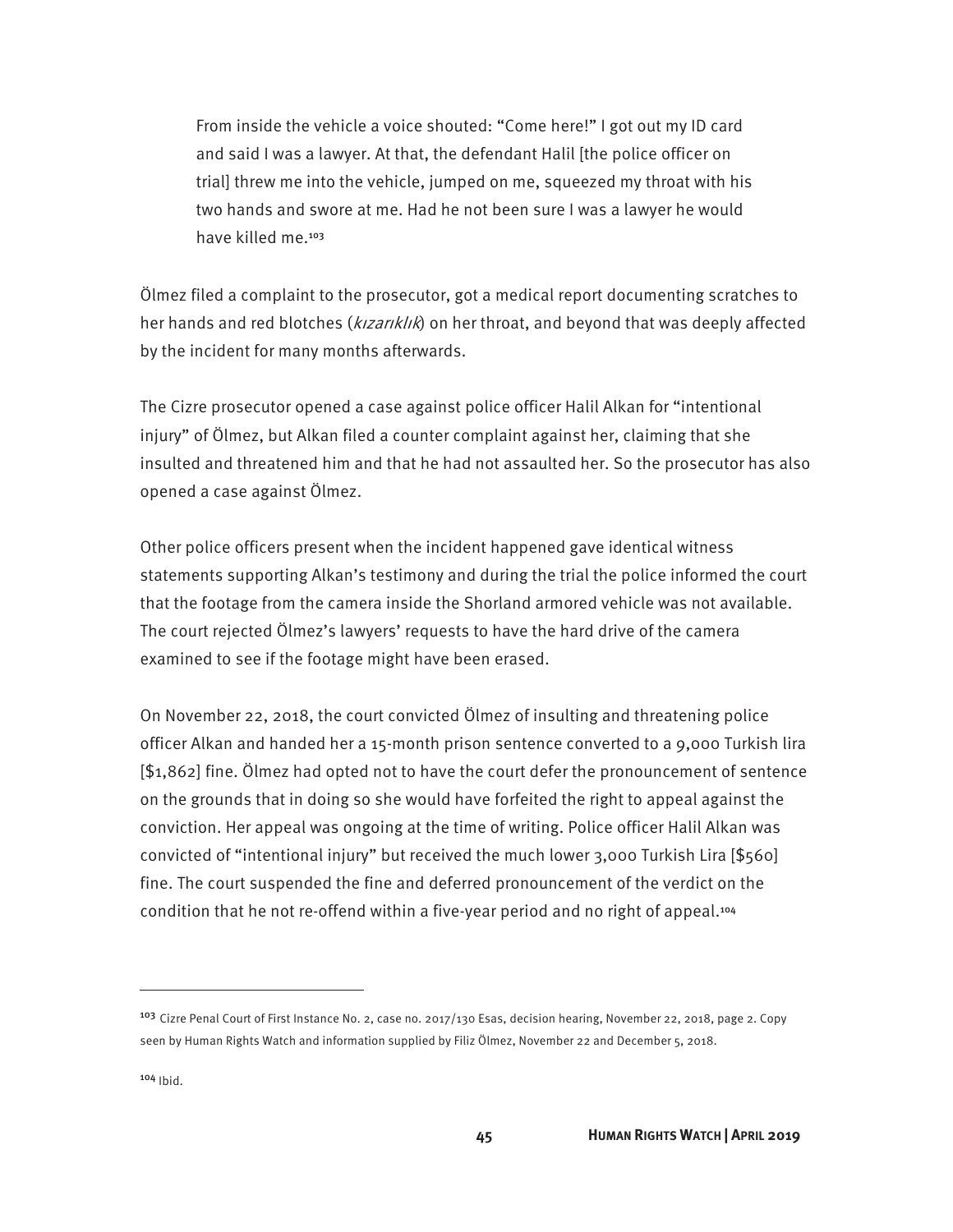> From inside the vehicle a voice shouted: “Come here!” I got out my ID card and said I was a lawyer. At that, the defendant Halil [the police officer on trial] threw me into the vehicle, jumped on me, squeezed my throat with his two hands and swore at me. Had he not been sure I was a lawyer he would have killed me.[103]

Ölmez filed a complaint to the prosecutor, got a medical report documenting scratches to her hands and red blotches (*kızarıklık*) on her throat, and beyond that was deeply affected by the incident for many months afterwards.

The Cizre prosecutor opened a case against police officer Halil Alkan for “intentional injury” of Ölmez, but Alkan filed a counter complaint against her, claiming that she insulted and threatened him and that he had not assaulted her. So the prosecutor has also opened a case against Ölmez.

Other police officers present when the incident happened gave identical witness statements supporting Alkan’s testimony and during the trial the police informed the court that the footage from the camera inside the Shorland armored vehicle was not available. The court rejected Ölmez’s lawyers’ requests to have the hard drive of the camera examined to see if the footage might have been erased.

On November 22, 2018, the court convicted Ölmez of insulting and threatening police officer Alkan and handed her a 15-month prison sentence converted to a 9,000 Turkish lira [$1,862] fine. Ölmez had opted not to have the court defer the pronouncement of sentence on the grounds that in doing so she would have forfeited the right to appeal against the conviction. Her appeal was ongoing at the time of writing. Police officer Halil Alkan was convicted of “intentional injury” but received the much lower 3,000 Turkish Lira [$560] fine. The court suspended the fine and deferred pronouncement of the verdict on the condition that he not re-offend within a five-year period and no right of appeal.[104]

---

[103] Cizre Penal Court of First Instance No. 2, case no. 2017/130 Esas, decision hearing, November 22, 2018, page 2. Copy seen by Human Rights Watch and information supplied by Filiz Ölmez, November 22 and December 5, 2018.

[104] Ibid.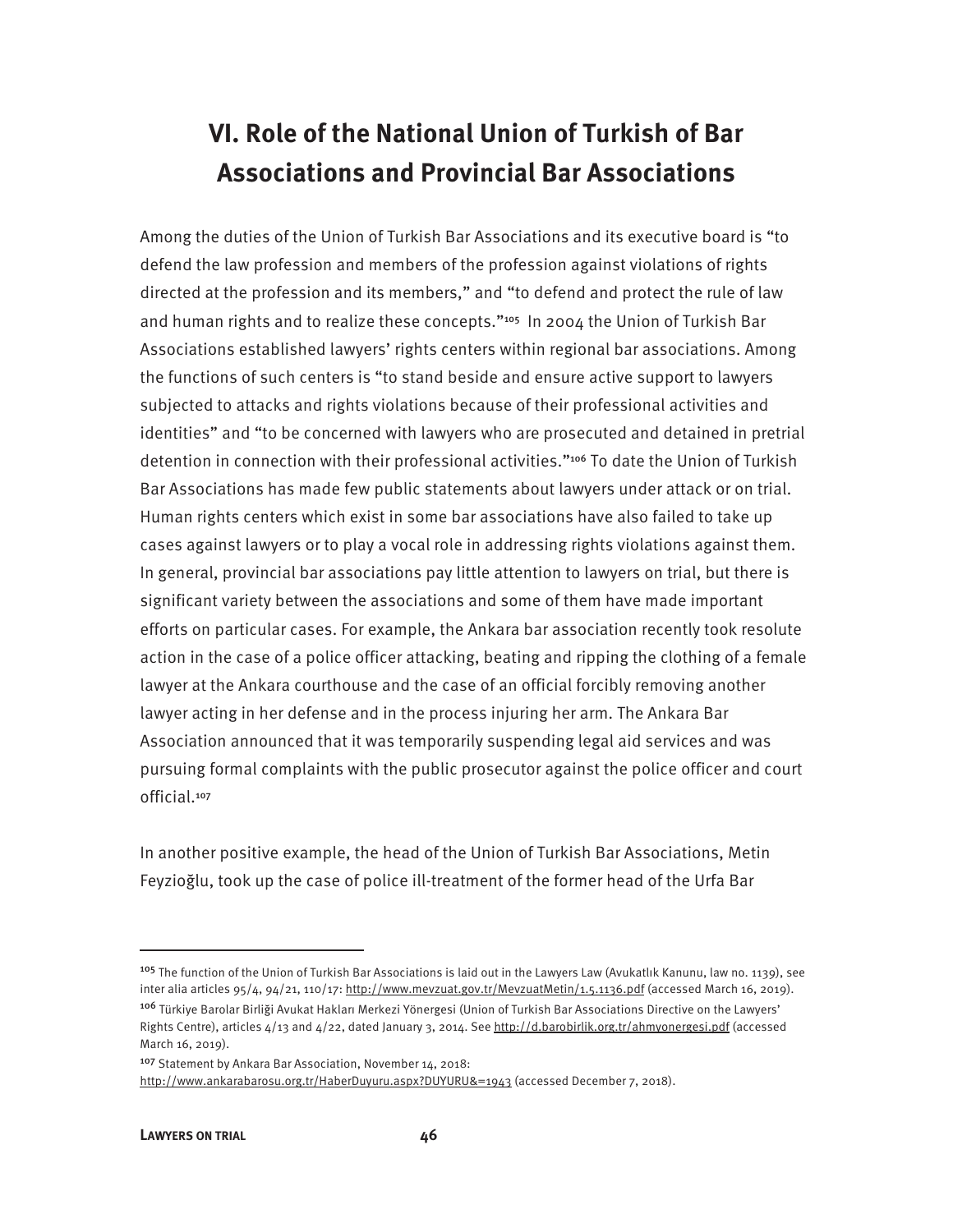# VI. Role of the National Union of Turkish of Bar Associations and Provincial Bar Associations

Among the duties of the Union of Turkish Bar Associations and its executive board is "to defend the law profession and members of the profession against violations of rights directed at the profession and its members," and "to defend and protect the rule of law and human rights and to realize these concepts."[105] In 2004 the Union of Turkish Bar Associations established lawyers' rights centers within regional bar associations. Among the functions of such centers is "to stand beside and ensure active support to lawyers subjected to attacks and rights violations because of their professional activities and identities" and "to be concerned with lawyers who are prosecuted and detained in pretrial detention in connection with their professional activities."[106] To date the Union of Turkish Bar Associations has made few public statements about lawyers under attack or on trial. Human rights centers which exist in some bar associations have also failed to take up cases against lawyers or to play a vocal role in addressing rights violations against them. In general, provincial bar associations pay little attention to lawyers on trial, but there is significant variety between the associations and some of them have made important efforts on particular cases. For example, the Ankara bar association recently took resolute action in the case of a police officer attacking, beating and ripping the clothing of a female lawyer at the Ankara courthouse and the case of an official forcibly removing another lawyer acting in her defense and in the process injuring her arm. The Ankara Bar Association announced that it was temporarily suspending legal aid services and was pursuing formal complaints with the public prosecutor against the police officer and court official.[107]

In another positive example, the head of the Union of Turkish Bar Associations, Metin Feyzioğlu, took up the case of police ill-treatment of the former head of the Urfa Bar

---

[105] The function of the Union of Turkish Bar Associations is laid out in the Lawyers Law (Avukatlık Kanunu, law no. 1139), see inter alia articles 95/4, 94/21, 110/17: http://www.mevzuat.gov.tr/MevzuatMetin/1.5.1136.pdf (accessed March 16, 2019).

[106] Türkiye Barolar Birliği Avukat Hakları Merkezi Yönergesi (Union of Turkish Bar Associations Directive on the Lawyers' Rights Centre), articles 4/13 and 4/22, dated January 3, 2014. See http://d.barobirlik.org.tr/ahmyonergesi.pdf (accessed March 16, 2019).

[107] Statement by Ankara Bar Association, November 14, 2018: http://www.ankarabarosu.org.tr/HaberDuyuru.aspx?DUYURU&=1943 (accessed December 7, 2018).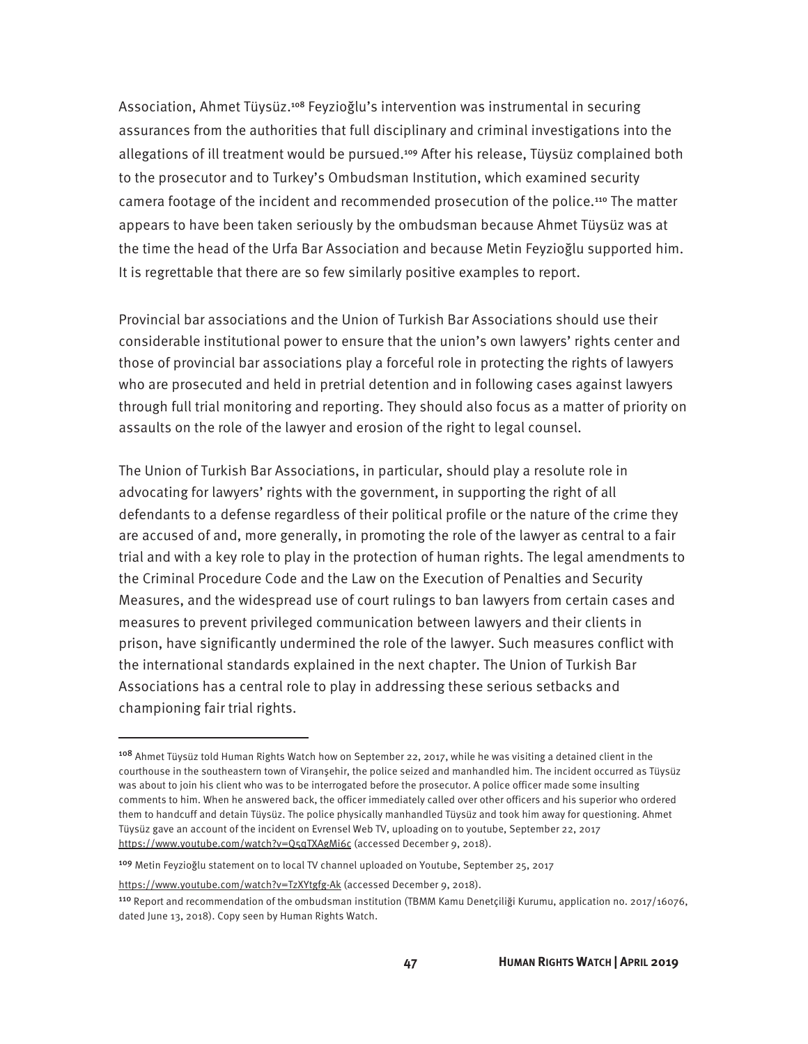Association, Ahmet Tüysüz.[108] Feyzioğlu's intervention was instrumental in securing assurances from the authorities that full disciplinary and criminal investigations into the allegations of ill treatment would be pursued.[109] After his release, Tüysüz complained both to the prosecutor and to Turkey's Ombudsman Institution, which examined security camera footage of the incident and recommended prosecution of the police.[110] The matter appears to have been taken seriously by the ombudsman because Ahmet Tüysüz was at the time the head of the Urfa Bar Association and because Metin Feyzioğlu supported him. It is regrettable that there are so few similarly positive examples to report.

Provincial bar associations and the Union of Turkish Bar Associations should use their considerable institutional power to ensure that the union's own lawyers' rights center and those of provincial bar associations play a forceful role in protecting the rights of lawyers who are prosecuted and held in pretrial detention and in following cases against lawyers through full trial monitoring and reporting. They should also focus as a matter of priority on assaults on the role of the lawyer and erosion of the right to legal counsel.

The Union of Turkish Bar Associations, in particular, should play a resolute role in advocating for lawyers' rights with the government, in supporting the right of all defendants to a defense regardless of their political profile or the nature of the crime they are accused of and, more generally, in promoting the role of the lawyer as central to a fair trial and with a key role to play in the protection of human rights. The legal amendments to the Criminal Procedure Code and the Law on the Execution of Penalties and Security Measures, and the widespread use of court rulings to ban lawyers from certain cases and measures to prevent privileged communication between lawyers and their clients in prison, have significantly undermined the role of the lawyer. Such measures conflict with the international standards explained in the next chapter. The Union of Turkish Bar Associations has a central role to play in addressing these serious setbacks and championing fair trial rights.

---

[108] Ahmet Tüysüz told Human Rights Watch how on September 22, 2017, while he was visiting a detained client in the courthouse in the southeastern town of Viranşehir, the police seized and manhandled him. The incident occurred as Tüysüz was about to join his client who was to be interrogated before the prosecutor. A police officer made some insulting comments to him. When he answered back, the officer immediately called over other officers and his superior who ordered them to handcuff and detain Tüysüz. The police physically manhandled Tüysüz and took him away for questioning. Ahmet Tüysüz gave an account of the incident on Evrensel Web TV, uploading on to youtube, September 22, 2017 https://www.youtube.com/watch?v=Q5gTXAgMi6c (accessed December 9, 2018).

[109] Metin Feyzioğlu statement on to local TV channel uploaded on Youtube, September 25, 2017 https://www.youtube.com/watch?v=TzXYtgfg-Ak (accessed December 9, 2018).

[110] Report and recommendation of the ombudsman institution (TBMM Kamu Denetçiliği Kurumu, application no. 2017/16076, dated June 13, 2018). Copy seen by Human Rights Watch.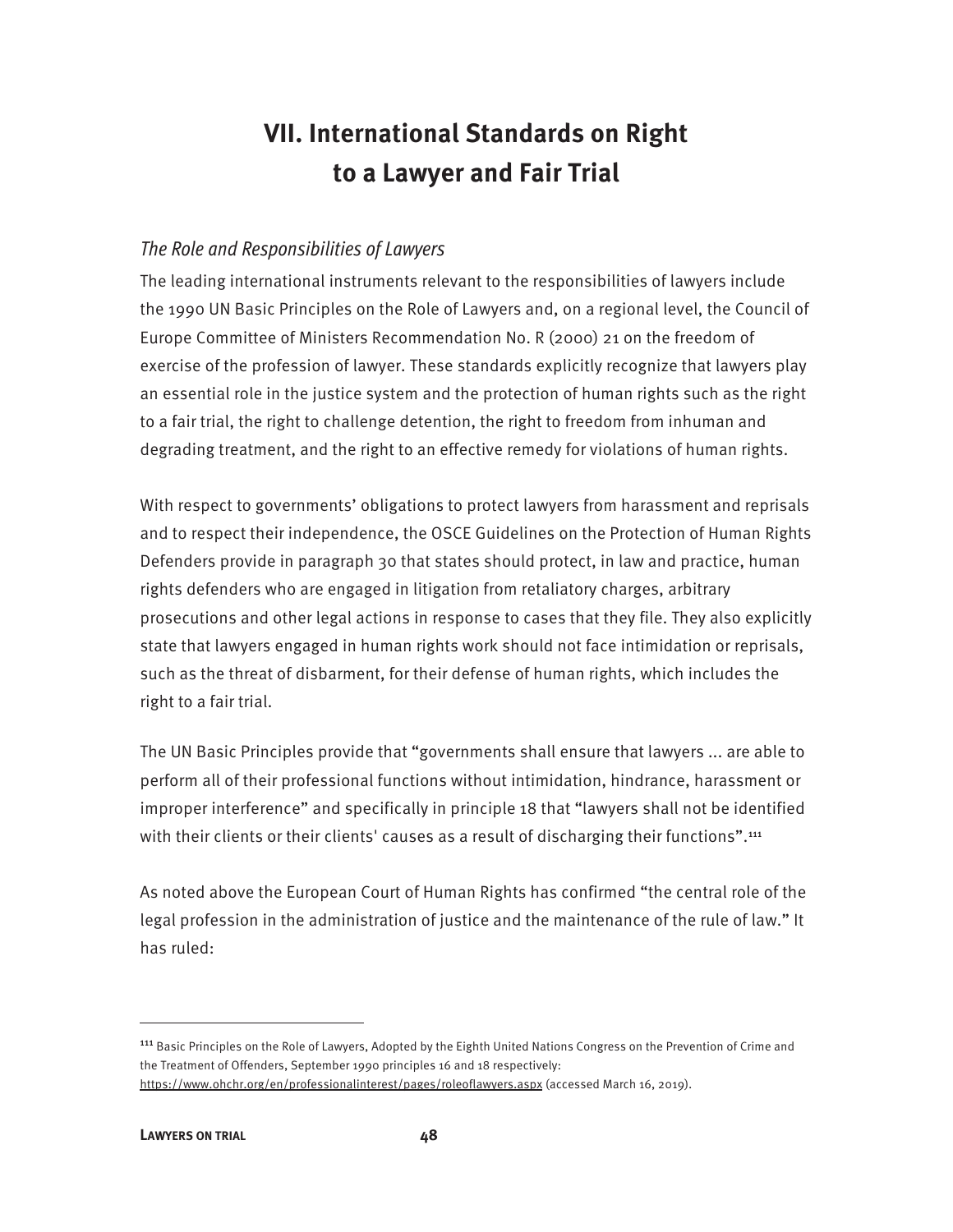# VII. International Standards on Right to a Lawyer and Fair Trial

*The Role and Responsibilities of Lawyers*

The leading international instruments relevant to the responsibilities of lawyers include the 1990 UN Basic Principles on the Role of Lawyers and, on a regional level, the Council of Europe Committee of Ministers Recommendation No. R (2000) 21 on the freedom of exercise of the profession of lawyer. These standards explicitly recognize that lawyers play an essential role in the justice system and the protection of human rights such as the right to a fair trial, the right to challenge detention, the right to freedom from inhuman and degrading treatment, and the right to an effective remedy for violations of human rights.

With respect to governments' obligations to protect lawyers from harassment and reprisals and to respect their independence, the OSCE Guidelines on the Protection of Human Rights Defenders provide in paragraph 30 that states should protect, in law and practice, human rights defenders who are engaged in litigation from retaliatory charges, arbitrary prosecutions and other legal actions in response to cases that they file. They also explicitly state that lawyers engaged in human rights work should not face intimidation or reprisals, such as the threat of disbarment, for their defense of human rights, which includes the right to a fair trial.

The UN Basic Principles provide that "governments shall ensure that lawyers ... are able to perform all of their professional functions without intimidation, hindrance, harassment or improper interference" and specifically in principle 18 that "lawyers shall not be identified with their clients or their clients' causes as a result of discharging their functions".[111]

As noted above the European Court of Human Rights has confirmed "the central role of the legal profession in the administration of justice and the maintenance of the rule of law." It has ruled:

---

[111] Basic Principles on the Role of Lawyers, Adopted by the Eighth United Nations Congress on the Prevention of Crime and the Treatment of Offenders, September 1990 principles 16 and 18 respectively: https://www.ohchr.org/en/professionalinterest/pages/roleoflawyers.aspx (accessed March 16, 2019).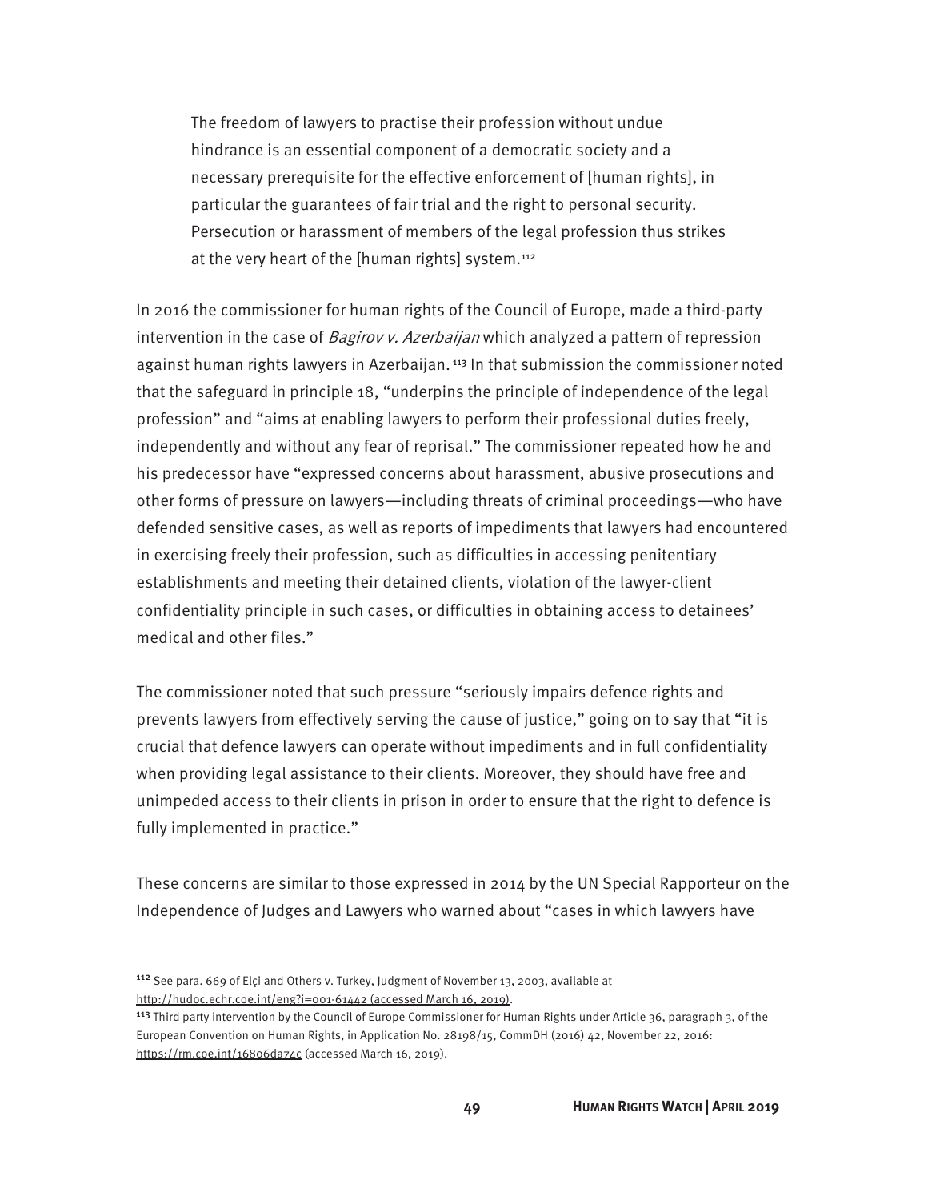> The freedom of lawyers to practise their profession without undue hindrance is an essential component of a democratic society and a necessary prerequisite for the effective enforcement of [human rights], in particular the guarantees of fair trial and the right to personal security. Persecution or harassment of members of the legal profession thus strikes at the very heart of the [human rights] system.[112]

In 2016 the commissioner for human rights of the Council of Europe, made a third-party intervention in the case of *Bagirov v. Azerbaijan* which analyzed a pattern of repression against human rights lawyers in Azerbaijan.[113] In that submission the commissioner noted that the safeguard in principle 18, "underpins the principle of independence of the legal profession" and "aims at enabling lawyers to perform their professional duties freely, independently and without any fear of reprisal." The commissioner repeated how he and his predecessor have "expressed concerns about harassment, abusive prosecutions and other forms of pressure on lawyers—including threats of criminal proceedings—who have defended sensitive cases, as well as reports of impediments that lawyers had encountered in exercising freely their profession, such as difficulties in accessing penitentiary establishments and meeting their detained clients, violation of the lawyer-client confidentiality principle in such cases, or difficulties in obtaining access to detainees' medical and other files."

The commissioner noted that such pressure "seriously impairs defence rights and prevents lawyers from effectively serving the cause of justice," going on to say that "it is crucial that defence lawyers can operate without impediments and in full confidentiality when providing legal assistance to their clients. Moreover, they should have free and unimpeded access to their clients in prison in order to ensure that the right to defence is fully implemented in practice."

These concerns are similar to those expressed in 2014 by the UN Special Rapporteur on the Independence of Judges and Lawyers who warned about "cases in which lawyers have

---

[112] See para. 669 of Elçi and Others v. Turkey, Judgment of November 13, 2003, available at http://hudoc.echr.coe.int/eng?i=001-61442 (accessed March 16, 2019).

[113] Third party intervention by the Council of Europe Commissioner for Human Rights under Article 36, paragraph 3, of the European Convention on Human Rights, in Application No. 28198/15, CommDH (2016) 42, November 22, 2016: https://rm.coe.int/16806da74c (accessed March 16, 2019).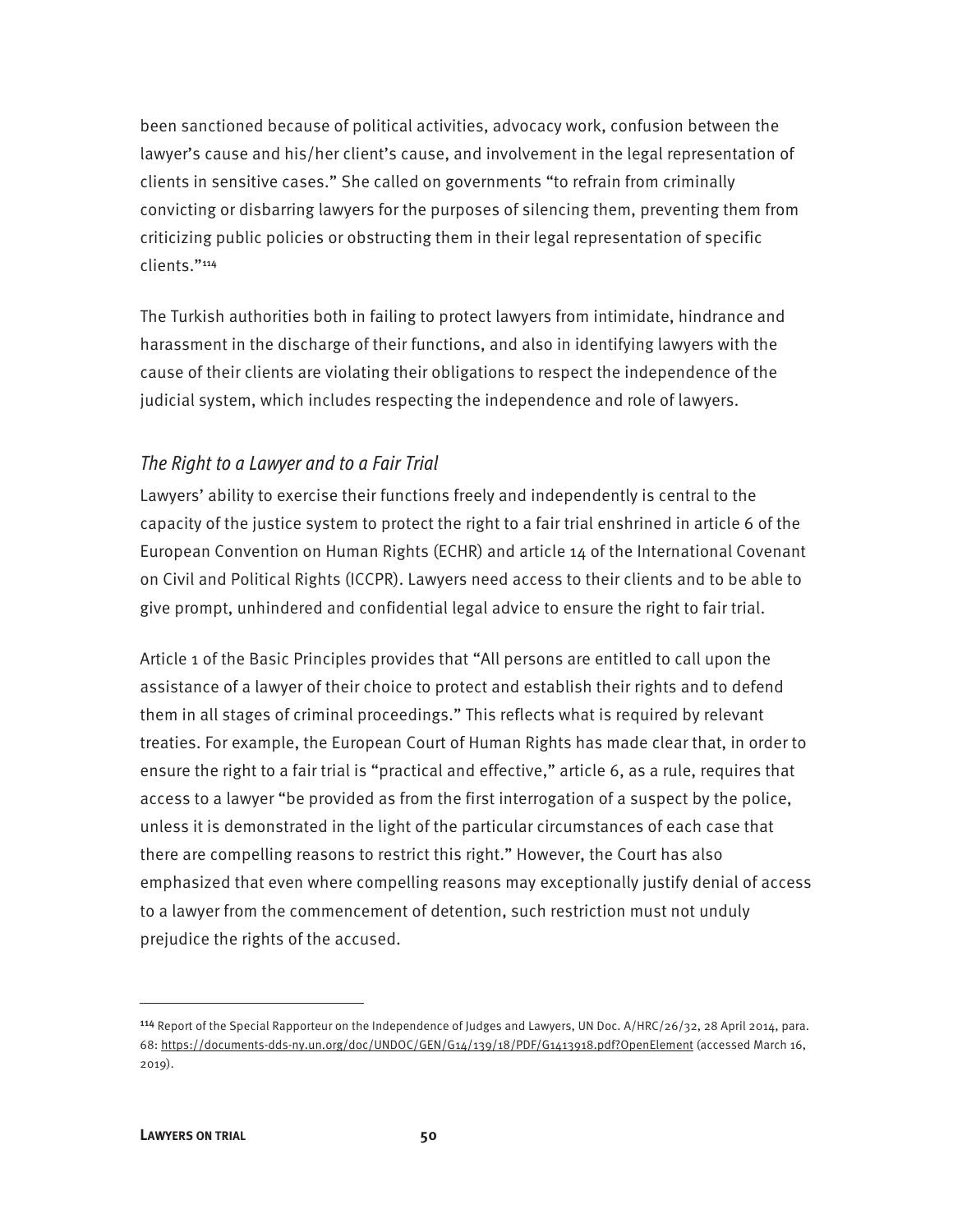been sanctioned because of political activities, advocacy work, confusion between the lawyer's cause and his/her client's cause, and involvement in the legal representation of clients in sensitive cases." She called on governments "to refrain from criminally convicting or disbarring lawyers for the purposes of silencing them, preventing them from criticizing public policies or obstructing them in their legal representation of specific clients."[114]

The Turkish authorities both in failing to protect lawyers from intimidate, hindrance and harassment in the discharge of their functions, and also in identifying lawyers with the cause of their clients are violating their obligations to respect the independence of the judicial system, which includes respecting the independence and role of lawyers.

### *The Right to a Lawyer and to a Fair Trial*

Lawyers' ability to exercise their functions freely and independently is central to the capacity of the justice system to protect the right to a fair trial enshrined in article 6 of the European Convention on Human Rights (ECHR) and article 14 of the International Covenant on Civil and Political Rights (ICCPR). Lawyers need access to their clients and to be able to give prompt, unhindered and confidential legal advice to ensure the right to fair trial.

Article 1 of the Basic Principles provides that "All persons are entitled to call upon the assistance of a lawyer of their choice to protect and establish their rights and to defend them in all stages of criminal proceedings." This reflects what is required by relevant treaties. For example, the European Court of Human Rights has made clear that, in order to ensure the right to a fair trial is "practical and effective," article 6, as a rule, requires that access to a lawyer "be provided as from the first interrogation of a suspect by the police, unless it is demonstrated in the light of the particular circumstances of each case that there are compelling reasons to restrict this right." However, the Court has also emphasized that even where compelling reasons may exceptionally justify denial of access to a lawyer from the commencement of detention, such restriction must not unduly prejudice the rights of the accused.

---

[114] Report of the Special Rapporteur on the Independence of Judges and Lawyers, UN Doc. A/HRC/26/32, 28 April 2014, para. 68: https://documents-dds-ny.un.org/doc/UNDOC/GEN/G14/139/18/PDF/G1413918.pdf?OpenElement (accessed March 16, 2019).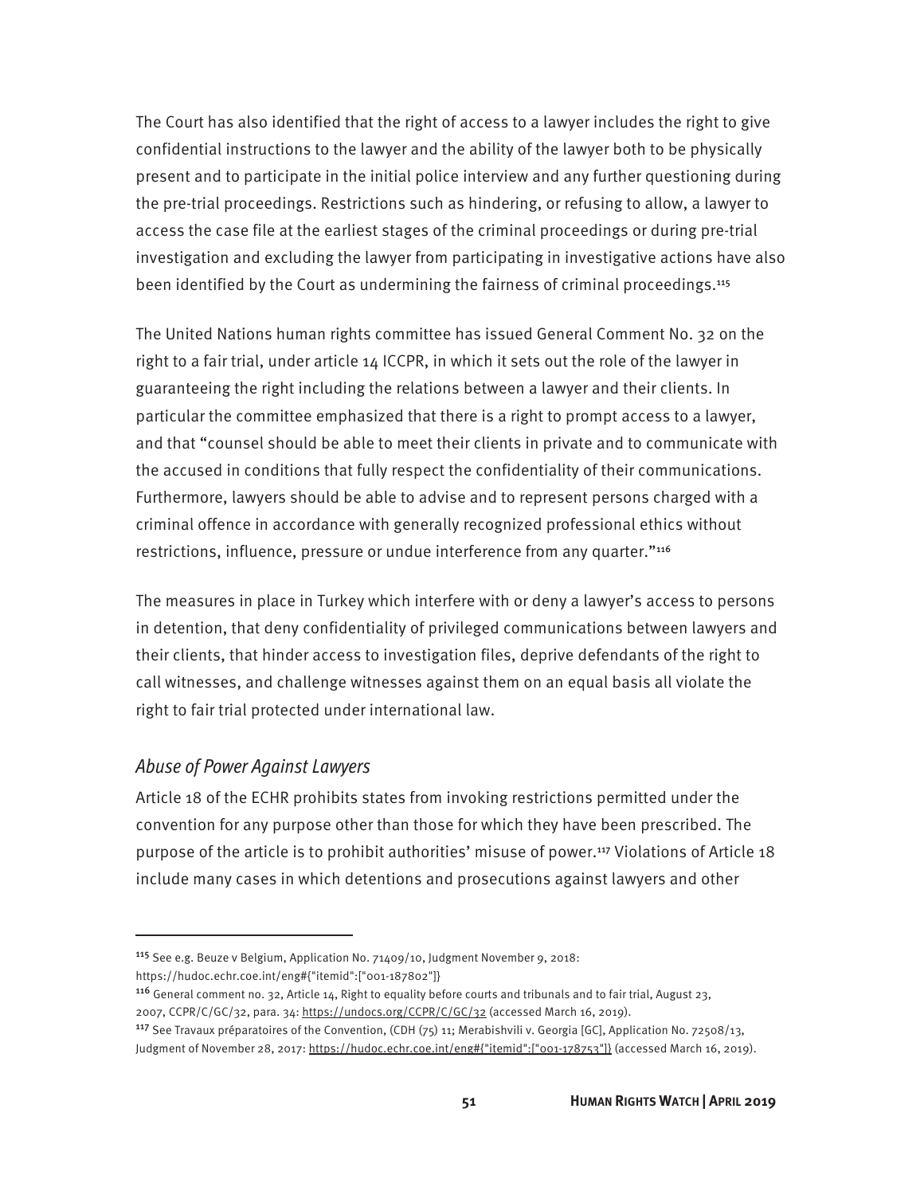The Court has also identified that the right of access to a lawyer includes the right to give confidential instructions to the lawyer and the ability of the lawyer both to be physically present and to participate in the initial police interview and any further questioning during the pre-trial proceedings. Restrictions such as hindering, or refusing to allow, a lawyer to access the case file at the earliest stages of the criminal proceedings or during pre-trial investigation and excluding the lawyer from participating in investigative actions have also been identified by the Court as undermining the fairness of criminal proceedings.[115]

The United Nations human rights committee has issued General Comment No. 32 on the right to a fair trial, under article 14 ICCPR, in which it sets out the role of the lawyer in guaranteeing the right including the relations between a lawyer and their clients. In particular the committee emphasized that there is a right to prompt access to a lawyer, and that "counsel should be able to meet their clients in private and to communicate with the accused in conditions that fully respect the confidentiality of their communications. Furthermore, lawyers should be able to advise and to represent persons charged with a criminal offence in accordance with generally recognized professional ethics without restrictions, influence, pressure or undue interference from any quarter."[116]

The measures in place in Turkey which interfere with or deny a lawyer's access to persons in detention, that deny confidentiality of privileged communications between lawyers and their clients, that hinder access to investigation files, deprive defendants of the right to call witnesses, and challenge witnesses against them on an equal basis all violate the right to fair trial protected under international law.

### *Abuse of Power Against Lawyers*

Article 18 of the ECHR prohibits states from invoking restrictions permitted under the convention for any purpose other than those for which they have been prescribed. The purpose of the article is to prohibit authorities' misuse of power.[117] Violations of Article 18 include many cases in which detentions and prosecutions against lawyers and other

---

[115] See e.g. Beuze v Belgium, Application No. 71409/10, Judgment November 9, 2018: https://hudoc.echr.coe.int/eng#{"itemid":["001-187802"]}

[116] General comment no. 32, Article 14, Right to equality before courts and tribunals and to fair trial, August 23, 2007, CCPR/C/GC/32, para. 34: https://undocs.org/CCPR/C/GC/32 (accessed March 16, 2019).

[117] See Travaux préparatoires of the Convention, (CDH (75) 11; Merabishvili v. Georgia [GC], Application No. 72508/13, Judgment of November 28, 2017: https://hudoc.echr.coe.int/eng#{"itemid":["001-178753"]} (accessed March 16, 2019).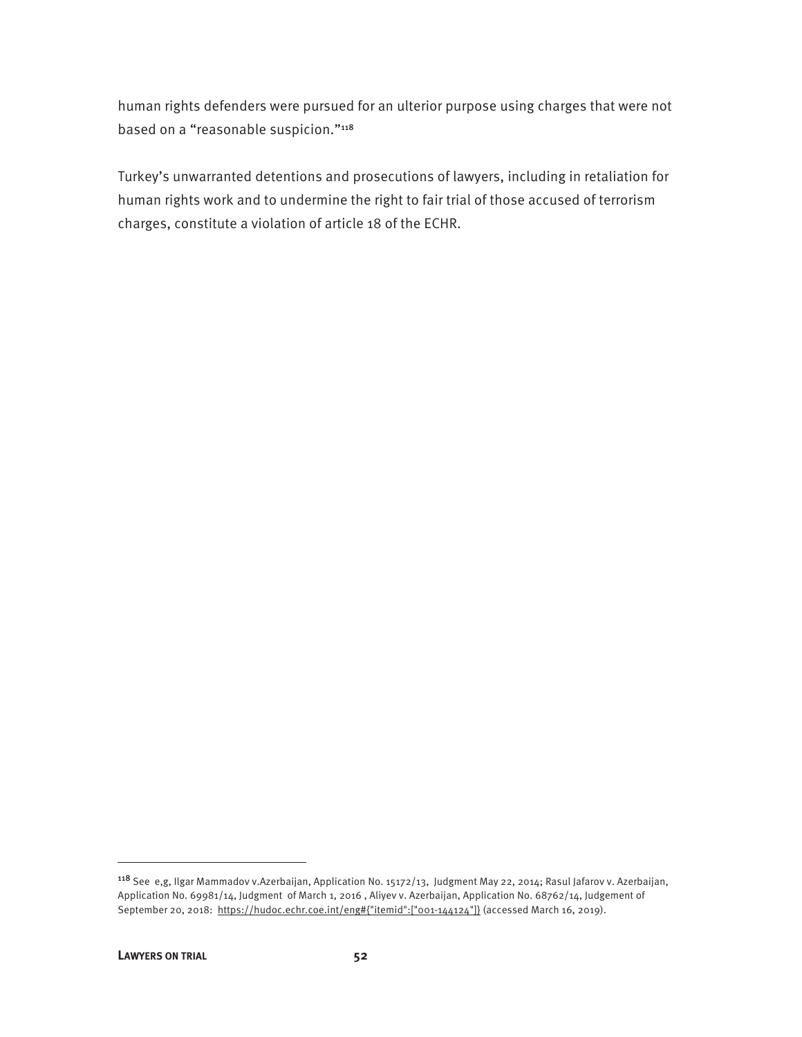human rights defenders were pursued for an ulterior purpose using charges that were not based on a "reasonable suspicion."[118]

Turkey's unwarranted detentions and prosecutions of lawyers, including in retaliation for human rights work and to undermine the right to fair trial of those accused of terrorism charges, constitute a violation of article 18 of the ECHR.

---

[118] See e,g, Ilgar Mammadov v.Azerbaijan, Application No. 15172/13, Judgment May 22, 2014; Rasul Jafarov v. Azerbaijan, Application No. 69981/14, Judgment of March 1, 2016 , Aliyev v. Azerbaijan, Application No. 68762/14, Judgement of September 20, 2018: https://hudoc.echr.coe.int/eng#{"itemid":["001-144124"]} (accessed March 16, 2019).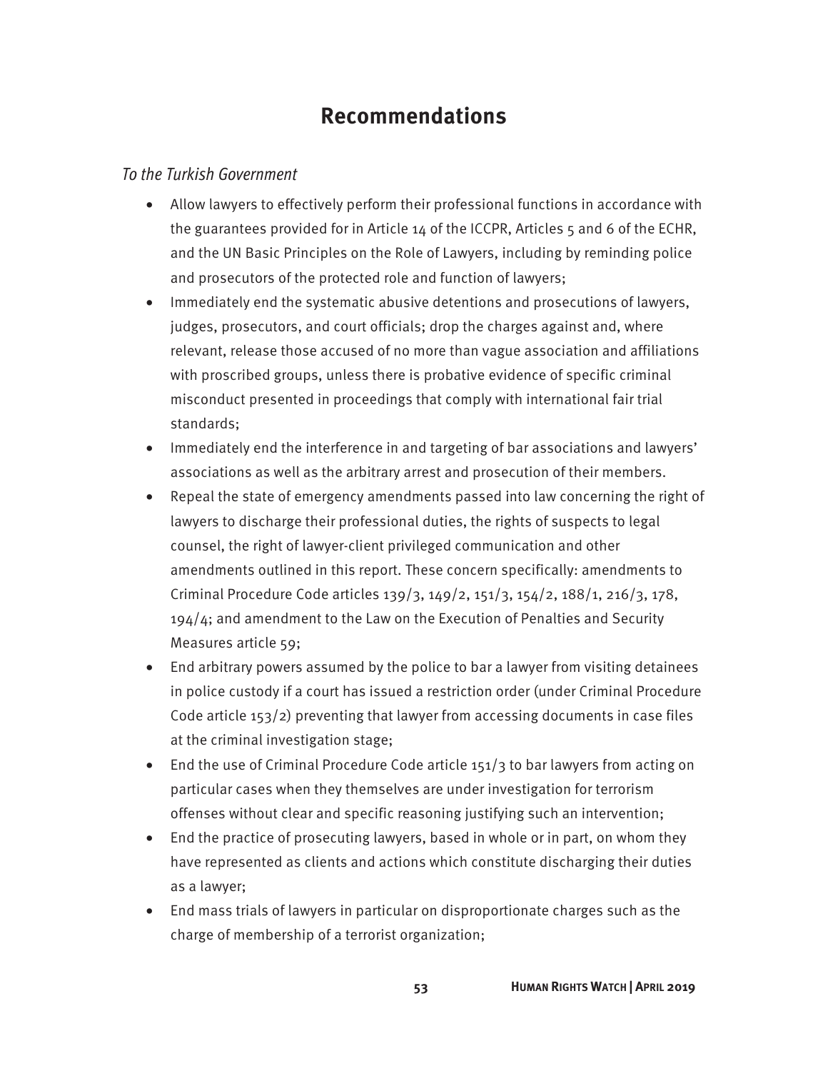# Recommendations

*To the Turkish Government*

- Allow lawyers to effectively perform their professional functions in accordance with the guarantees provided for in Article 14 of the ICCPR, Articles 5 and 6 of the ECHR, and the UN Basic Principles on the Role of Lawyers, including by reminding police and prosecutors of the protected role and function of lawyers;
- Immediately end the systematic abusive detentions and prosecutions of lawyers, judges, prosecutors, and court officials; drop the charges against and, where relevant, release those accused of no more than vague association and affiliations with proscribed groups, unless there is probative evidence of specific criminal misconduct presented in proceedings that comply with international fair trial standards;
- Immediately end the interference in and targeting of bar associations and lawyers' associations as well as the arbitrary arrest and prosecution of their members.
- Repeal the state of emergency amendments passed into law concerning the right of lawyers to discharge their professional duties, the rights of suspects to legal counsel, the right of lawyer-client privileged communication and other amendments outlined in this report. These concern specifically: amendments to Criminal Procedure Code articles 139/3, 149/2, 151/3, 154/2, 188/1, 216/3, 178, 194/4; and amendment to the Law on the Execution of Penalties and Security Measures article 59;
- End arbitrary powers assumed by the police to bar a lawyer from visiting detainees in police custody if a court has issued a restriction order (under Criminal Procedure Code article 153/2) preventing that lawyer from accessing documents in case files at the criminal investigation stage;
- End the use of Criminal Procedure Code article 151/3 to bar lawyers from acting on particular cases when they themselves are under investigation for terrorism offenses without clear and specific reasoning justifying such an intervention;
- End the practice of prosecuting lawyers, based in whole or in part, on whom they have represented as clients and actions which constitute discharging their duties as a lawyer;
- End mass trials of lawyers in particular on disproportionate charges such as the charge of membership of a terrorist organization;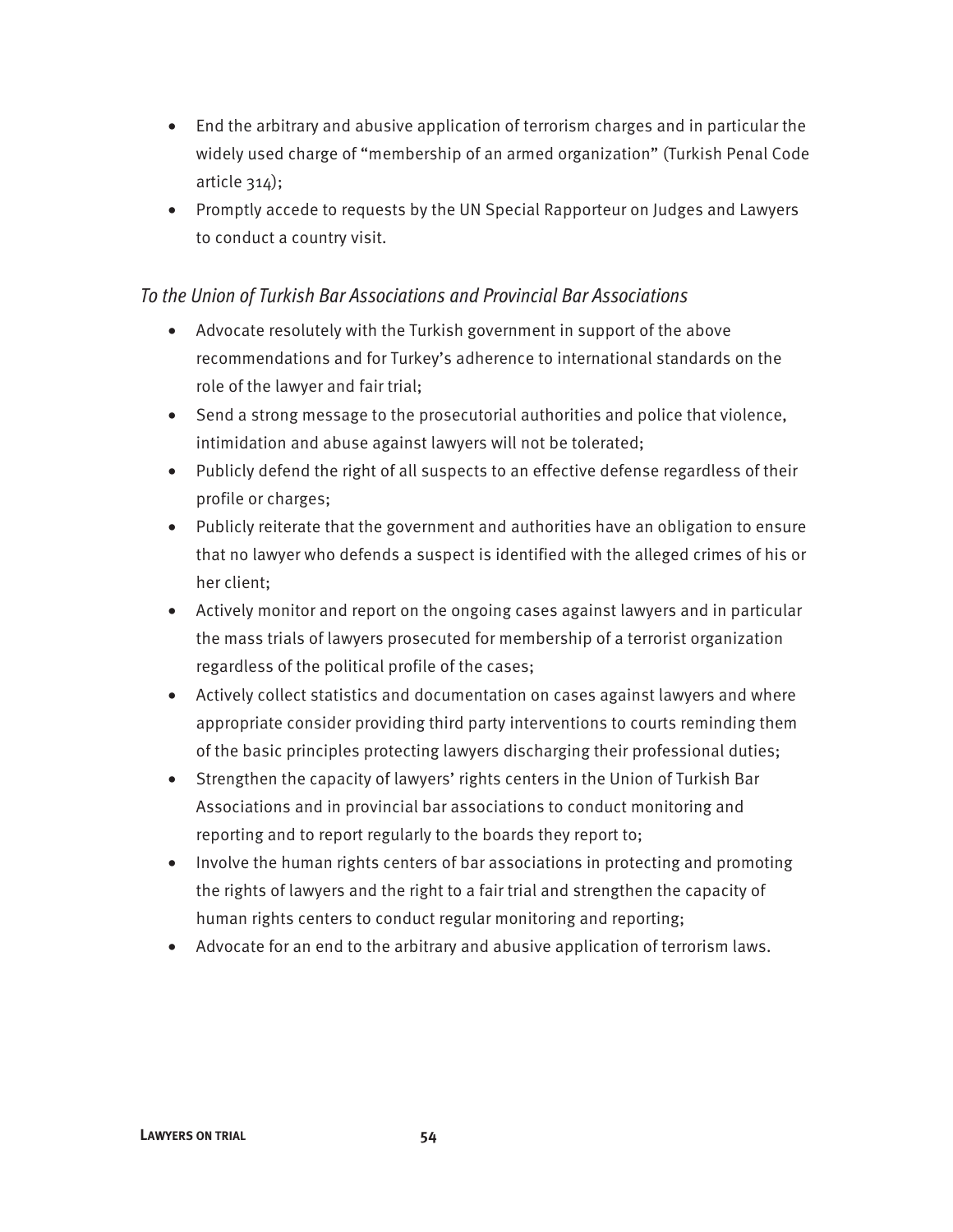- End the arbitrary and abusive application of terrorism charges and in particular the widely used charge of "membership of an armed organization" (Turkish Penal Code article 314);
- Promptly accede to requests by the UN Special Rapporteur on Judges and Lawyers to conduct a country visit.

### *To the Union of Turkish Bar Associations and Provincial Bar Associations*

- Advocate resolutely with the Turkish government in support of the above recommendations and for Turkey's adherence to international standards on the role of the lawyer and fair trial;
- Send a strong message to the prosecutorial authorities and police that violence, intimidation and abuse against lawyers will not be tolerated;
- Publicly defend the right of all suspects to an effective defense regardless of their profile or charges;
- Publicly reiterate that the government and authorities have an obligation to ensure that no lawyer who defends a suspect is identified with the alleged crimes of his or her client;
- Actively monitor and report on the ongoing cases against lawyers and in particular the mass trials of lawyers prosecuted for membership of a terrorist organization regardless of the political profile of the cases;
- Actively collect statistics and documentation on cases against lawyers and where appropriate consider providing third party interventions to courts reminding them of the basic principles protecting lawyers discharging their professional duties;
- Strengthen the capacity of lawyers' rights centers in the Union of Turkish Bar Associations and in provincial bar associations to conduct monitoring and reporting and to report regularly to the boards they report to;
- Involve the human rights centers of bar associations in protecting and promoting the rights of lawyers and the right to a fair trial and strengthen the capacity of human rights centers to conduct regular monitoring and reporting;
- Advocate for an end to the arbitrary and abusive application of terrorism laws.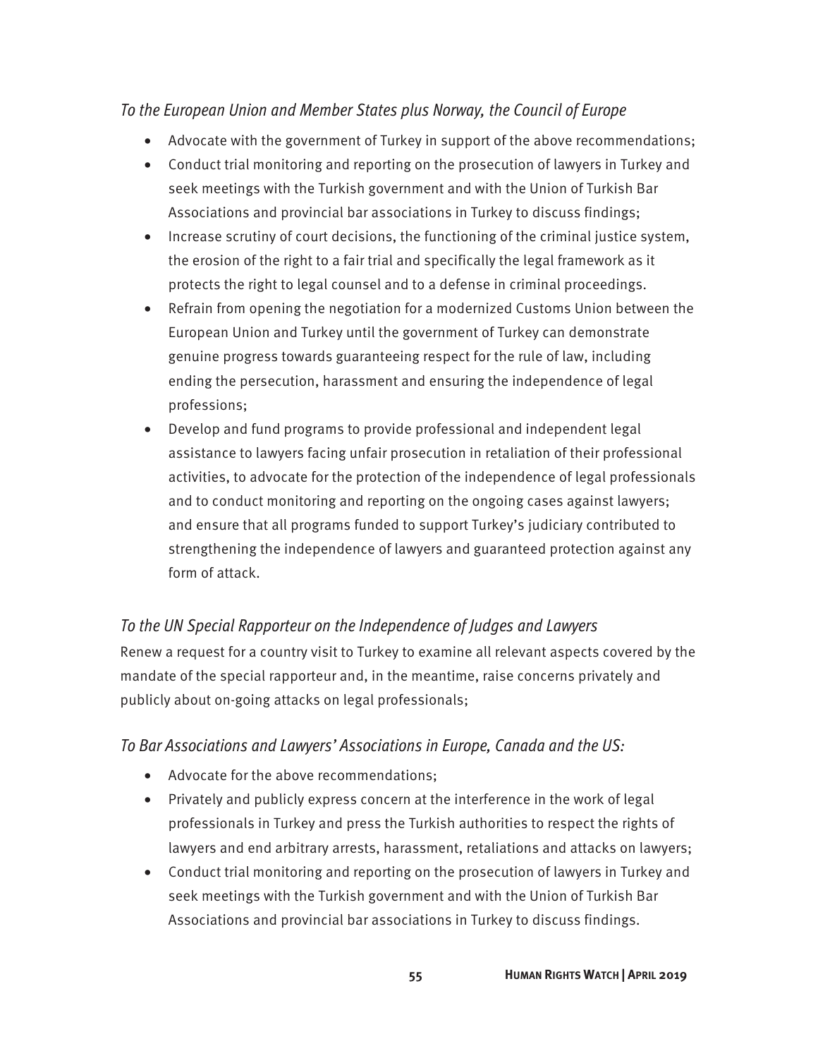*To the European Union and Member States plus Norway, the Council of Europe*

- Advocate with the government of Turkey in support of the above recommendations;
- Conduct trial monitoring and reporting on the prosecution of lawyers in Turkey and seek meetings with the Turkish government and with the Union of Turkish Bar Associations and provincial bar associations in Turkey to discuss findings;
- Increase scrutiny of court decisions, the functioning of the criminal justice system, the erosion of the right to a fair trial and specifically the legal framework as it protects the right to legal counsel and to a defense in criminal proceedings.
- Refrain from opening the negotiation for a modernized Customs Union between the European Union and Turkey until the government of Turkey can demonstrate genuine progress towards guaranteeing respect for the rule of law, including ending the persecution, harassment and ensuring the independence of legal professions;
- Develop and fund programs to provide professional and independent legal assistance to lawyers facing unfair prosecution in retaliation of their professional activities, to advocate for the protection of the independence of legal professionals and to conduct monitoring and reporting on the ongoing cases against lawyers; and ensure that all programs funded to support Turkey's judiciary contributed to strengthening the independence of lawyers and guaranteed protection against any form of attack.

*To the UN Special Rapporteur on the Independence of Judges and Lawyers*

Renew a request for a country visit to Turkey to examine all relevant aspects covered by the mandate of the special rapporteur and, in the meantime, raise concerns privately and publicly about on-going attacks on legal professionals;

*To Bar Associations and Lawyers' Associations in Europe, Canada and the US:*

- Advocate for the above recommendations;
- Privately and publicly express concern at the interference in the work of legal professionals in Turkey and press the Turkish authorities to respect the rights of lawyers and end arbitrary arrests, harassment, retaliations and attacks on lawyers;
- Conduct trial monitoring and reporting on the prosecution of lawyers in Turkey and seek meetings with the Turkish government and with the Union of Turkish Bar Associations and provincial bar associations in Turkey to discuss findings.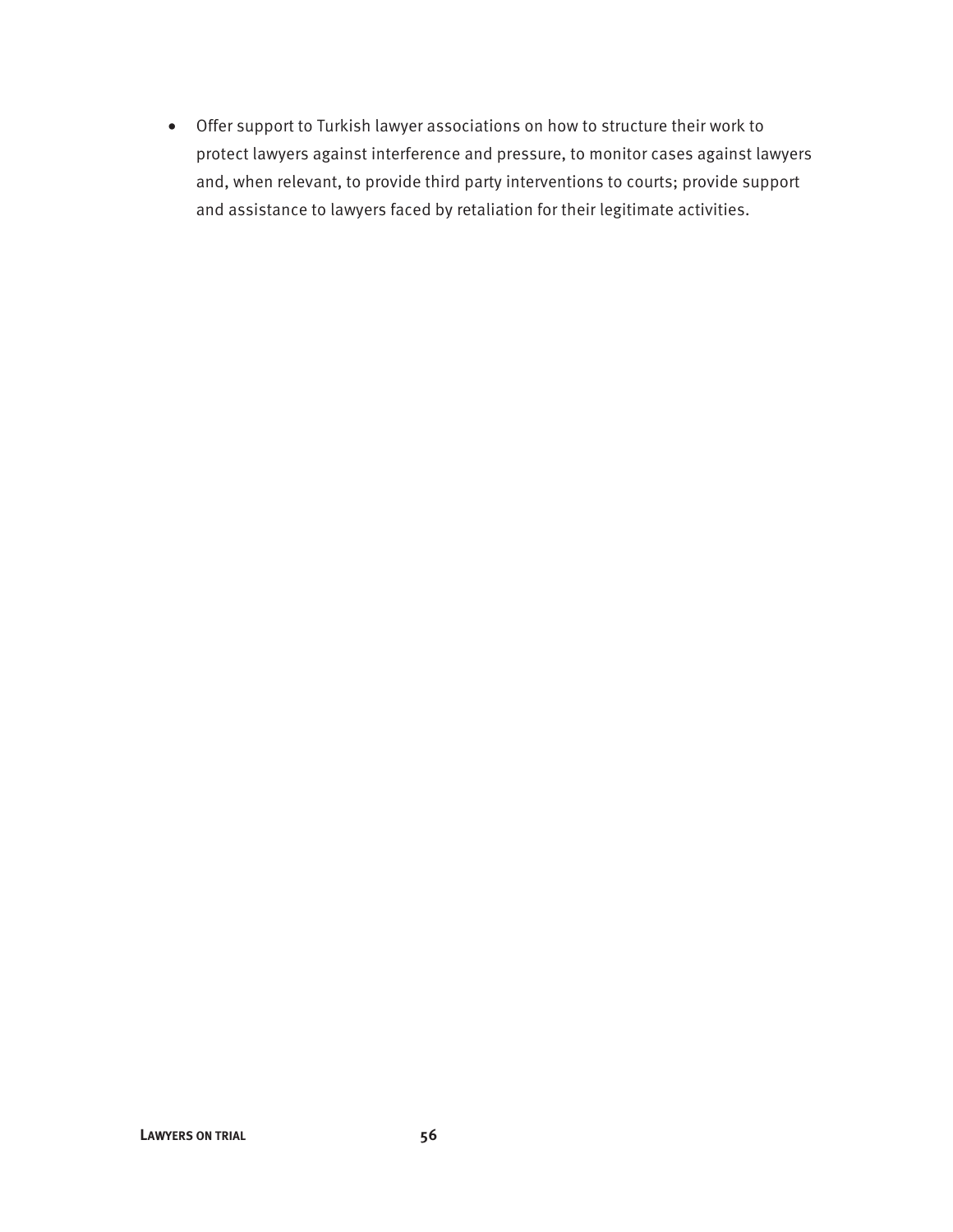- Offer support to Turkish lawyer associations on how to structure their work to protect lawyers against interference and pressure, to monitor cases against lawyers and, when relevant, to provide third party interventions to courts; provide support and assistance to lawyers faced by retaliation for their legitimate activities.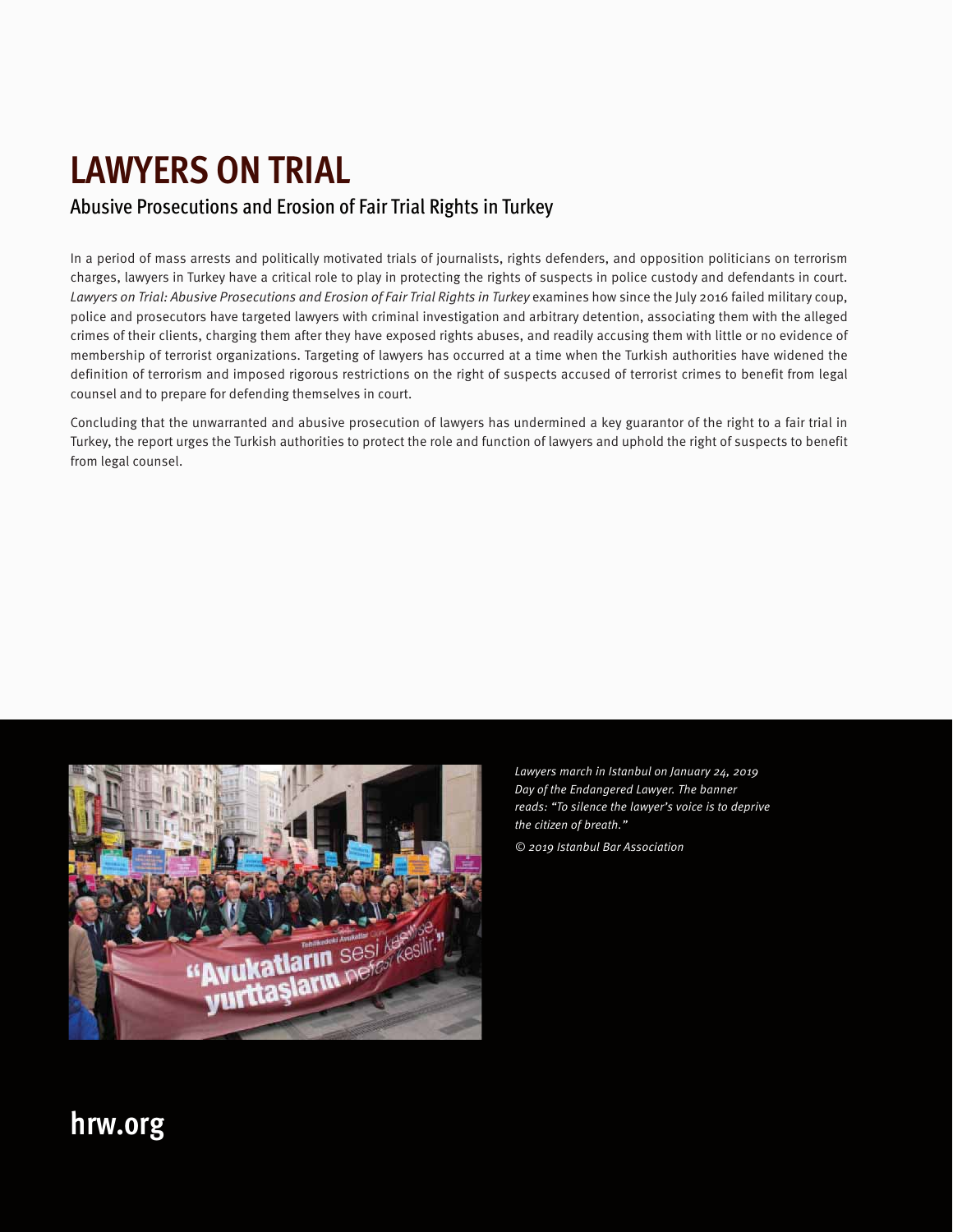# LAWYERS ON TRIAL

## Abusive Prosecutions and Erosion of Fair Trial Rights in Turkey

In a period of mass arrests and politically motivated trials of journalists, rights defenders, and opposition politicians on terrorism charges, lawyers in Turkey have a critical role to play in protecting the rights of suspects in police custody and defendants in court. *Lawyers on Trial: Abusive Prosecutions and Erosion of Fair Trial Rights in Turkey* examines how since the July 2016 failed military coup, police and prosecutors have targeted lawyers with criminal investigation and arbitrary detention, associating them with the alleged crimes of their clients, charging them after they have exposed rights abuses, and readily accusing them with little or no evidence of membership of terrorist organizations. Targeting of lawyers has occurred at a time when the Turkish authorities have widened the definition of terrorism and imposed rigorous restrictions on the right of suspects accused of terrorist crimes to benefit from legal counsel and to prepare for defending themselves in court.

Concluding that the unwarranted and abusive prosecution of lawyers has undermined a key guarantor of the right to a fair trial in Turkey, the report urges the Turkish authorities to protect the role and function of lawyers and uphold the right of suspects to benefit from legal counsel.

*Lawyers march in Istanbul on January 24, 2019 Day of the Endangered Lawyer. The banner reads: "To silence the lawyer's voice is to deprive the citizen of breath."*

*© 2019 Istanbul Bar Association*

**hrw.org**